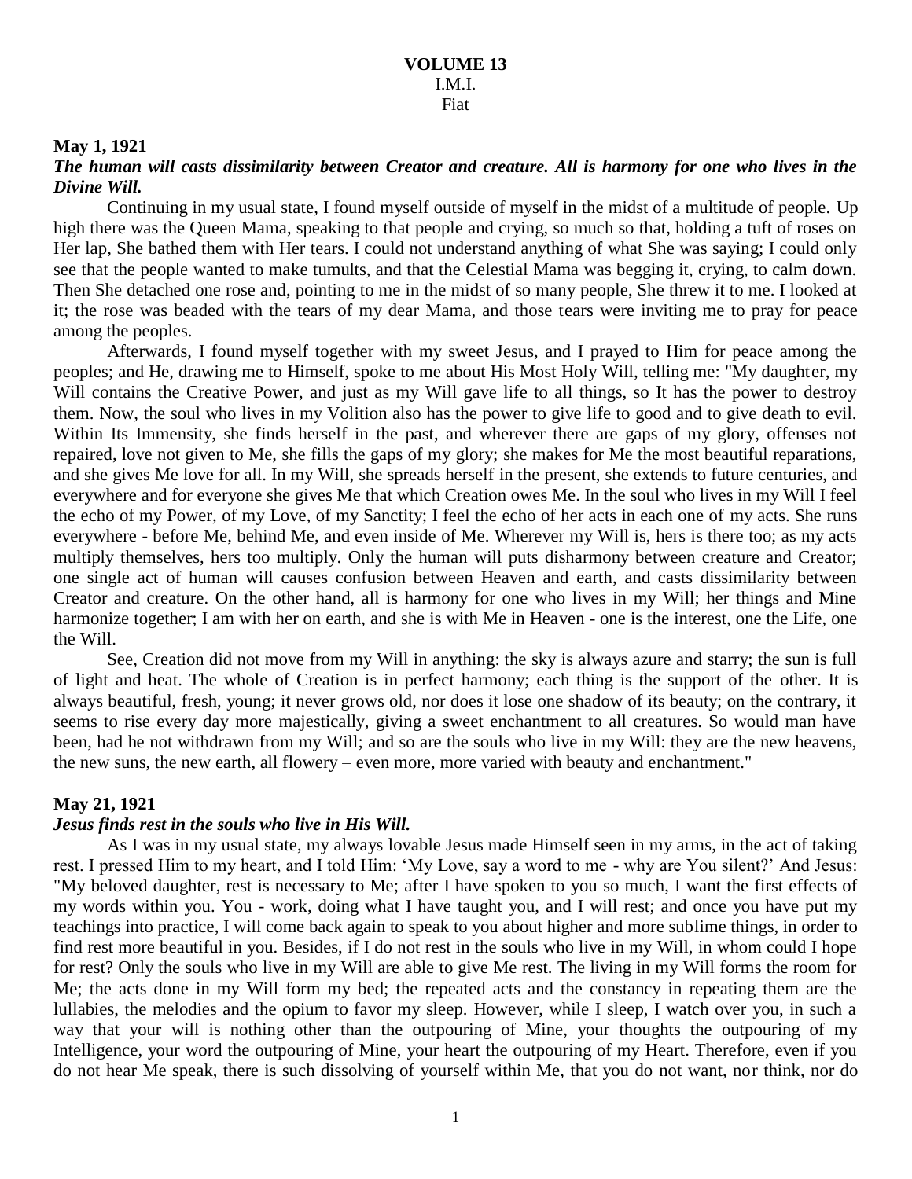**VOLUME 13**
I.M.I.
Fiat

**May 1, 1921**

***The human will casts dissimilarity between Creator and creature. All is harmony for one who lives in the Divine Will.***

Continuing in my usual state, I found myself outside of myself in the midst of a multitude of people. Up high there was the Queen Mama, speaking to that people and crying, so much so that, holding a tuft of roses on Her lap, She bathed them with Her tears. I could not understand anything of what She was saying; I could only see that the people wanted to make tumults, and that the Celestial Mama was begging it, crying, to calm down. Then She detached one rose and, pointing to me in the midst of so many people, She threw it to me. I looked at it; the rose was beaded with the tears of my dear Mama, and those tears were inviting me to pray for peace among the peoples.

Afterwards, I found myself together with my sweet Jesus, and I prayed to Him for peace among the peoples; and He, drawing me to Himself, spoke to me about His Most Holy Will, telling me: "My daughter, my Will contains the Creative Power, and just as my Will gave life to all things, so It has the power to destroy them. Now, the soul who lives in my Volition also has the power to give life to good and to give death to evil. Within Its Immensity, she finds herself in the past, and wherever there are gaps of my glory, offenses not repaired, love not given to Me, she fills the gaps of my glory; she makes for Me the most beautiful reparations, and she gives Me love for all. In my Will, she spreads herself in the present, she extends to future centuries, and everywhere and for everyone she gives Me that which Creation owes Me. In the soul who lives in my Will I feel the echo of my Power, of my Love, of my Sanctity; I feel the echo of her acts in each one of my acts. She runs everywhere - before Me, behind Me, and even inside of Me. Wherever my Will is, hers is there too; as my acts multiply themselves, hers too multiply. Only the human will puts disharmony between creature and Creator; one single act of human will causes confusion between Heaven and earth, and casts dissimilarity between Creator and creature. On the other hand, all is harmony for one who lives in my Will; her things and Mine harmonize together; I am with her on earth, and she is with Me in Heaven - one is the interest, one the Life, one the Will.

See, Creation did not move from my Will in anything: the sky is always azure and starry; the sun is full of light and heat. The whole of Creation is in perfect harmony; each thing is the support of the other. It is always beautiful, fresh, young; it never grows old, nor does it lose one shadow of its beauty; on the contrary, it seems to rise every day more majestically, giving a sweet enchantment to all creatures. So would man have been, had he not withdrawn from my Will; and so are the souls who live in my Will: they are the new heavens, the new suns, the new earth, all flowery – even more, more varied with beauty and enchantment."

**May 21, 1921**

***Jesus finds rest in the souls who live in His Will.***

As I was in my usual state, my always lovable Jesus made Himself seen in my arms, in the act of taking rest. I pressed Him to my heart, and I told Him: 'My Love, say a word to me - why are You silent?' And Jesus: "My beloved daughter, rest is necessary to Me; after I have spoken to you so much, I want the first effects of my words within you. You - work, doing what I have taught you, and I will rest; and once you have put my teachings into practice, I will come back again to speak to you about higher and more sublime things, in order to find rest more beautiful in you. Besides, if I do not rest in the souls who live in my Will, in whom could I hope for rest? Only the souls who live in my Will are able to give Me rest. The living in my Will forms the room for Me; the acts done in my Will form my bed; the repeated acts and the constancy in repeating them are the lullabies, the melodies and the opium to favor my sleep. However, while I sleep, I watch over you, in such a way that your will is nothing other than the outpouring of Mine, your thoughts the outpouring of my Intelligence, your word the outpouring of Mine, your heart the outpouring of my Heart. Therefore, even if you do not hear Me speak, there is such dissolving of yourself within Me, that you do not want, nor think, nor do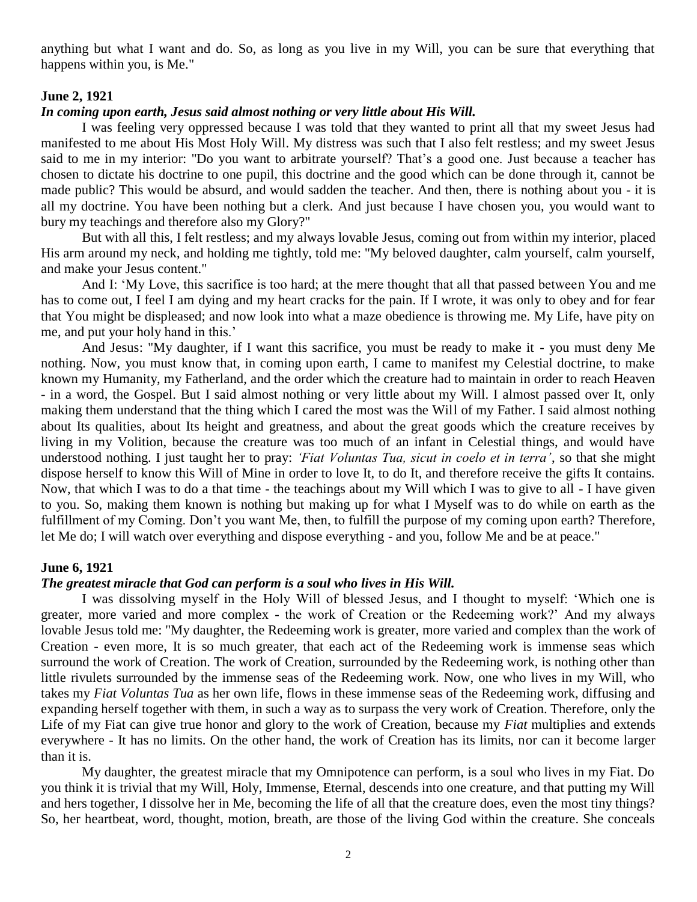anything but what I want and do. So, as long as you live in my Will, you can be sure that everything that happens within you, is Me."

**June 2, 1921**

***In coming upon earth, Jesus said almost nothing or very little about His Will.***

I was feeling very oppressed because I was told that they wanted to print all that my sweet Jesus had manifested to me about His Most Holy Will. My distress was such that I also felt restless; and my sweet Jesus said to me in my interior: "Do you want to arbitrate yourself? That's a good one. Just because a teacher has chosen to dictate his doctrine to one pupil, this doctrine and the good which can be done through it, cannot be made public? This would be absurd, and would sadden the teacher. And then, there is nothing about you - it is all my doctrine. You have been nothing but a clerk. And just because I have chosen you, you would want to bury my teachings and therefore also my Glory?"

But with all this, I felt restless; and my always lovable Jesus, coming out from within my interior, placed His arm around my neck, and holding me tightly, told me: "My beloved daughter, calm yourself, calm yourself, and make your Jesus content."

And I: 'My Love, this sacrifice is too hard; at the mere thought that all that passed between You and me has to come out, I feel I am dying and my heart cracks for the pain. If I wrote, it was only to obey and for fear that You might be displeased; and now look into what a maze obedience is throwing me. My Life, have pity on me, and put your holy hand in this.'

And Jesus: "My daughter, if I want this sacrifice, you must be ready to make it - you must deny Me nothing. Now, you must know that, in coming upon earth, I came to manifest my Celestial doctrine, to make known my Humanity, my Fatherland, and the order which the creature had to maintain in order to reach Heaven - in a word, the Gospel. But I said almost nothing or very little about my Will. I almost passed over It, only making them understand that the thing which I cared the most was the Will of my Father. I said almost nothing about Its qualities, about Its height and greatness, and about the great goods which the creature receives by living in my Volition, because the creature was too much of an infant in Celestial things, and would have understood nothing. I just taught her to pray: *'Fiat Voluntas Tua, sicut in coelo et in terra'*, so that she might dispose herself to know this Will of Mine in order to love It, to do It, and therefore receive the gifts It contains. Now, that which I was to do a that time - the teachings about my Will which I was to give to all - I have given to you. So, making them known is nothing but making up for what I Myself was to do while on earth as the fulfillment of my Coming. Don't you want Me, then, to fulfill the purpose of my coming upon earth? Therefore, let Me do; I will watch over everything and dispose everything - and you, follow Me and be at peace."

**June 6, 1921**

***The greatest miracle that God can perform is a soul who lives in His Will.***

I was dissolving myself in the Holy Will of blessed Jesus, and I thought to myself: 'Which one is greater, more varied and more complex - the work of Creation or the Redeeming work?' And my always lovable Jesus told me: "My daughter, the Redeeming work is greater, more varied and complex than the work of Creation - even more, It is so much greater, that each act of the Redeeming work is immense seas which surround the work of Creation. The work of Creation, surrounded by the Redeeming work, is nothing other than little rivulets surrounded by the immense seas of the Redeeming work. Now, one who lives in my Will, who takes my *Fiat Voluntas Tua* as her own life, flows in these immense seas of the Redeeming work, diffusing and expanding herself together with them, in such a way as to surpass the very work of Creation. Therefore, only the Life of my Fiat can give true honor and glory to the work of Creation, because my *Fiat* multiplies and extends everywhere - It has no limits. On the other hand, the work of Creation has its limits, nor can it become larger than it is.

My daughter, the greatest miracle that my Omnipotence can perform, is a soul who lives in my Fiat. Do you think it is trivial that my Will, Holy, Immense, Eternal, descends into one creature, and that putting my Will and hers together, I dissolve her in Me, becoming the life of all that the creature does, even the most tiny things? So, her heartbeat, word, thought, motion, breath, are those of the living God within the creature. She conceals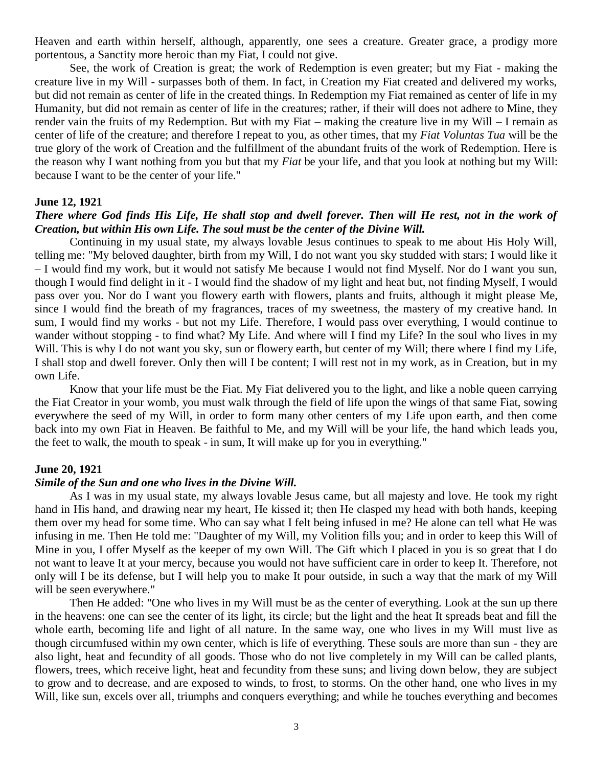Heaven and earth within herself, although, apparently, one sees a creature. Greater grace, a prodigy more portentous, a Sanctity more heroic than my Fiat, I could not give.

See, the work of Creation is great; the work of Redemption is even greater; but my Fiat - making the creature live in my Will - surpasses both of them. In fact, in Creation my Fiat created and delivered my works, but did not remain as center of life in the created things. In Redemption my Fiat remained as center of life in my Humanity, but did not remain as center of life in the creatures; rather, if their will does not adhere to Mine, they render vain the fruits of my Redemption. But with my Fiat – making the creature live in my Will – I remain as center of life of the creature; and therefore I repeat to you, as other times, that my *Fiat Voluntas Tua* will be the true glory of the work of Creation and the fulfillment of the abundant fruits of the work of Redemption. Here is the reason why I want nothing from you but that my *Fiat* be your life, and that you look at nothing but my Will: because I want to be the center of your life."

**June 12, 1921**

***There where God finds His Life, He shall stop and dwell forever. Then will He rest, not in the work of Creation, but within His own Life. The soul must be the center of the Divine Will.***

Continuing in my usual state, my always lovable Jesus continues to speak to me about His Holy Will, telling me: "My beloved daughter, birth from my Will, I do not want you sky studded with stars; I would like it – I would find my work, but it would not satisfy Me because I would not find Myself. Nor do I want you sun, though I would find delight in it - I would find the shadow of my light and heat but, not finding Myself, I would pass over you. Nor do I want you flowery earth with flowers, plants and fruits, although it might please Me, since I would find the breath of my fragrances, traces of my sweetness, the mastery of my creative hand. In sum, I would find my works - but not my Life. Therefore, I would pass over everything, I would continue to wander without stopping - to find what? My Life. And where will I find my Life? In the soul who lives in my Will. This is why I do not want you sky, sun or flowery earth, but center of my Will; there where I find my Life, I shall stop and dwell forever. Only then will I be content; I will rest not in my work, as in Creation, but in my own Life.

Know that your life must be the Fiat. My Fiat delivered you to the light, and like a noble queen carrying the Fiat Creator in your womb, you must walk through the field of life upon the wings of that same Fiat, sowing everywhere the seed of my Will, in order to form many other centers of my Life upon earth, and then come back into my own Fiat in Heaven. Be faithful to Me, and my Will will be your life, the hand which leads you, the feet to walk, the mouth to speak - in sum, It will make up for you in everything."

**June 20, 1921**

***Simile of the Sun and one who lives in the Divine Will.***

As I was in my usual state, my always lovable Jesus came, but all majesty and love. He took my right hand in His hand, and drawing near my heart, He kissed it; then He clasped my head with both hands, keeping them over my head for some time. Who can say what I felt being infused in me? He alone can tell what He was infusing in me. Then He told me: "Daughter of my Will, my Volition fills you; and in order to keep this Will of Mine in you, I offer Myself as the keeper of my own Will. The Gift which I placed in you is so great that I do not want to leave It at your mercy, because you would not have sufficient care in order to keep It. Therefore, not only will I be its defense, but I will help you to make It pour outside, in such a way that the mark of my Will will be seen everywhere."

Then He added: "One who lives in my Will must be as the center of everything. Look at the sun up there in the heavens: one can see the center of its light, its circle; but the light and the heat It spreads beat and fill the whole earth, becoming life and light of all nature. In the same way, one who lives in my Will must live as though circumfused within my own center, which is life of everything. These souls are more than sun - they are also light, heat and fecundity of all goods. Those who do not live completely in my Will can be called plants, flowers, trees, which receive light, heat and fecundity from these suns; and living down below, they are subject to grow and to decrease, and are exposed to winds, to frost, to storms. On the other hand, one who lives in my Will, like sun, excels over all, triumphs and conquers everything; and while he touches everything and becomes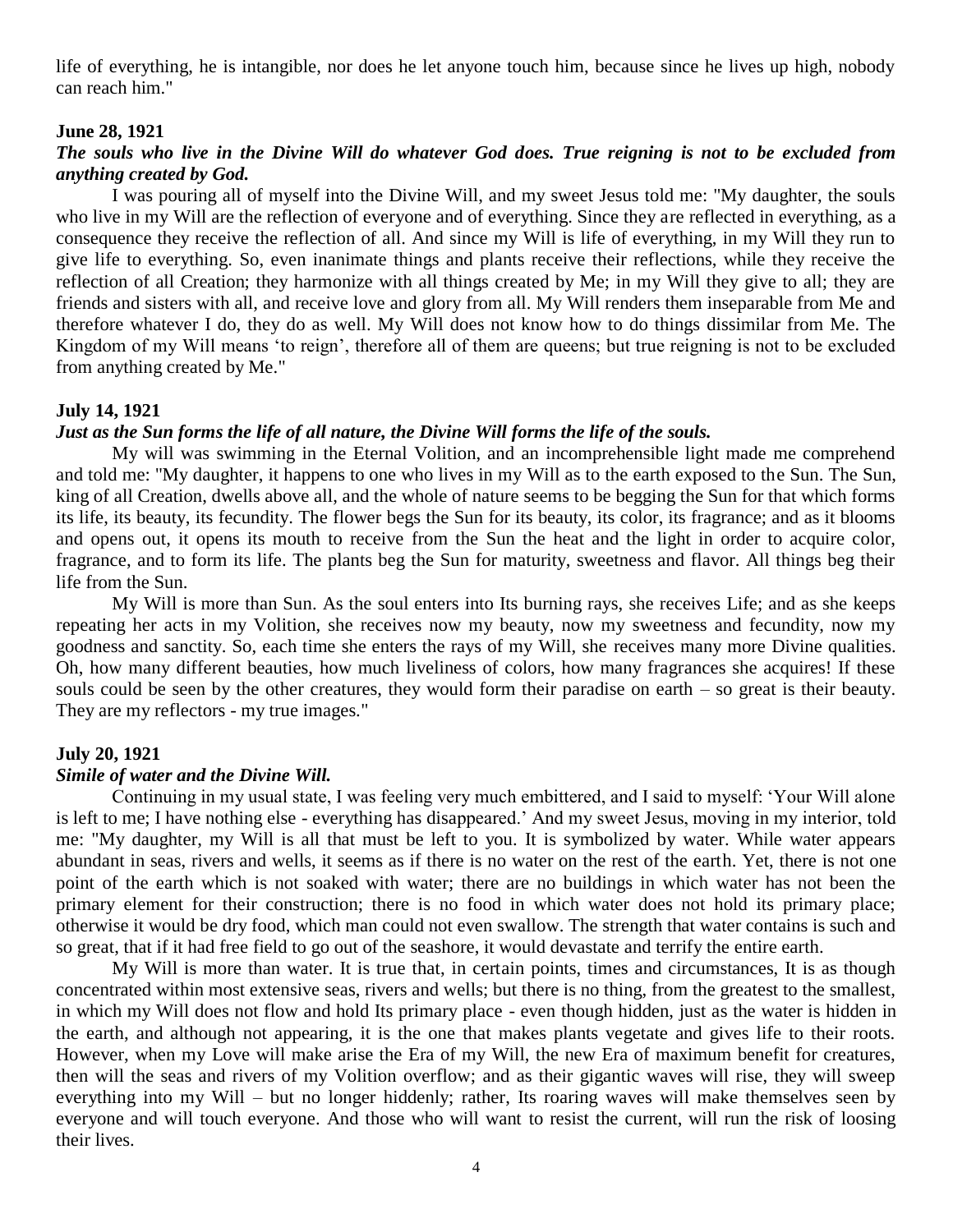life of everything, he is intangible, nor does he let anyone touch him, because since he lives up high, nobody can reach him."

**June 28, 1921**

***The souls who live in the Divine Will do whatever God does. True reigning is not to be excluded from anything created by God.***

I was pouring all of myself into the Divine Will, and my sweet Jesus told me: "My daughter, the souls who live in my Will are the reflection of everyone and of everything. Since they are reflected in everything, as a consequence they receive the reflection of all. And since my Will is life of everything, in my Will they run to give life to everything. So, even inanimate things and plants receive their reflections, while they receive the reflection of all Creation; they harmonize with all things created by Me; in my Will they give to all; they are friends and sisters with all, and receive love and glory from all. My Will renders them inseparable from Me and therefore whatever I do, they do as well. My Will does not know how to do things dissimilar from Me. The Kingdom of my Will means 'to reign', therefore all of them are queens; but true reigning is not to be excluded from anything created by Me."

**July 14, 1921**

***Just as the Sun forms the life of all nature, the Divine Will forms the life of the souls.***

My will was swimming in the Eternal Volition, and an incomprehensible light made me comprehend and told me: "My daughter, it happens to one who lives in my Will as to the earth exposed to the Sun. The Sun, king of all Creation, dwells above all, and the whole of nature seems to be begging the Sun for that which forms its life, its beauty, its fecundity. The flower begs the Sun for its beauty, its color, its fragrance; and as it blooms and opens out, it opens its mouth to receive from the Sun the heat and the light in order to acquire color, fragrance, and to form its life. The plants beg the Sun for maturity, sweetness and flavor. All things beg their life from the Sun.

My Will is more than Sun. As the soul enters into Its burning rays, she receives Life; and as she keeps repeating her acts in my Volition, she receives now my beauty, now my sweetness and fecundity, now my goodness and sanctity. So, each time she enters the rays of my Will, she receives many more Divine qualities. Oh, how many different beauties, how much liveliness of colors, how many fragrances she acquires! If these souls could be seen by the other creatures, they would form their paradise on earth – so great is their beauty. They are my reflectors - my true images."

**July 20, 1921**

***Simile of water and the Divine Will.***

Continuing in my usual state, I was feeling very much embittered, and I said to myself: 'Your Will alone is left to me; I have nothing else - everything has disappeared.' And my sweet Jesus, moving in my interior, told me: "My daughter, my Will is all that must be left to you. It is symbolized by water. While water appears abundant in seas, rivers and wells, it seems as if there is no water on the rest of the earth. Yet, there is not one point of the earth which is not soaked with water; there are no buildings in which water has not been the primary element for their construction; there is no food in which water does not hold its primary place; otherwise it would be dry food, which man could not even swallow. The strength that water contains is such and so great, that if it had free field to go out of the seashore, it would devastate and terrify the entire earth.

My Will is more than water. It is true that, in certain points, times and circumstances, It is as though concentrated within most extensive seas, rivers and wells; but there is no thing, from the greatest to the smallest, in which my Will does not flow and hold Its primary place - even though hidden, just as the water is hidden in the earth, and although not appearing, it is the one that makes plants vegetate and gives life to their roots. However, when my Love will make arise the Era of my Will, the new Era of maximum benefit for creatures, then will the seas and rivers of my Volition overflow; and as their gigantic waves will rise, they will sweep everything into my Will – but no longer hiddenly; rather, Its roaring waves will make themselves seen by everyone and will touch everyone. And those who will want to resist the current, will run the risk of loosing their lives.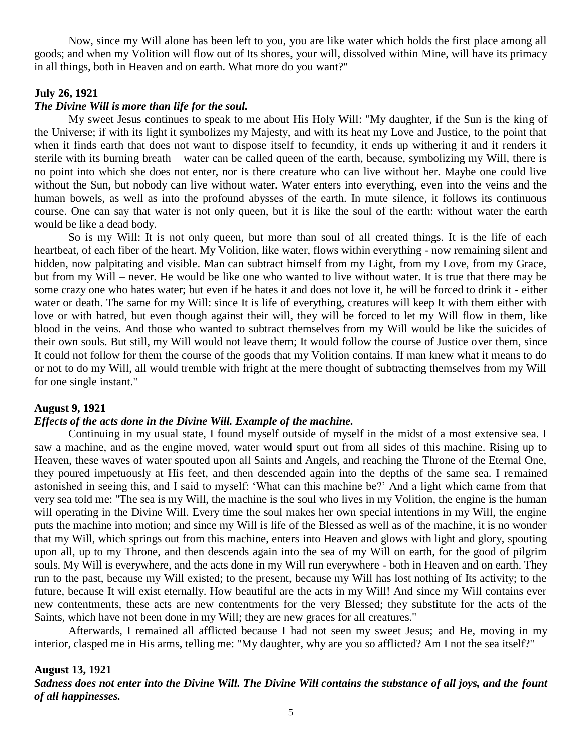Now, since my Will alone has been left to you, you are like water which holds the first place among all goods; and when my Volition will flow out of Its shores, your will, dissolved within Mine, will have its primacy in all things, both in Heaven and on earth. What more do you want?"

**July 26, 1921**

***The Divine Will is more than life for the soul.***

My sweet Jesus continues to speak to me about His Holy Will: "My daughter, if the Sun is the king of the Universe; if with its light it symbolizes my Majesty, and with its heat my Love and Justice, to the point that when it finds earth that does not want to dispose itself to fecundity, it ends up withering it and it renders it sterile with its burning breath – water can be called queen of the earth, because, symbolizing my Will, there is no point into which she does not enter, nor is there creature who can live without her. Maybe one could live without the Sun, but nobody can live without water. Water enters into everything, even into the veins and the human bowels, as well as into the profound abysses of the earth. In mute silence, it follows its continuous course. One can say that water is not only queen, but it is like the soul of the earth: without water the earth would be like a dead body.

So is my Will: It is not only queen, but more than soul of all created things. It is the life of each heartbeat, of each fiber of the heart. My Volition, like water, flows within everything - now remaining silent and hidden, now palpitating and visible. Man can subtract himself from my Light, from my Love, from my Grace, but from my Will – never. He would be like one who wanted to live without water. It is true that there may be some crazy one who hates water; but even if he hates it and does not love it, he will be forced to drink it - either water or death. The same for my Will: since It is life of everything, creatures will keep It with them either with love or with hatred, but even though against their will, they will be forced to let my Will flow in them, like blood in the veins. And those who wanted to subtract themselves from my Will would be like the suicides of their own souls. But still, my Will would not leave them; It would follow the course of Justice over them, since It could not follow for them the course of the goods that my Volition contains. If man knew what it means to do or not to do my Will, all would tremble with fright at the mere thought of subtracting themselves from my Will for one single instant."

**August 9, 1921**

***Effects of the acts done in the Divine Will. Example of the machine.***

Continuing in my usual state, I found myself outside of myself in the midst of a most extensive sea. I saw a machine, and as the engine moved, water would spurt out from all sides of this machine. Rising up to Heaven, these waves of water spouted upon all Saints and Angels, and reaching the Throne of the Eternal One, they poured impetuously at His feet, and then descended again into the depths of the same sea. I remained astonished in seeing this, and I said to myself: 'What can this machine be?' And a light which came from that very sea told me: "The sea is my Will, the machine is the soul who lives in my Volition, the engine is the human will operating in the Divine Will. Every time the soul makes her own special intentions in my Will, the engine puts the machine into motion; and since my Will is life of the Blessed as well as of the machine, it is no wonder that my Will, which springs out from this machine, enters into Heaven and glows with light and glory, spouting upon all, up to my Throne, and then descends again into the sea of my Will on earth, for the good of pilgrim souls. My Will is everywhere, and the acts done in my Will run everywhere - both in Heaven and on earth. They run to the past, because my Will existed; to the present, because my Will has lost nothing of Its activity; to the future, because It will exist eternally. How beautiful are the acts in my Will! And since my Will contains ever new contentments, these acts are new contentments for the very Blessed; they substitute for the acts of the Saints, which have not been done in my Will; they are new graces for all creatures."

Afterwards, I remained all afflicted because I had not seen my sweet Jesus; and He, moving in my interior, clasped me in His arms, telling me: "My daughter, why are you so afflicted? Am I not the sea itself?"

**August 13, 1921**

***Sadness does not enter into the Divine Will. The Divine Will contains the substance of all joys, and the fount of all happinesses.***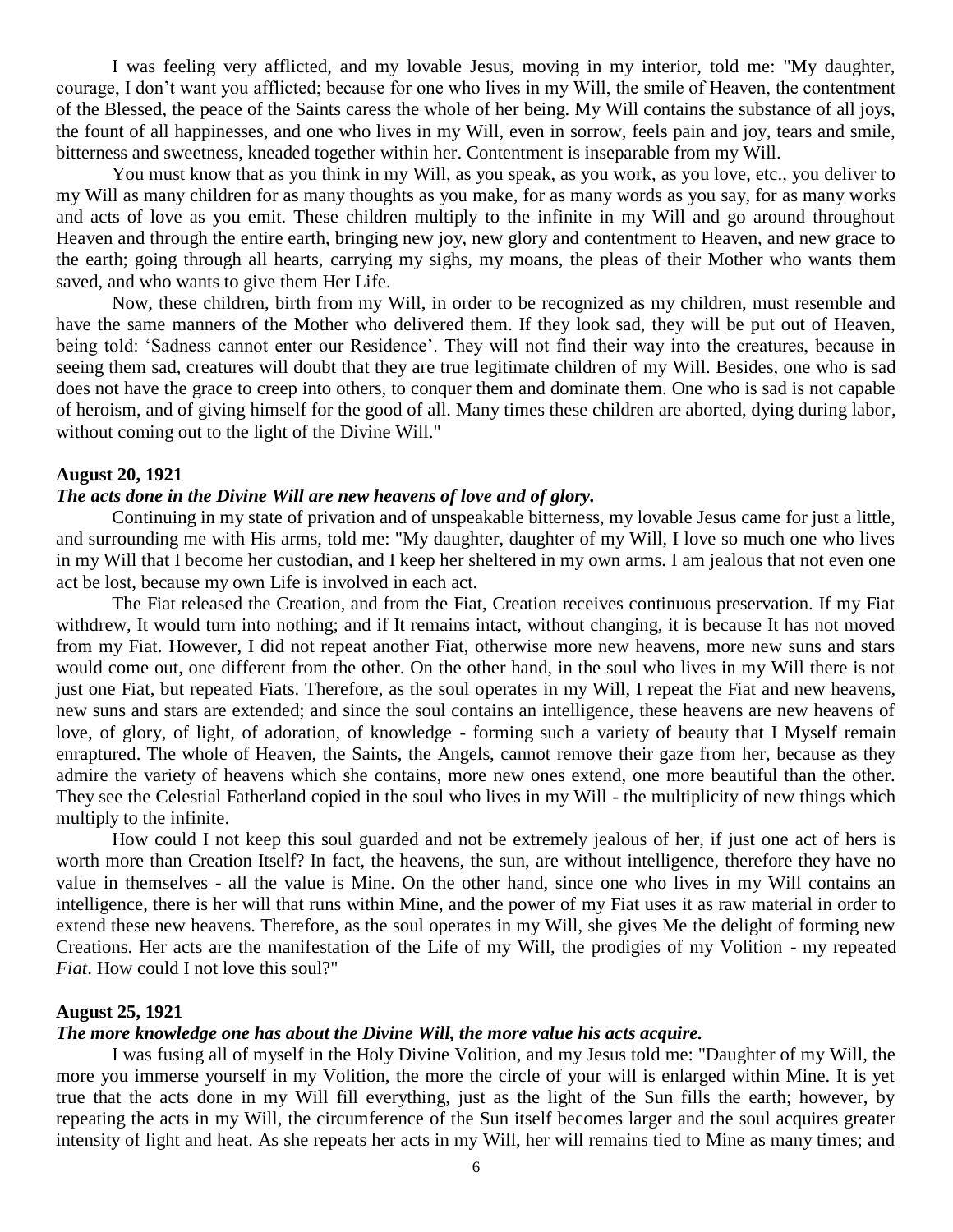I was feeling very afflicted, and my lovable Jesus, moving in my interior, told me: "My daughter, courage, I don't want you afflicted; because for one who lives in my Will, the smile of Heaven, the contentment of the Blessed, the peace of the Saints caress the whole of her being. My Will contains the substance of all joys, the fount of all happinesses, and one who lives in my Will, even in sorrow, feels pain and joy, tears and smile, bitterness and sweetness, kneaded together within her. Contentment is inseparable from my Will.

You must know that as you think in my Will, as you speak, as you work, as you love, etc., you deliver to my Will as many children for as many thoughts as you make, for as many words as you say, for as many works and acts of love as you emit. These children multiply to the infinite in my Will and go around throughout Heaven and through the entire earth, bringing new joy, new glory and contentment to Heaven, and new grace to the earth; going through all hearts, carrying my sighs, my moans, the pleas of their Mother who wants them saved, and who wants to give them Her Life.

Now, these children, birth from my Will, in order to be recognized as my children, must resemble and have the same manners of the Mother who delivered them. If they look sad, they will be put out of Heaven, being told: 'Sadness cannot enter our Residence'. They will not find their way into the creatures, because in seeing them sad, creatures will doubt that they are true legitimate children of my Will. Besides, one who is sad does not have the grace to creep into others, to conquer them and dominate them. One who is sad is not capable of heroism, and of giving himself for the good of all. Many times these children are aborted, dying during labor, without coming out to the light of the Divine Will."

**August 20, 1921**

***The acts done in the Divine Will are new heavens of love and of glory.***

Continuing in my state of privation and of unspeakable bitterness, my lovable Jesus came for just a little, and surrounding me with His arms, told me: "My daughter, daughter of my Will, I love so much one who lives in my Will that I become her custodian, and I keep her sheltered in my own arms. I am jealous that not even one act be lost, because my own Life is involved in each act.

The Fiat released the Creation, and from the Fiat, Creation receives continuous preservation. If my Fiat withdrew, It would turn into nothing; and if It remains intact, without changing, it is because It has not moved from my Fiat. However, I did not repeat another Fiat, otherwise more new heavens, more new suns and stars would come out, one different from the other. On the other hand, in the soul who lives in my Will there is not just one Fiat, but repeated Fiats. Therefore, as the soul operates in my Will, I repeat the Fiat and new heavens, new suns and stars are extended; and since the soul contains an intelligence, these heavens are new heavens of love, of glory, of light, of adoration, of knowledge - forming such a variety of beauty that I Myself remain enraptured. The whole of Heaven, the Saints, the Angels, cannot remove their gaze from her, because as they admire the variety of heavens which she contains, more new ones extend, one more beautiful than the other. They see the Celestial Fatherland copied in the soul who lives in my Will - the multiplicity of new things which multiply to the infinite.

How could I not keep this soul guarded and not be extremely jealous of her, if just one act of hers is worth more than Creation Itself? In fact, the heavens, the sun, are without intelligence, therefore they have no value in themselves - all the value is Mine. On the other hand, since one who lives in my Will contains an intelligence, there is her will that runs within Mine, and the power of my Fiat uses it as raw material in order to extend these new heavens. Therefore, as the soul operates in my Will, she gives Me the delight of forming new Creations. Her acts are the manifestation of the Life of my Will, the prodigies of my Volition - my repeated *Fiat*. How could I not love this soul?"

**August 25, 1921**

***The more knowledge one has about the Divine Will, the more value his acts acquire.***

I was fusing all of myself in the Holy Divine Volition, and my Jesus told me: "Daughter of my Will, the more you immerse yourself in my Volition, the more the circle of your will is enlarged within Mine. It is yet true that the acts done in my Will fill everything, just as the light of the Sun fills the earth; however, by repeating the acts in my Will, the circumference of the Sun itself becomes larger and the soul acquires greater intensity of light and heat. As she repeats her acts in my Will, her will remains tied to Mine as many times; and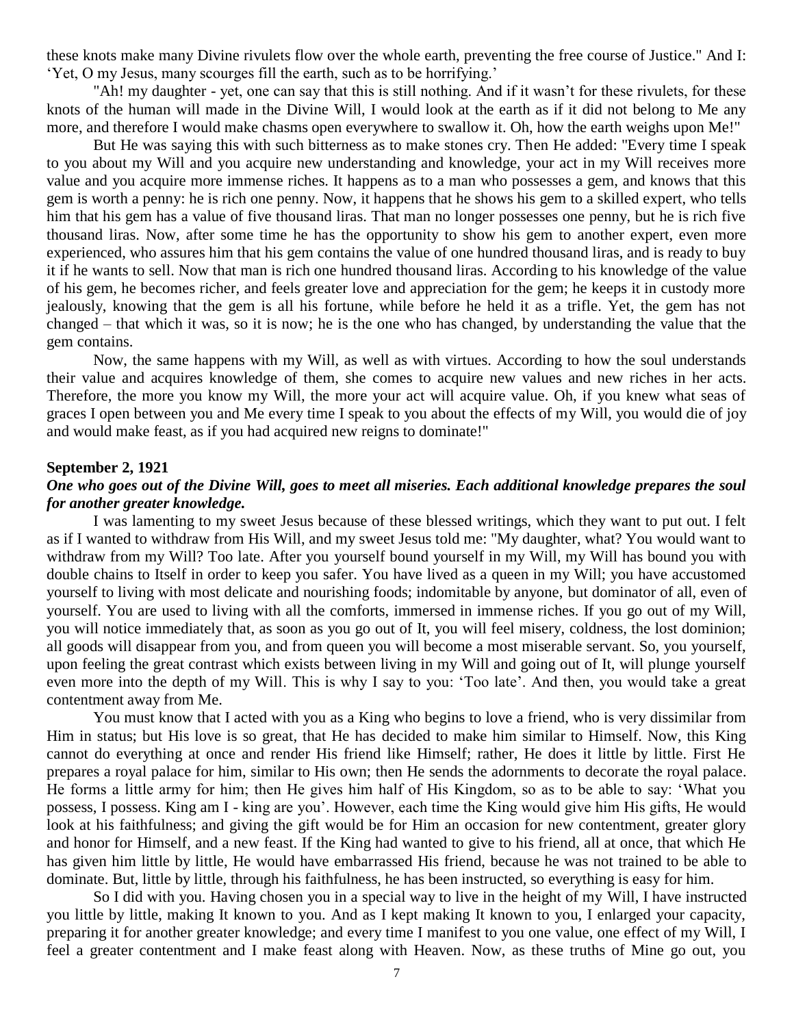these knots make many Divine rivulets flow over the whole earth, preventing the free course of Justice." And I: 'Yet, O my Jesus, many scourges fill the earth, such as to be horrifying.'

"Ah! my daughter - yet, one can say that this is still nothing. And if it wasn't for these rivulets, for these knots of the human will made in the Divine Will, I would look at the earth as if it did not belong to Me any more, and therefore I would make chasms open everywhere to swallow it. Oh, how the earth weighs upon Me!"

But He was saying this with such bitterness as to make stones cry. Then He added: "Every time I speak to you about my Will and you acquire new understanding and knowledge, your act in my Will receives more value and you acquire more immense riches. It happens as to a man who possesses a gem, and knows that this gem is worth a penny: he is rich one penny. Now, it happens that he shows his gem to a skilled expert, who tells him that his gem has a value of five thousand liras. That man no longer possesses one penny, but he is rich five thousand liras. Now, after some time he has the opportunity to show his gem to another expert, even more experienced, who assures him that his gem contains the value of one hundred thousand liras, and is ready to buy it if he wants to sell. Now that man is rich one hundred thousand liras. According to his knowledge of the value of his gem, he becomes richer, and feels greater love and appreciation for the gem; he keeps it in custody more jealously, knowing that the gem is all his fortune, while before he held it as a trifle. Yet, the gem has not changed – that which it was, so it is now; he is the one who has changed, by understanding the value that the gem contains.

Now, the same happens with my Will, as well as with virtues. According to how the soul understands their value and acquires knowledge of them, she comes to acquire new values and new riches in her acts. Therefore, the more you know my Will, the more your act will acquire value. Oh, if you knew what seas of graces I open between you and Me every time I speak to you about the effects of my Will, you would die of joy and would make feast, as if you had acquired new reigns to dominate!"

**September 2, 1921**

***One who goes out of the Divine Will, goes to meet all miseries. Each additional knowledge prepares the soul for another greater knowledge.***

I was lamenting to my sweet Jesus because of these blessed writings, which they want to put out. I felt as if I wanted to withdraw from His Will, and my sweet Jesus told me: "My daughter, what? You would want to withdraw from my Will? Too late. After you yourself bound yourself in my Will, my Will has bound you with double chains to Itself in order to keep you safer. You have lived as a queen in my Will; you have accustomed yourself to living with most delicate and nourishing foods; indomitable by anyone, but dominator of all, even of yourself. You are used to living with all the comforts, immersed in immense riches. If you go out of my Will, you will notice immediately that, as soon as you go out of It, you will feel misery, coldness, the lost dominion; all goods will disappear from you, and from queen you will become a most miserable servant. So, you yourself, upon feeling the great contrast which exists between living in my Will and going out of It, will plunge yourself even more into the depth of my Will. This is why I say to you: 'Too late'. And then, you would take a great contentment away from Me.

You must know that I acted with you as a King who begins to love a friend, who is very dissimilar from Him in status; but His love is so great, that He has decided to make him similar to Himself. Now, this King cannot do everything at once and render His friend like Himself; rather, He does it little by little. First He prepares a royal palace for him, similar to His own; then He sends the adornments to decorate the royal palace. He forms a little army for him; then He gives him half of His Kingdom, so as to be able to say: 'What you possess, I possess. King am I - king are you'. However, each time the King would give him His gifts, He would look at his faithfulness; and giving the gift would be for Him an occasion for new contentment, greater glory and honor for Himself, and a new feast. If the King had wanted to give to his friend, all at once, that which He has given him little by little, He would have embarrassed His friend, because he was not trained to be able to dominate. But, little by little, through his faithfulness, he has been instructed, so everything is easy for him.

So I did with you. Having chosen you in a special way to live in the height of my Will, I have instructed you little by little, making It known to you. And as I kept making It known to you, I enlarged your capacity, preparing it for another greater knowledge; and every time I manifest to you one value, one effect of my Will, I feel a greater contentment and I make feast along with Heaven. Now, as these truths of Mine go out, you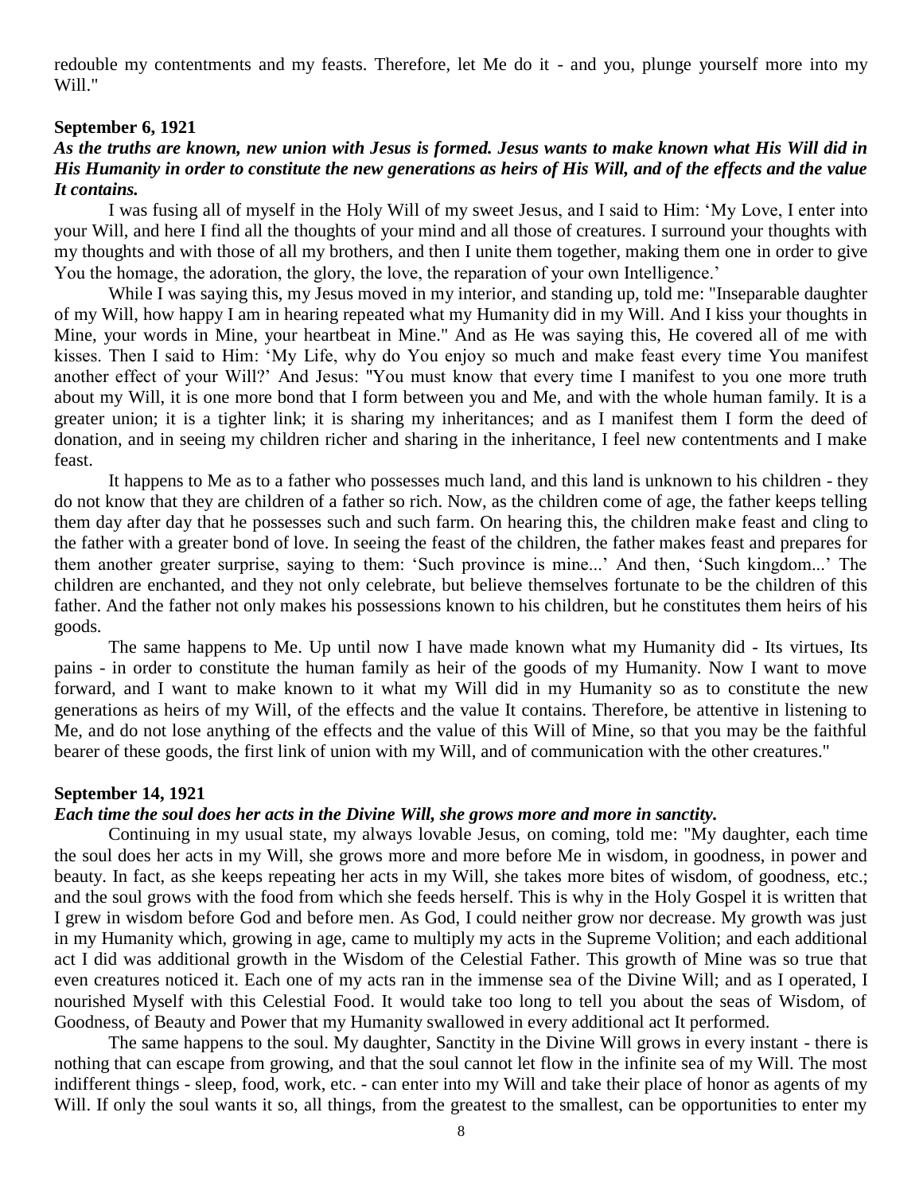redouble my contentments and my feasts. Therefore, let Me do it - and you, plunge yourself more into my Will."

**September 6, 1921**

***As the truths are known, new union with Jesus is formed. Jesus wants to make known what His Will did in His Humanity in order to constitute the new generations as heirs of His Will, and of the effects and the value It contains.***

I was fusing all of myself in the Holy Will of my sweet Jesus, and I said to Him: 'My Love, I enter into your Will, and here I find all the thoughts of your mind and all those of creatures. I surround your thoughts with my thoughts and with those of all my brothers, and then I unite them together, making them one in order to give You the homage, the adoration, the glory, the love, the reparation of your own Intelligence.'

While I was saying this, my Jesus moved in my interior, and standing up, told me: "Inseparable daughter of my Will, how happy I am in hearing repeated what my Humanity did in my Will. And I kiss your thoughts in Mine, your words in Mine, your heartbeat in Mine." And as He was saying this, He covered all of me with kisses. Then I said to Him: 'My Life, why do You enjoy so much and make feast every time You manifest another effect of your Will?' And Jesus: "You must know that every time I manifest to you one more truth about my Will, it is one more bond that I form between you and Me, and with the whole human family. It is a greater union; it is a tighter link; it is sharing my inheritances; and as I manifest them I form the deed of donation, and in seeing my children richer and sharing in the inheritance, I feel new contentments and I make feast.

It happens to Me as to a father who possesses much land, and this land is unknown to his children - they do not know that they are children of a father so rich. Now, as the children come of age, the father keeps telling them day after day that he possesses such and such farm. On hearing this, the children make feast and cling to the father with a greater bond of love. In seeing the feast of the children, the father makes feast and prepares for them another greater surprise, saying to them: 'Such province is mine...' And then, 'Such kingdom...' The children are enchanted, and they not only celebrate, but believe themselves fortunate to be the children of this father. And the father not only makes his possessions known to his children, but he constitutes them heirs of his goods.

The same happens to Me. Up until now I have made known what my Humanity did - Its virtues, Its pains - in order to constitute the human family as heir of the goods of my Humanity. Now I want to move forward, and I want to make known to it what my Will did in my Humanity so as to constitute the new generations as heirs of my Will, of the effects and the value It contains. Therefore, be attentive in listening to Me, and do not lose anything of the effects and the value of this Will of Mine, so that you may be the faithful bearer of these goods, the first link of union with my Will, and of communication with the other creatures."

**September 14, 1921**

***Each time the soul does her acts in the Divine Will, she grows more and more in sanctity.***

Continuing in my usual state, my always lovable Jesus, on coming, told me: "My daughter, each time the soul does her acts in my Will, she grows more and more before Me in wisdom, in goodness, in power and beauty. In fact, as she keeps repeating her acts in my Will, she takes more bites of wisdom, of goodness, etc.; and the soul grows with the food from which she feeds herself. This is why in the Holy Gospel it is written that I grew in wisdom before God and before men. As God, I could neither grow nor decrease. My growth was just in my Humanity which, growing in age, came to multiply my acts in the Supreme Volition; and each additional act I did was additional growth in the Wisdom of the Celestial Father. This growth of Mine was so true that even creatures noticed it. Each one of my acts ran in the immense sea of the Divine Will; and as I operated, I nourished Myself with this Celestial Food. It would take too long to tell you about the seas of Wisdom, of Goodness, of Beauty and Power that my Humanity swallowed in every additional act It performed.

The same happens to the soul. My daughter, Sanctity in the Divine Will grows in every instant - there is nothing that can escape from growing, and that the soul cannot let flow in the infinite sea of my Will. The most indifferent things - sleep, food, work, etc. - can enter into my Will and take their place of honor as agents of my Will. If only the soul wants it so, all things, from the greatest to the smallest, can be opportunities to enter my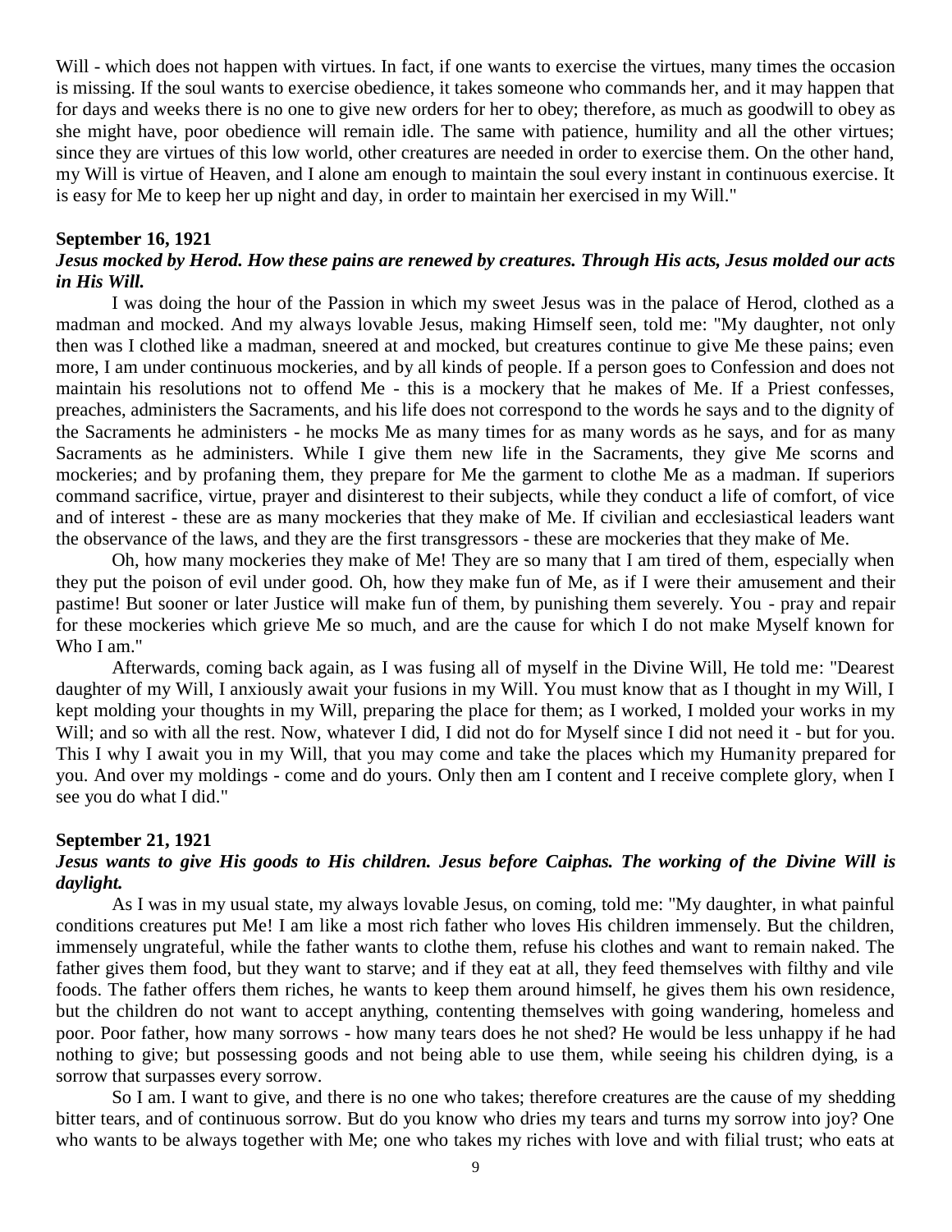Will - which does not happen with virtues. In fact, if one wants to exercise the virtues, many times the occasion is missing. If the soul wants to exercise obedience, it takes someone who commands her, and it may happen that for days and weeks there is no one to give new orders for her to obey; therefore, as much as goodwill to obey as she might have, poor obedience will remain idle. The same with patience, humility and all the other virtues; since they are virtues of this low world, other creatures are needed in order to exercise them. On the other hand, my Will is virtue of Heaven, and I alone am enough to maintain the soul every instant in continuous exercise. It is easy for Me to keep her up night and day, in order to maintain her exercised in my Will."

**September 16, 1921**

***Jesus mocked by Herod. How these pains are renewed by creatures. Through His acts, Jesus molded our acts in His Will.***

I was doing the hour of the Passion in which my sweet Jesus was in the palace of Herod, clothed as a madman and mocked. And my always lovable Jesus, making Himself seen, told me: "My daughter, not only then was I clothed like a madman, sneered at and mocked, but creatures continue to give Me these pains; even more, I am under continuous mockeries, and by all kinds of people. If a person goes to Confession and does not maintain his resolutions not to offend Me - this is a mockery that he makes of Me. If a Priest confesses, preaches, administers the Sacraments, and his life does not correspond to the words he says and to the dignity of the Sacraments he administers - he mocks Me as many times for as many words as he says, and for as many Sacraments as he administers. While I give them new life in the Sacraments, they give Me scorns and mockeries; and by profaning them, they prepare for Me the garment to clothe Me as a madman. If superiors command sacrifice, virtue, prayer and disinterest to their subjects, while they conduct a life of comfort, of vice and of interest - these are as many mockeries that they make of Me. If civilian and ecclesiastical leaders want the observance of the laws, and they are the first transgressors - these are mockeries that they make of Me.

Oh, how many mockeries they make of Me! They are so many that I am tired of them, especially when they put the poison of evil under good. Oh, how they make fun of Me, as if I were their amusement and their pastime! But sooner or later Justice will make fun of them, by punishing them severely. You - pray and repair for these mockeries which grieve Me so much, and are the cause for which I do not make Myself known for Who I am."

Afterwards, coming back again, as I was fusing all of myself in the Divine Will, He told me: "Dearest daughter of my Will, I anxiously await your fusions in my Will. You must know that as I thought in my Will, I kept molding your thoughts in my Will, preparing the place for them; as I worked, I molded your works in my Will; and so with all the rest. Now, whatever I did, I did not do for Myself since I did not need it - but for you. This I why I await you in my Will, that you may come and take the places which my Humanity prepared for you. And over my moldings - come and do yours. Only then am I content and I receive complete glory, when I see you do what I did."

**September 21, 1921**

***Jesus wants to give His goods to His children. Jesus before Caiphas. The working of the Divine Will is daylight.***

As I was in my usual state, my always lovable Jesus, on coming, told me: "My daughter, in what painful conditions creatures put Me! I am like a most rich father who loves His children immensely. But the children, immensely ungrateful, while the father wants to clothe them, refuse his clothes and want to remain naked. The father gives them food, but they want to starve; and if they eat at all, they feed themselves with filthy and vile foods. The father offers them riches, he wants to keep them around himself, he gives them his own residence, but the children do not want to accept anything, contenting themselves with going wandering, homeless and poor. Poor father, how many sorrows - how many tears does he not shed? He would be less unhappy if he had nothing to give; but possessing goods and not being able to use them, while seeing his children dying, is a sorrow that surpasses every sorrow.

So I am. I want to give, and there is no one who takes; therefore creatures are the cause of my shedding bitter tears, and of continuous sorrow. But do you know who dries my tears and turns my sorrow into joy? One who wants to be always together with Me; one who takes my riches with love and with filial trust; who eats at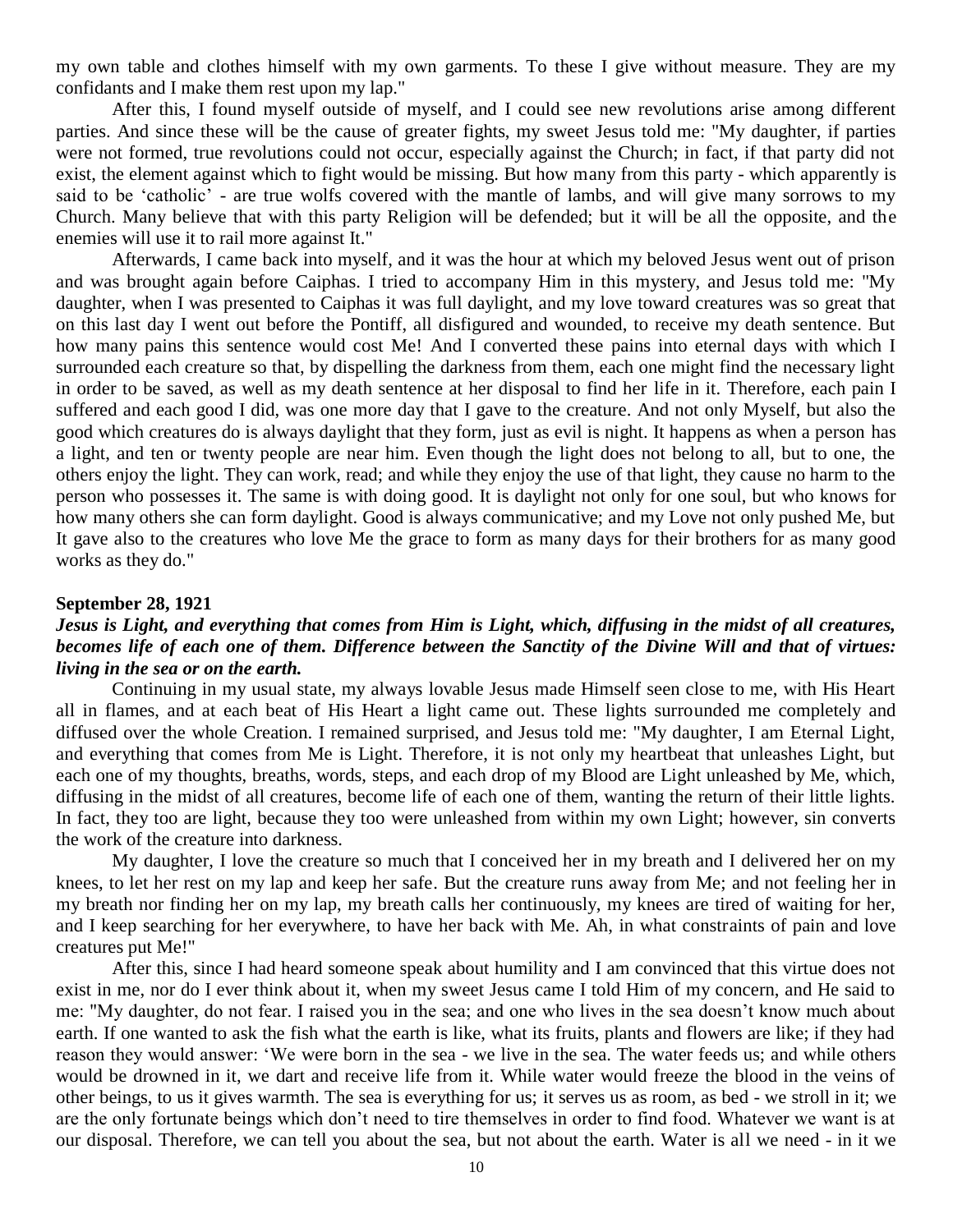my own table and clothes himself with my own garments. To these I give without measure. They are my confidants and I make them rest upon my lap."

After this, I found myself outside of myself, and I could see new revolutions arise among different parties. And since these will be the cause of greater fights, my sweet Jesus told me: "My daughter, if parties were not formed, true revolutions could not occur, especially against the Church; in fact, if that party did not exist, the element against which to fight would be missing. But how many from this party - which apparently is said to be 'catholic' - are true wolfs covered with the mantle of lambs, and will give many sorrows to my Church. Many believe that with this party Religion will be defended; but it will be all the opposite, and the enemies will use it to rail more against It."

Afterwards, I came back into myself, and it was the hour at which my beloved Jesus went out of prison and was brought again before Caiphas. I tried to accompany Him in this mystery, and Jesus told me: "My daughter, when I was presented to Caiphas it was full daylight, and my love toward creatures was so great that on this last day I went out before the Pontiff, all disfigured and wounded, to receive my death sentence. But how many pains this sentence would cost Me! And I converted these pains into eternal days with which I surrounded each creature so that, by dispelling the darkness from them, each one might find the necessary light in order to be saved, as well as my death sentence at her disposal to find her life in it. Therefore, each pain I suffered and each good I did, was one more day that I gave to the creature. And not only Myself, but also the good which creatures do is always daylight that they form, just as evil is night. It happens as when a person has a light, and ten or twenty people are near him. Even though the light does not belong to all, but to one, the others enjoy the light. They can work, read; and while they enjoy the use of that light, they cause no harm to the person who possesses it. The same is with doing good. It is daylight not only for one soul, but who knows for how many others she can form daylight. Good is always communicative; and my Love not only pushed Me, but It gave also to the creatures who love Me the grace to form as many days for their brothers for as many good works as they do."

**September 28, 1921**

***Jesus is Light, and everything that comes from Him is Light, which, diffusing in the midst of all creatures, becomes life of each one of them. Difference between the Sanctity of the Divine Will and that of virtues: living in the sea or on the earth.***

Continuing in my usual state, my always lovable Jesus made Himself seen close to me, with His Heart all in flames, and at each beat of His Heart a light came out. These lights surrounded me completely and diffused over the whole Creation. I remained surprised, and Jesus told me: "My daughter, I am Eternal Light, and everything that comes from Me is Light. Therefore, it is not only my heartbeat that unleashes Light, but each one of my thoughts, breaths, words, steps, and each drop of my Blood are Light unleashed by Me, which, diffusing in the midst of all creatures, become life of each one of them, wanting the return of their little lights. In fact, they too are light, because they too were unleashed from within my own Light; however, sin converts the work of the creature into darkness.

My daughter, I love the creature so much that I conceived her in my breath and I delivered her on my knees, to let her rest on my lap and keep her safe. But the creature runs away from Me; and not feeling her in my breath nor finding her on my lap, my breath calls her continuously, my knees are tired of waiting for her, and I keep searching for her everywhere, to have her back with Me. Ah, in what constraints of pain and love creatures put Me!"

After this, since I had heard someone speak about humility and I am convinced that this virtue does not exist in me, nor do I ever think about it, when my sweet Jesus came I told Him of my concern, and He said to me: "My daughter, do not fear. I raised you in the sea; and one who lives in the sea doesn't know much about earth. If one wanted to ask the fish what the earth is like, what its fruits, plants and flowers are like; if they had reason they would answer: 'We were born in the sea - we live in the sea. The water feeds us; and while others would be drowned in it, we dart and receive life from it. While water would freeze the blood in the veins of other beings, to us it gives warmth. The sea is everything for us; it serves us as room, as bed - we stroll in it; we are the only fortunate beings which don't need to tire themselves in order to find food. Whatever we want is at our disposal. Therefore, we can tell you about the sea, but not about the earth. Water is all we need - in it we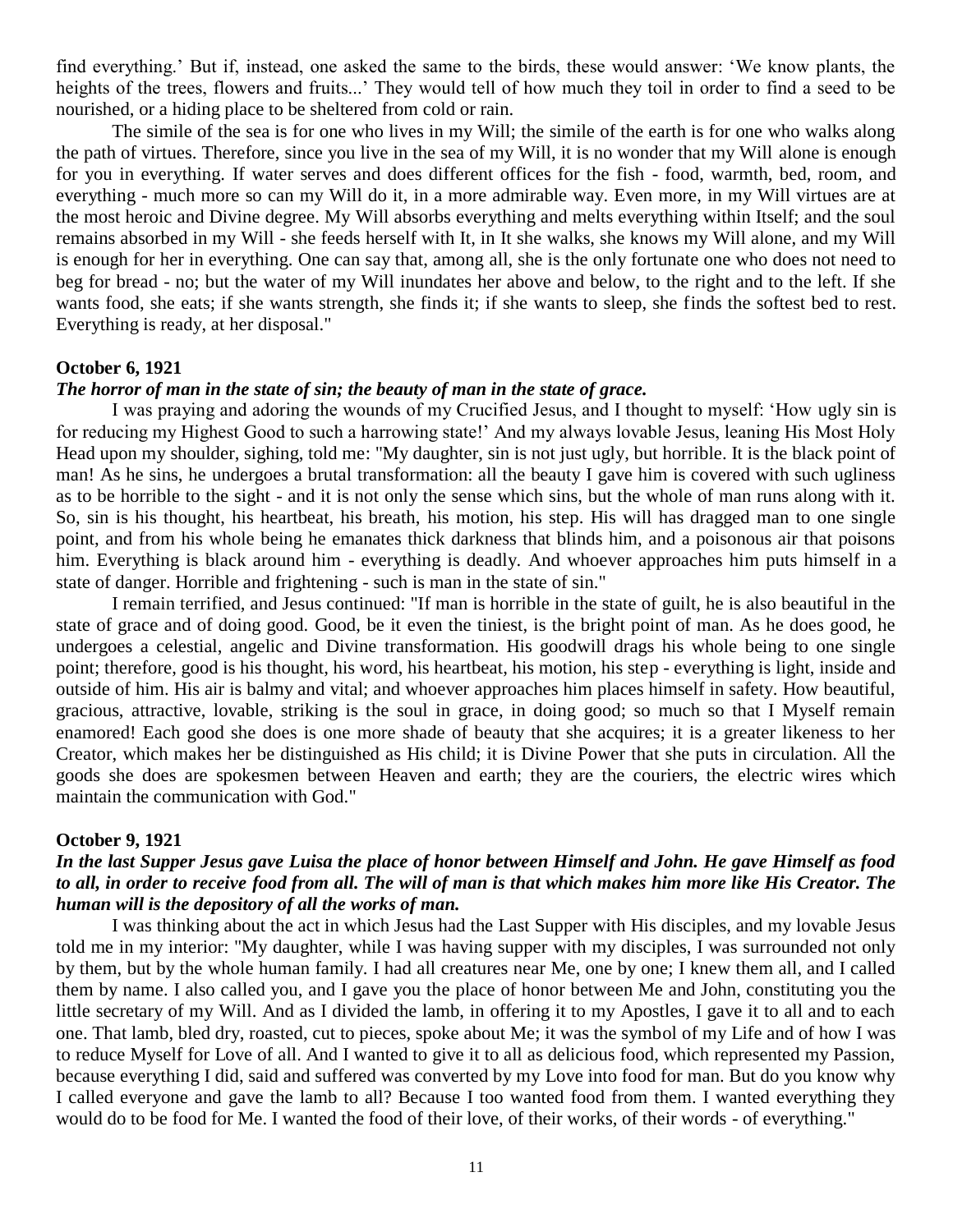find everything.' But if, instead, one asked the same to the birds, these would answer: 'We know plants, the heights of the trees, flowers and fruits...' They would tell of how much they toil in order to find a seed to be nourished, or a hiding place to be sheltered from cold or rain.

The simile of the sea is for one who lives in my Will; the simile of the earth is for one who walks along the path of virtues. Therefore, since you live in the sea of my Will, it is no wonder that my Will alone is enough for you in everything. If water serves and does different offices for the fish - food, warmth, bed, room, and everything - much more so can my Will do it, in a more admirable way. Even more, in my Will virtues are at the most heroic and Divine degree. My Will absorbs everything and melts everything within Itself; and the soul remains absorbed in my Will - she feeds herself with It, in It she walks, she knows my Will alone, and my Will is enough for her in everything. One can say that, among all, she is the only fortunate one who does not need to beg for bread - no; but the water of my Will inundates her above and below, to the right and to the left. If she wants food, she eats; if she wants strength, she finds it; if she wants to sleep, she finds the softest bed to rest. Everything is ready, at her disposal."

**October 6, 1921**

***The horror of man in the state of sin; the beauty of man in the state of grace.***

I was praying and adoring the wounds of my Crucified Jesus, and I thought to myself: 'How ugly sin is for reducing my Highest Good to such a harrowing state!' And my always lovable Jesus, leaning His Most Holy Head upon my shoulder, sighing, told me: "My daughter, sin is not just ugly, but horrible. It is the black point of man! As he sins, he undergoes a brutal transformation: all the beauty I gave him is covered with such ugliness as to be horrible to the sight - and it is not only the sense which sins, but the whole of man runs along with it. So, sin is his thought, his heartbeat, his breath, his motion, his step. His will has dragged man to one single point, and from his whole being he emanates thick darkness that blinds him, and a poisonous air that poisons him. Everything is black around him - everything is deadly. And whoever approaches him puts himself in a state of danger. Horrible and frightening - such is man in the state of sin."

I remain terrified, and Jesus continued: "If man is horrible in the state of guilt, he is also beautiful in the state of grace and of doing good. Good, be it even the tiniest, is the bright point of man. As he does good, he undergoes a celestial, angelic and Divine transformation. His goodwill drags his whole being to one single point; therefore, good is his thought, his word, his heartbeat, his motion, his step - everything is light, inside and outside of him. His air is balmy and vital; and whoever approaches him places himself in safety. How beautiful, gracious, attractive, lovable, striking is the soul in grace, in doing good; so much so that I Myself remain enamored! Each good she does is one more shade of beauty that she acquires; it is a greater likeness to her Creator, which makes her be distinguished as His child; it is Divine Power that she puts in circulation. All the goods she does are spokesmen between Heaven and earth; they are the couriers, the electric wires which maintain the communication with God."

**October 9, 1921**

***In the last Supper Jesus gave Luisa the place of honor between Himself and John. He gave Himself as food to all, in order to receive food from all. The will of man is that which makes him more like His Creator. The human will is the depository of all the works of man.***

I was thinking about the act in which Jesus had the Last Supper with His disciples, and my lovable Jesus told me in my interior: "My daughter, while I was having supper with my disciples, I was surrounded not only by them, but by the whole human family. I had all creatures near Me, one by one; I knew them all, and I called them by name. I also called you, and I gave you the place of honor between Me and John, constituting you the little secretary of my Will. And as I divided the lamb, in offering it to my Apostles, I gave it to all and to each one. That lamb, bled dry, roasted, cut to pieces, spoke about Me; it was the symbol of my Life and of how I was to reduce Myself for Love of all. And I wanted to give it to all as delicious food, which represented my Passion, because everything I did, said and suffered was converted by my Love into food for man. But do you know why I called everyone and gave the lamb to all? Because I too wanted food from them. I wanted everything they would do to be food for Me. I wanted the food of their love, of their works, of their words - of everything."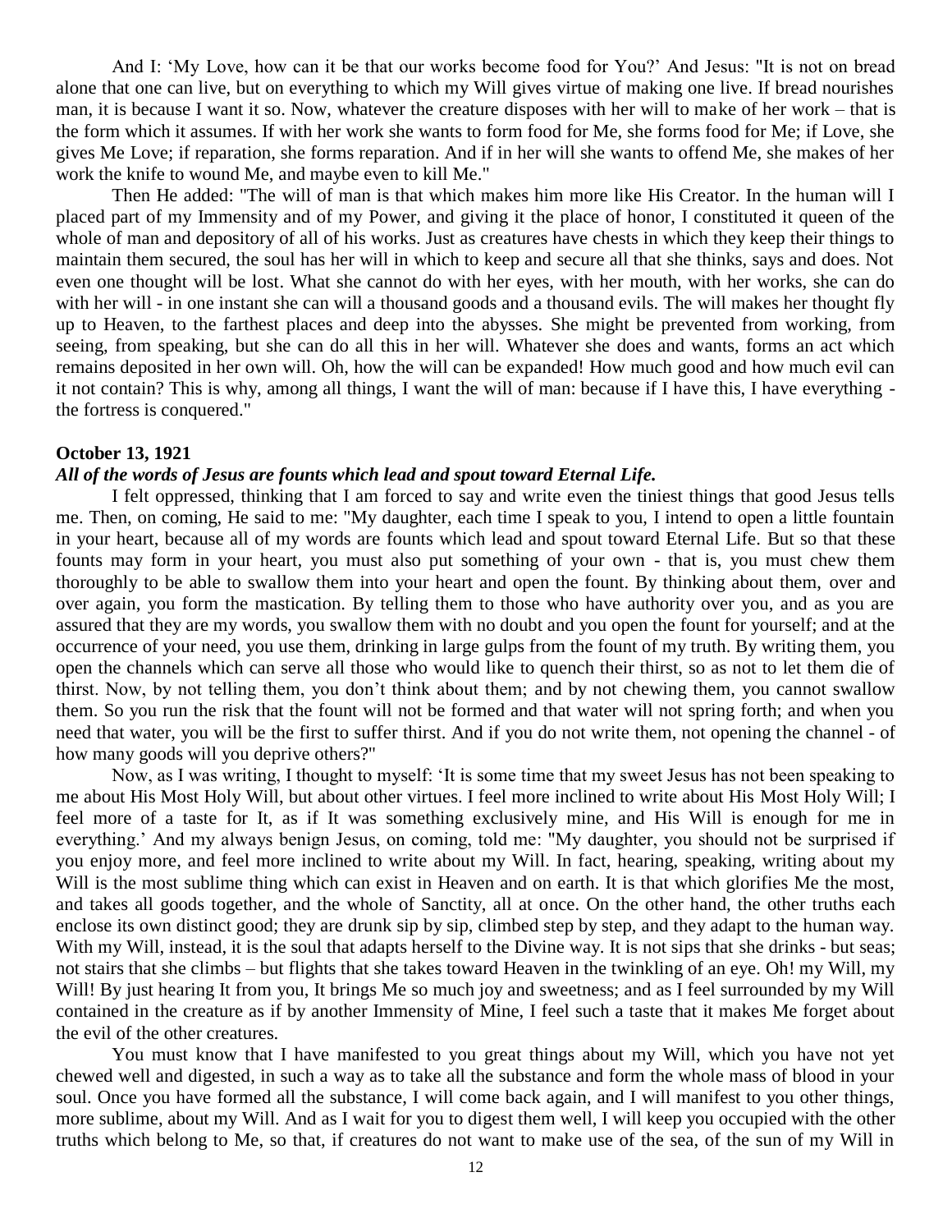And I: 'My Love, how can it be that our works become food for You?' And Jesus: "It is not on bread alone that one can live, but on everything to which my Will gives virtue of making one live. If bread nourishes man, it is because I want it so. Now, whatever the creature disposes with her will to make of her work – that is the form which it assumes. If with her work she wants to form food for Me, she forms food for Me; if Love, she gives Me Love; if reparation, she forms reparation. And if in her will she wants to offend Me, she makes of her work the knife to wound Me, and maybe even to kill Me."

Then He added: "The will of man is that which makes him more like His Creator. In the human will I placed part of my Immensity and of my Power, and giving it the place of honor, I constituted it queen of the whole of man and depository of all of his works. Just as creatures have chests in which they keep their things to maintain them secured, the soul has her will in which to keep and secure all that she thinks, says and does. Not even one thought will be lost. What she cannot do with her eyes, with her mouth, with her works, she can do with her will - in one instant she can will a thousand goods and a thousand evils. The will makes her thought fly up to Heaven, to the farthest places and deep into the abysses. She might be prevented from working, from seeing, from speaking, but she can do all this in her will. Whatever she does and wants, forms an act which remains deposited in her own will. Oh, how the will can be expanded! How much good and how much evil can it not contain? This is why, among all things, I want the will of man: because if I have this, I have everything - the fortress is conquered."

**October 13, 1921**

***All of the words of Jesus are founts which lead and spout toward Eternal Life.***

I felt oppressed, thinking that I am forced to say and write even the tiniest things that good Jesus tells me. Then, on coming, He said to me: "My daughter, each time I speak to you, I intend to open a little fountain in your heart, because all of my words are founts which lead and spout toward Eternal Life. But so that these founts may form in your heart, you must also put something of your own - that is, you must chew them thoroughly to be able to swallow them into your heart and open the fount. By thinking about them, over and over again, you form the mastication. By telling them to those who have authority over you, and as you are assured that they are my words, you swallow them with no doubt and you open the fount for yourself; and at the occurrence of your need, you use them, drinking in large gulps from the fount of my truth. By writing them, you open the channels which can serve all those who would like to quench their thirst, so as not to let them die of thirst. Now, by not telling them, you don't think about them; and by not chewing them, you cannot swallow them. So you run the risk that the fount will not be formed and that water will not spring forth; and when you need that water, you will be the first to suffer thirst. And if you do not write them, not opening the channel - of how many goods will you deprive others?"

Now, as I was writing, I thought to myself: 'It is some time that my sweet Jesus has not been speaking to me about His Most Holy Will, but about other virtues. I feel more inclined to write about His Most Holy Will; I feel more of a taste for It, as if It was something exclusively mine, and His Will is enough for me in everything.' And my always benign Jesus, on coming, told me: "My daughter, you should not be surprised if you enjoy more, and feel more inclined to write about my Will. In fact, hearing, speaking, writing about my Will is the most sublime thing which can exist in Heaven and on earth. It is that which glorifies Me the most, and takes all goods together, and the whole of Sanctity, all at once. On the other hand, the other truths each enclose its own distinct good; they are drunk sip by sip, climbed step by step, and they adapt to the human way. With my Will, instead, it is the soul that adapts herself to the Divine way. It is not sips that she drinks - but seas; not stairs that she climbs – but flights that she takes toward Heaven in the twinkling of an eye. Oh! my Will, my Will! By just hearing It from you, It brings Me so much joy and sweetness; and as I feel surrounded by my Will contained in the creature as if by another Immensity of Mine, I feel such a taste that it makes Me forget about the evil of the other creatures.

You must know that I have manifested to you great things about my Will, which you have not yet chewed well and digested, in such a way as to take all the substance and form the whole mass of blood in your soul. Once you have formed all the substance, I will come back again, and I will manifest to you other things, more sublime, about my Will. And as I wait for you to digest them well, I will keep you occupied with the other truths which belong to Me, so that, if creatures do not want to make use of the sea, of the sun of my Will in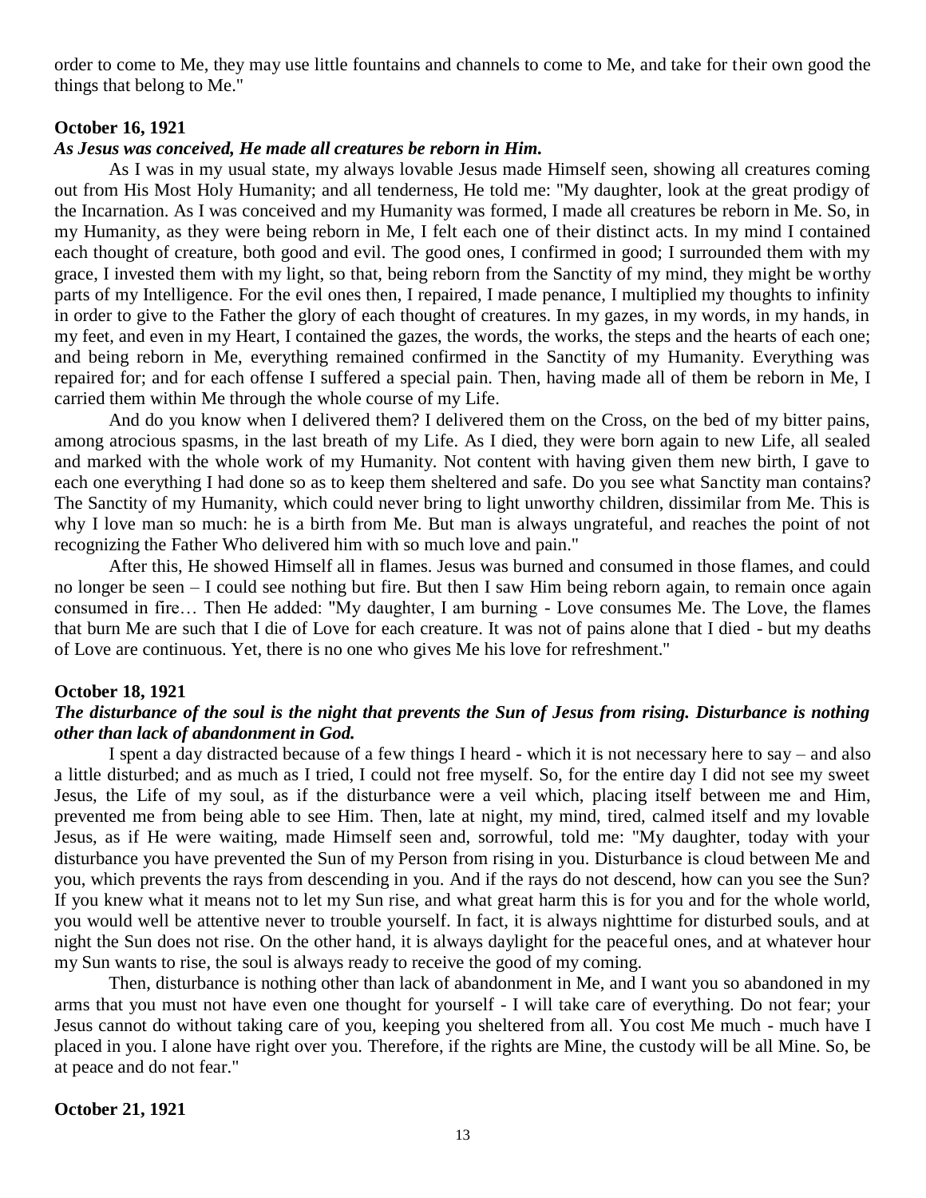order to come to Me, they may use little fountains and channels to come to Me, and take for their own good the things that belong to Me."

**October 16, 1921**

***As Jesus was conceived, He made all creatures be reborn in Him.***

As I was in my usual state, my always lovable Jesus made Himself seen, showing all creatures coming out from His Most Holy Humanity; and all tenderness, He told me: "My daughter, look at the great prodigy of the Incarnation. As I was conceived and my Humanity was formed, I made all creatures be reborn in Me. So, in my Humanity, as they were being reborn in Me, I felt each one of their distinct acts. In my mind I contained each thought of creature, both good and evil. The good ones, I confirmed in good; I surrounded them with my grace, I invested them with my light, so that, being reborn from the Sanctity of my mind, they might be worthy parts of my Intelligence. For the evil ones then, I repaired, I made penance, I multiplied my thoughts to infinity in order to give to the Father the glory of each thought of creatures. In my gazes, in my words, in my hands, in my feet, and even in my Heart, I contained the gazes, the words, the works, the steps and the hearts of each one; and being reborn in Me, everything remained confirmed in the Sanctity of my Humanity. Everything was repaired for; and for each offense I suffered a special pain. Then, having made all of them be reborn in Me, I carried them within Me through the whole course of my Life.

And do you know when I delivered them? I delivered them on the Cross, on the bed of my bitter pains, among atrocious spasms, in the last breath of my Life. As I died, they were born again to new Life, all sealed and marked with the whole work of my Humanity. Not content with having given them new birth, I gave to each one everything I had done so as to keep them sheltered and safe. Do you see what Sanctity man contains? The Sanctity of my Humanity, which could never bring to light unworthy children, dissimilar from Me. This is why I love man so much: he is a birth from Me. But man is always ungrateful, and reaches the point of not recognizing the Father Who delivered him with so much love and pain."

After this, He showed Himself all in flames. Jesus was burned and consumed in those flames, and could no longer be seen – I could see nothing but fire. But then I saw Him being reborn again, to remain once again consumed in fire… Then He added: "My daughter, I am burning - Love consumes Me. The Love, the flames that burn Me are such that I die of Love for each creature. It was not of pains alone that I died - but my deaths of Love are continuous. Yet, there is no one who gives Me his love for refreshment."

**October 18, 1921**

***The disturbance of the soul is the night that prevents the Sun of Jesus from rising. Disturbance is nothing other than lack of abandonment in God.***

I spent a day distracted because of a few things I heard - which it is not necessary here to say – and also a little disturbed; and as much as I tried, I could not free myself. So, for the entire day I did not see my sweet Jesus, the Life of my soul, as if the disturbance were a veil which, placing itself between me and Him, prevented me from being able to see Him. Then, late at night, my mind, tired, calmed itself and my lovable Jesus, as if He were waiting, made Himself seen and, sorrowful, told me: "My daughter, today with your disturbance you have prevented the Sun of my Person from rising in you. Disturbance is cloud between Me and you, which prevents the rays from descending in you. And if the rays do not descend, how can you see the Sun? If you knew what it means not to let my Sun rise, and what great harm this is for you and for the whole world, you would well be attentive never to trouble yourself. In fact, it is always nighttime for disturbed souls, and at night the Sun does not rise. On the other hand, it is always daylight for the peaceful ones, and at whatever hour my Sun wants to rise, the soul is always ready to receive the good of my coming.

Then, disturbance is nothing other than lack of abandonment in Me, and I want you so abandoned in my arms that you must not have even one thought for yourself - I will take care of everything. Do not fear; your Jesus cannot do without taking care of you, keeping you sheltered from all. You cost Me much - much have I placed in you. I alone have right over you. Therefore, if the rights are Mine, the custody will be all Mine. So, be at peace and do not fear."

**October 21, 1921**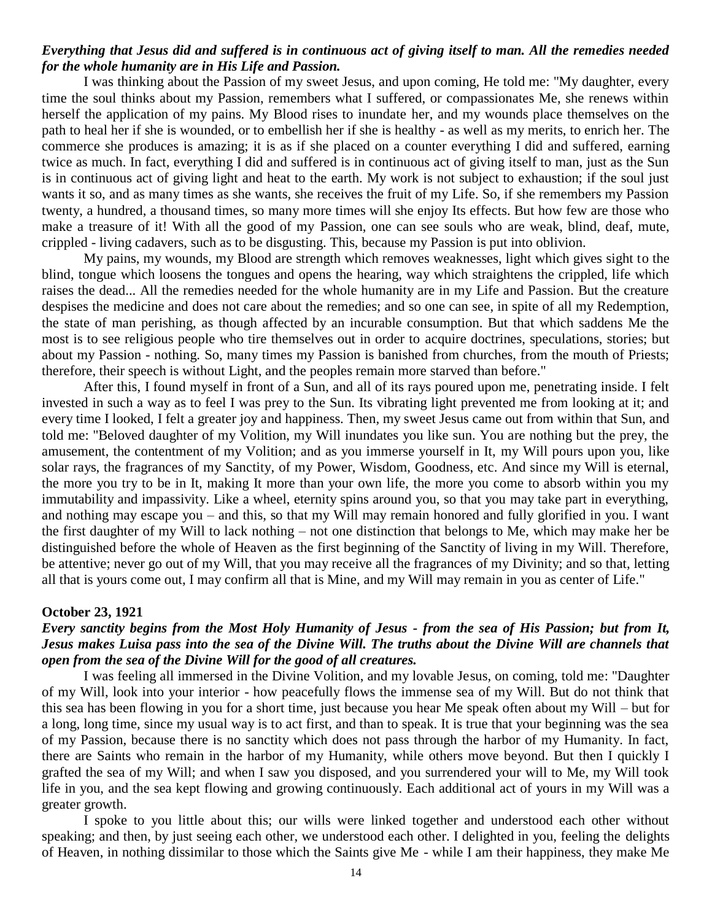***Everything that Jesus did and suffered is in continuous act of giving itself to man. All the remedies needed for the whole humanity are in His Life and Passion.***

I was thinking about the Passion of my sweet Jesus, and upon coming, He told me: "My daughter, every time the soul thinks about my Passion, remembers what I suffered, or compassionates Me, she renews within herself the application of my pains. My Blood rises to inundate her, and my wounds place themselves on the path to heal her if she is wounded, or to embellish her if she is healthy - as well as my merits, to enrich her. The commerce she produces is amazing; it is as if she placed on a counter everything I did and suffered, earning twice as much. In fact, everything I did and suffered is in continuous act of giving itself to man, just as the Sun is in continuous act of giving light and heat to the earth. My work is not subject to exhaustion; if the soul just wants it so, and as many times as she wants, she receives the fruit of my Life. So, if she remembers my Passion twenty, a hundred, a thousand times, so many more times will she enjoy Its effects. But how few are those who make a treasure of it! With all the good of my Passion, one can see souls who are weak, blind, deaf, mute, crippled - living cadavers, such as to be disgusting. This, because my Passion is put into oblivion.

My pains, my wounds, my Blood are strength which removes weaknesses, light which gives sight to the blind, tongue which loosens the tongues and opens the hearing, way which straightens the crippled, life which raises the dead... All the remedies needed for the whole humanity are in my Life and Passion. But the creature despises the medicine and does not care about the remedies; and so one can see, in spite of all my Redemption, the state of man perishing, as though affected by an incurable consumption. But that which saddens Me the most is to see religious people who tire themselves out in order to acquire doctrines, speculations, stories; but about my Passion - nothing. So, many times my Passion is banished from churches, from the mouth of Priests; therefore, their speech is without Light, and the peoples remain more starved than before."

After this, I found myself in front of a Sun, and all of its rays poured upon me, penetrating inside. I felt invested in such a way as to feel I was prey to the Sun. Its vibrating light prevented me from looking at it; and every time I looked, I felt a greater joy and happiness. Then, my sweet Jesus came out from within that Sun, and told me: "Beloved daughter of my Volition, my Will inundates you like sun. You are nothing but the prey, the amusement, the contentment of my Volition; and as you immerse yourself in It, my Will pours upon you, like solar rays, the fragrances of my Sanctity, of my Power, Wisdom, Goodness, etc. And since my Will is eternal, the more you try to be in It, making It more than your own life, the more you come to absorb within you my immutability and impassivity. Like a wheel, eternity spins around you, so that you may take part in everything, and nothing may escape you – and this, so that my Will may remain honored and fully glorified in you. I want the first daughter of my Will to lack nothing – not one distinction that belongs to Me, which may make her be distinguished before the whole of Heaven as the first beginning of the Sanctity of living in my Will. Therefore, be attentive; never go out of my Will, that you may receive all the fragrances of my Divinity; and so that, letting all that is yours come out, I may confirm all that is Mine, and my Will may remain in you as center of Life."

**October 23, 1921**

***Every sanctity begins from the Most Holy Humanity of Jesus - from the sea of His Passion; but from It, Jesus makes Luisa pass into the sea of the Divine Will. The truths about the Divine Will are channels that open from the sea of the Divine Will for the good of all creatures.***

I was feeling all immersed in the Divine Volition, and my lovable Jesus, on coming, told me: "Daughter of my Will, look into your interior - how peacefully flows the immense sea of my Will. But do not think that this sea has been flowing in you for a short time, just because you hear Me speak often about my Will – but for a long, long time, since my usual way is to act first, and than to speak. It is true that your beginning was the sea of my Passion, because there is no sanctity which does not pass through the harbor of my Humanity. In fact, there are Saints who remain in the harbor of my Humanity, while others move beyond. But then I quickly I grafted the sea of my Will; and when I saw you disposed, and you surrendered your will to Me, my Will took life in you, and the sea kept flowing and growing continuously. Each additional act of yours in my Will was a greater growth.

I spoke to you little about this; our wills were linked together and understood each other without speaking; and then, by just seeing each other, we understood each other. I delighted in you, feeling the delights of Heaven, in nothing dissimilar to those which the Saints give Me - while I am their happiness, they make Me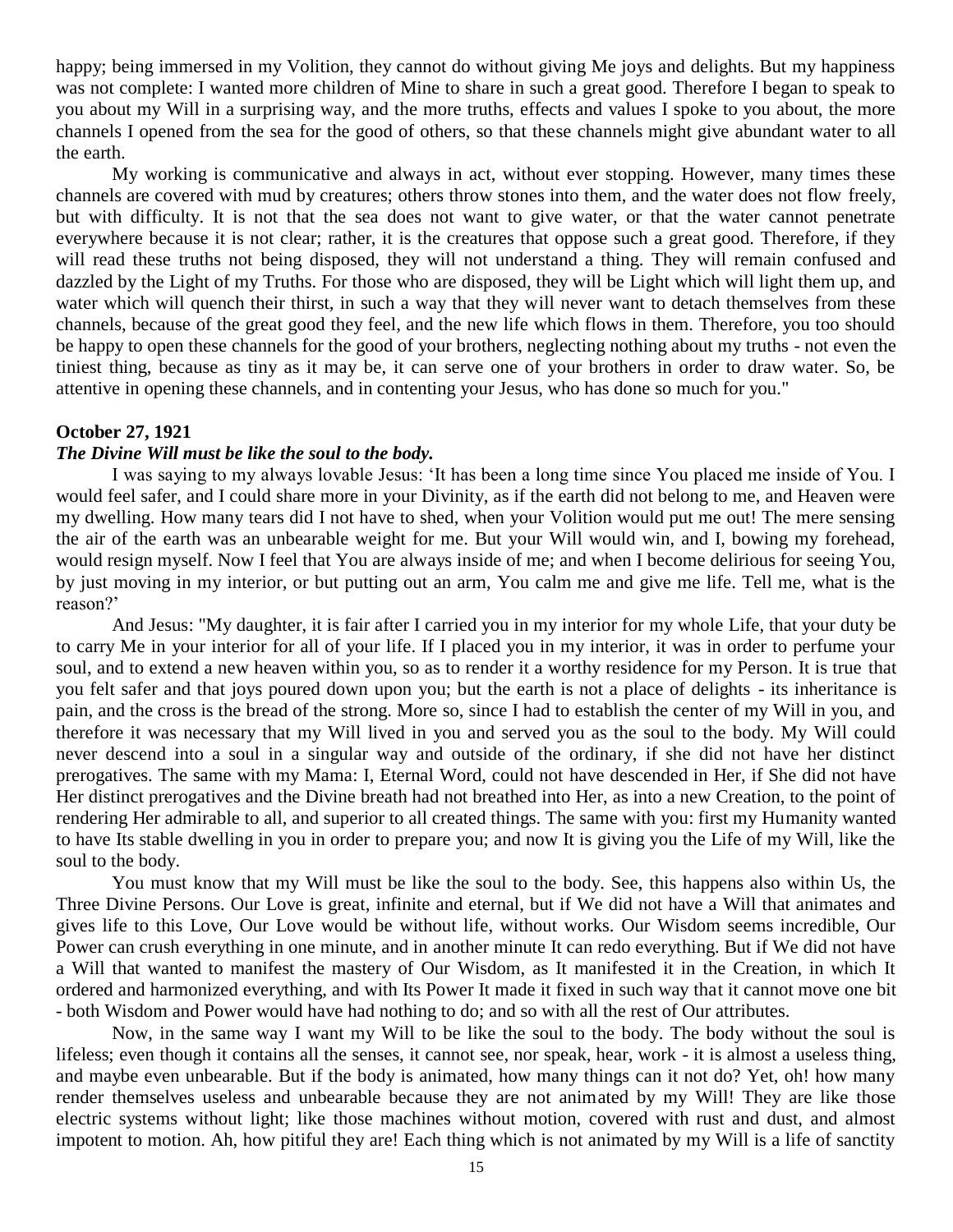happy; being immersed in my Volition, they cannot do without giving Me joys and delights. But my happiness was not complete: I wanted more children of Mine to share in such a great good. Therefore I began to speak to you about my Will in a surprising way, and the more truths, effects and values I spoke to you about, the more channels I opened from the sea for the good of others, so that these channels might give abundant water to all the earth.

My working is communicative and always in act, without ever stopping. However, many times these channels are covered with mud by creatures; others throw stones into them, and the water does not flow freely, but with difficulty. It is not that the sea does not want to give water, or that the water cannot penetrate everywhere because it is not clear; rather, it is the creatures that oppose such a great good. Therefore, if they will read these truths not being disposed, they will not understand a thing. They will remain confused and dazzled by the Light of my Truths. For those who are disposed, they will be Light which will light them up, and water which will quench their thirst, in such a way that they will never want to detach themselves from these channels, because of the great good they feel, and the new life which flows in them. Therefore, you too should be happy to open these channels for the good of your brothers, neglecting nothing about my truths - not even the tiniest thing, because as tiny as it may be, it can serve one of your brothers in order to draw water. So, be attentive in opening these channels, and in contenting your Jesus, who has done so much for you."

**October 27, 1921**

***The Divine Will must be like the soul to the body.***

I was saying to my always lovable Jesus: 'It has been a long time since You placed me inside of You. I would feel safer, and I could share more in your Divinity, as if the earth did not belong to me, and Heaven were my dwelling. How many tears did I not have to shed, when your Volition would put me out! The mere sensing the air of the earth was an unbearable weight for me. But your Will would win, and I, bowing my forehead, would resign myself. Now I feel that You are always inside of me; and when I become delirious for seeing You, by just moving in my interior, or but putting out an arm, You calm me and give me life. Tell me, what is the reason?'

And Jesus: "My daughter, it is fair after I carried you in my interior for my whole Life, that your duty be to carry Me in your interior for all of your life. If I placed you in my interior, it was in order to perfume your soul, and to extend a new heaven within you, so as to render it a worthy residence for my Person. It is true that you felt safer and that joys poured down upon you; but the earth is not a place of delights - its inheritance is pain, and the cross is the bread of the strong. More so, since I had to establish the center of my Will in you, and therefore it was necessary that my Will lived in you and served you as the soul to the body. My Will could never descend into a soul in a singular way and outside of the ordinary, if she did not have her distinct prerogatives. The same with my Mama: I, Eternal Word, could not have descended in Her, if She did not have Her distinct prerogatives and the Divine breath had not breathed into Her, as into a new Creation, to the point of rendering Her admirable to all, and superior to all created things. The same with you: first my Humanity wanted to have Its stable dwelling in you in order to prepare you; and now It is giving you the Life of my Will, like the soul to the body.

You must know that my Will must be like the soul to the body. See, this happens also within Us, the Three Divine Persons. Our Love is great, infinite and eternal, but if We did not have a Will that animates and gives life to this Love, Our Love would be without life, without works. Our Wisdom seems incredible, Our Power can crush everything in one minute, and in another minute It can redo everything. But if We did not have a Will that wanted to manifest the mastery of Our Wisdom, as It manifested it in the Creation, in which It ordered and harmonized everything, and with Its Power It made it fixed in such way that it cannot move one bit - both Wisdom and Power would have had nothing to do; and so with all the rest of Our attributes.

Now, in the same way I want my Will to be like the soul to the body. The body without the soul is lifeless; even though it contains all the senses, it cannot see, nor speak, hear, work - it is almost a useless thing, and maybe even unbearable. But if the body is animated, how many things can it not do? Yet, oh! how many render themselves useless and unbearable because they are not animated by my Will! They are like those electric systems without light; like those machines without motion, covered with rust and dust, and almost impotent to motion. Ah, how pitiful they are! Each thing which is not animated by my Will is a life of sanctity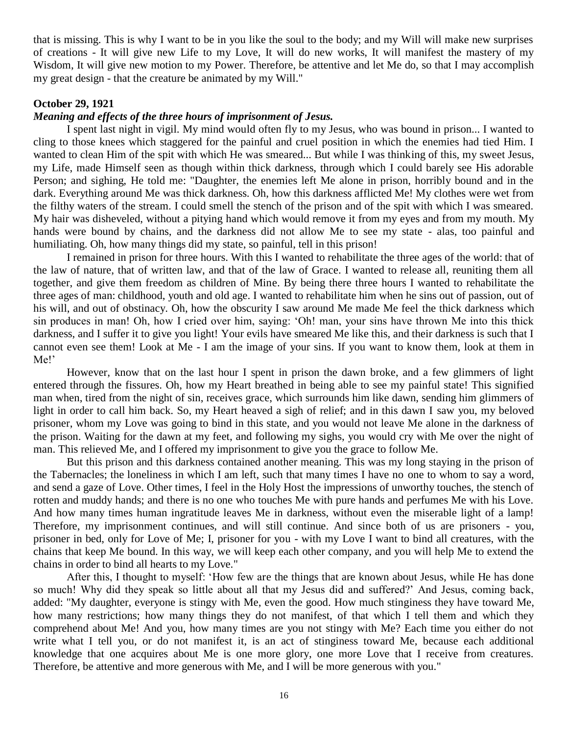that is missing. This is why I want to be in you like the soul to the body; and my Will will make new surprises of creations - It will give new Life to my Love, It will do new works, It will manifest the mastery of my Wisdom, It will give new motion to my Power. Therefore, be attentive and let Me do, so that I may accomplish my great design - that the creature be animated by my Will."

**October 29, 1921**

***Meaning and effects of the three hours of imprisonment of Jesus.***

I spent last night in vigil. My mind would often fly to my Jesus, who was bound in prison... I wanted to cling to those knees which staggered for the painful and cruel position in which the enemies had tied Him. I wanted to clean Him of the spit with which He was smeared... But while I was thinking of this, my sweet Jesus, my Life, made Himself seen as though within thick darkness, through which I could barely see His adorable Person; and sighing, He told me: "Daughter, the enemies left Me alone in prison, horribly bound and in the dark. Everything around Me was thick darkness. Oh, how this darkness afflicted Me! My clothes were wet from the filthy waters of the stream. I could smell the stench of the prison and of the spit with which I was smeared. My hair was disheveled, without a pitying hand which would remove it from my eyes and from my mouth. My hands were bound by chains, and the darkness did not allow Me to see my state - alas, too painful and humiliating. Oh, how many things did my state, so painful, tell in this prison!

I remained in prison for three hours. With this I wanted to rehabilitate the three ages of the world: that of the law of nature, that of written law, and that of the law of Grace. I wanted to release all, reuniting them all together, and give them freedom as children of Mine. By being there three hours I wanted to rehabilitate the three ages of man: childhood, youth and old age. I wanted to rehabilitate him when he sins out of passion, out of his will, and out of obstinacy. Oh, how the obscurity I saw around Me made Me feel the thick darkness which sin produces in man! Oh, how I cried over him, saying: 'Oh! man, your sins have thrown Me into this thick darkness, and I suffer it to give you light! Your evils have smeared Me like this, and their darkness is such that I cannot even see them! Look at Me - I am the image of your sins. If you want to know them, look at them in Me!'

However, know that on the last hour I spent in prison the dawn broke, and a few glimmers of light entered through the fissures. Oh, how my Heart breathed in being able to see my painful state! This signified man when, tired from the night of sin, receives grace, which surrounds him like dawn, sending him glimmers of light in order to call him back. So, my Heart heaved a sigh of relief; and in this dawn I saw you, my beloved prisoner, whom my Love was going to bind in this state, and you would not leave Me alone in the darkness of the prison. Waiting for the dawn at my feet, and following my sighs, you would cry with Me over the night of man. This relieved Me, and I offered my imprisonment to give you the grace to follow Me.

But this prison and this darkness contained another meaning. This was my long staying in the prison of the Tabernacles; the loneliness in which I am left, such that many times I have no one to whom to say a word, and send a gaze of Love. Other times, I feel in the Holy Host the impressions of unworthy touches, the stench of rotten and muddy hands; and there is no one who touches Me with pure hands and perfumes Me with his Love. And how many times human ingratitude leaves Me in darkness, without even the miserable light of a lamp! Therefore, my imprisonment continues, and will still continue. And since both of us are prisoners - you, prisoner in bed, only for Love of Me; I, prisoner for you - with my Love I want to bind all creatures, with the chains that keep Me bound. In this way, we will keep each other company, and you will help Me to extend the chains in order to bind all hearts to my Love."

After this, I thought to myself: 'How few are the things that are known about Jesus, while He has done so much! Why did they speak so little about all that my Jesus did and suffered?' And Jesus, coming back, added: "My daughter, everyone is stingy with Me, even the good. How much stinginess they have toward Me, how many restrictions; how many things they do not manifest, of that which I tell them and which they comprehend about Me! And you, how many times are you not stingy with Me? Each time you either do not write what I tell you, or do not manifest it, is an act of stinginess toward Me, because each additional knowledge that one acquires about Me is one more glory, one more Love that I receive from creatures. Therefore, be attentive and more generous with Me, and I will be more generous with you."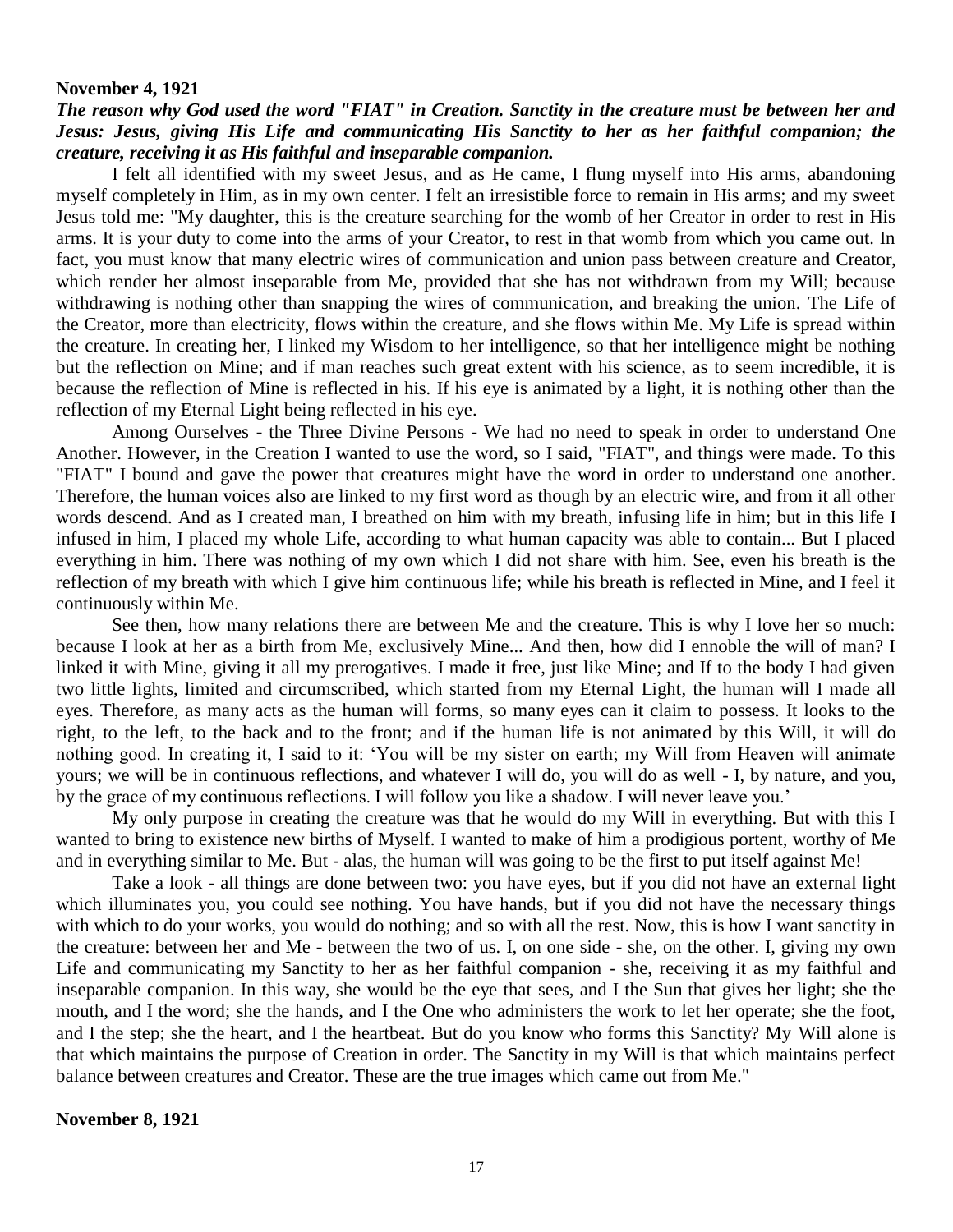**November 4, 1921**

***The reason why God used the word "FIAT" in Creation. Sanctity in the creature must be between her and Jesus: Jesus, giving His Life and communicating His Sanctity to her as her faithful companion; the creature, receiving it as His faithful and inseparable companion.***

I felt all identified with my sweet Jesus, and as He came, I flung myself into His arms, abandoning myself completely in Him, as in my own center. I felt an irresistible force to remain in His arms; and my sweet Jesus told me: "My daughter, this is the creature searching for the womb of her Creator in order to rest in His arms. It is your duty to come into the arms of your Creator, to rest in that womb from which you came out. In fact, you must know that many electric wires of communication and union pass between creature and Creator, which render her almost inseparable from Me, provided that she has not withdrawn from my Will; because withdrawing is nothing other than snapping the wires of communication, and breaking the union. The Life of the Creator, more than electricity, flows within the creature, and she flows within Me. My Life is spread within the creature. In creating her, I linked my Wisdom to her intelligence, so that her intelligence might be nothing but the reflection on Mine; and if man reaches such great extent with his science, as to seem incredible, it is because the reflection of Mine is reflected in his. If his eye is animated by a light, it is nothing other than the reflection of my Eternal Light being reflected in his eye.

Among Ourselves - the Three Divine Persons - We had no need to speak in order to understand One Another. However, in the Creation I wanted to use the word, so I said, "FIAT", and things were made. To this "FIAT" I bound and gave the power that creatures might have the word in order to understand one another. Therefore, the human voices also are linked to my first word as though by an electric wire, and from it all other words descend. And as I created man, I breathed on him with my breath, infusing life in him; but in this life I infused in him, I placed my whole Life, according to what human capacity was able to contain... But I placed everything in him. There was nothing of my own which I did not share with him. See, even his breath is the reflection of my breath with which I give him continuous life; while his breath is reflected in Mine, and I feel it continuously within Me.

See then, how many relations there are between Me and the creature. This is why I love her so much: because I look at her as a birth from Me, exclusively Mine... And then, how did I ennoble the will of man? I linked it with Mine, giving it all my prerogatives. I made it free, just like Mine; and If to the body I had given two little lights, limited and circumscribed, which started from my Eternal Light, the human will I made all eyes. Therefore, as many acts as the human will forms, so many eyes can it claim to possess. It looks to the right, to the left, to the back and to the front; and if the human life is not animated by this Will, it will do nothing good. In creating it, I said to it: 'You will be my sister on earth; my Will from Heaven will animate yours; we will be in continuous reflections, and whatever I will do, you will do as well - I, by nature, and you, by the grace of my continuous reflections. I will follow you like a shadow. I will never leave you.'

My only purpose in creating the creature was that he would do my Will in everything. But with this I wanted to bring to existence new births of Myself. I wanted to make of him a prodigious portent, worthy of Me and in everything similar to Me. But - alas, the human will was going to be the first to put itself against Me!

Take a look - all things are done between two: you have eyes, but if you did not have an external light which illuminates you, you could see nothing. You have hands, but if you did not have the necessary things with which to do your works, you would do nothing; and so with all the rest. Now, this is how I want sanctity in the creature: between her and Me - between the two of us. I, on one side - she, on the other. I, giving my own Life and communicating my Sanctity to her as her faithful companion - she, receiving it as my faithful and inseparable companion. In this way, she would be the eye that sees, and I the Sun that gives her light; she the mouth, and I the word; she the hands, and I the One who administers the work to let her operate; she the foot, and I the step; she the heart, and I the heartbeat. But do you know who forms this Sanctity? My Will alone is that which maintains the purpose of Creation in order. The Sanctity in my Will is that which maintains perfect balance between creatures and Creator. These are the true images which came out from Me."

**November 8, 1921**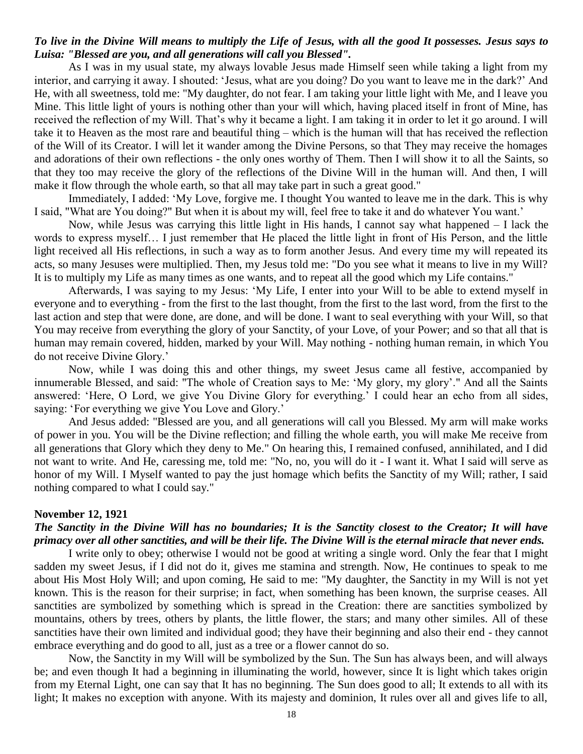***To live in the Divine Will means to multiply the Life of Jesus, with all the good It possesses. Jesus says to Luisa: "Blessed are you, and all generations will call you Blessed".***

As I was in my usual state, my always lovable Jesus made Himself seen while taking a light from my interior, and carrying it away. I shouted: 'Jesus, what are you doing? Do you want to leave me in the dark?' And He, with all sweetness, told me: "My daughter, do not fear. I am taking your little light with Me, and I leave you Mine. This little light of yours is nothing other than your will which, having placed itself in front of Mine, has received the reflection of my Will. That's why it became a light. I am taking it in order to let it go around. I will take it to Heaven as the most rare and beautiful thing – which is the human will that has received the reflection of the Will of its Creator. I will let it wander among the Divine Persons, so that They may receive the homages and adorations of their own reflections - the only ones worthy of Them. Then I will show it to all the Saints, so that they too may receive the glory of the reflections of the Divine Will in the human will. And then, I will make it flow through the whole earth, so that all may take part in such a great good."

Immediately, I added: 'My Love, forgive me. I thought You wanted to leave me in the dark. This is why I said, "What are You doing?" But when it is about my will, feel free to take it and do whatever You want.'

Now, while Jesus was carrying this little light in His hands, I cannot say what happened – I lack the words to express myself… I just remember that He placed the little light in front of His Person, and the little light received all His reflections, in such a way as to form another Jesus. And every time my will repeated its acts, so many Jesuses were multiplied. Then, my Jesus told me: "Do you see what it means to live in my Will? It is to multiply my Life as many times as one wants, and to repeat all the good which my Life contains."

Afterwards, I was saying to my Jesus: 'My Life, I enter into your Will to be able to extend myself in everyone and to everything - from the first to the last thought, from the first to the last word, from the first to the last action and step that were done, are done, and will be done. I want to seal everything with your Will, so that You may receive from everything the glory of your Sanctity, of your Love, of your Power; and so that all that is human may remain covered, hidden, marked by your Will. May nothing - nothing human remain, in which You do not receive Divine Glory.'

Now, while I was doing this and other things, my sweet Jesus came all festive, accompanied by innumerable Blessed, and said: "The whole of Creation says to Me: 'My glory, my glory'." And all the Saints answered: 'Here, O Lord, we give You Divine Glory for everything.' I could hear an echo from all sides, saying: 'For everything we give You Love and Glory.'

And Jesus added: "Blessed are you, and all generations will call you Blessed. My arm will make works of power in you. You will be the Divine reflection; and filling the whole earth, you will make Me receive from all generations that Glory which they deny to Me." On hearing this, I remained confused, annihilated, and I did not want to write. And He, caressing me, told me: "No, no, you will do it - I want it. What I said will serve as honor of my Will. I Myself wanted to pay the just homage which befits the Sanctity of my Will; rather, I said nothing compared to what I could say."

**November 12, 1921**

***The Sanctity in the Divine Will has no boundaries; It is the Sanctity closest to the Creator; It will have primacy over all other sanctities, and will be their life. The Divine Will is the eternal miracle that never ends.***

I write only to obey; otherwise I would not be good at writing a single word. Only the fear that I might sadden my sweet Jesus, if I did not do it, gives me stamina and strength. Now, He continues to speak to me about His Most Holy Will; and upon coming, He said to me: "My daughter, the Sanctity in my Will is not yet known. This is the reason for their surprise; in fact, when something has been known, the surprise ceases. All sanctities are symbolized by something which is spread in the Creation: there are sanctities symbolized by mountains, others by trees, others by plants, the little flower, the stars; and many other similes. All of these sanctities have their own limited and individual good; they have their beginning and also their end - they cannot embrace everything and do good to all, just as a tree or a flower cannot do so.

Now, the Sanctity in my Will will be symbolized by the Sun. The Sun has always been, and will always be; and even though It had a beginning in illuminating the world, however, since It is light which takes origin from my Eternal Light, one can say that It has no beginning. The Sun does good to all; It extends to all with its light; It makes no exception with anyone. With its majesty and dominion, It rules over all and gives life to all,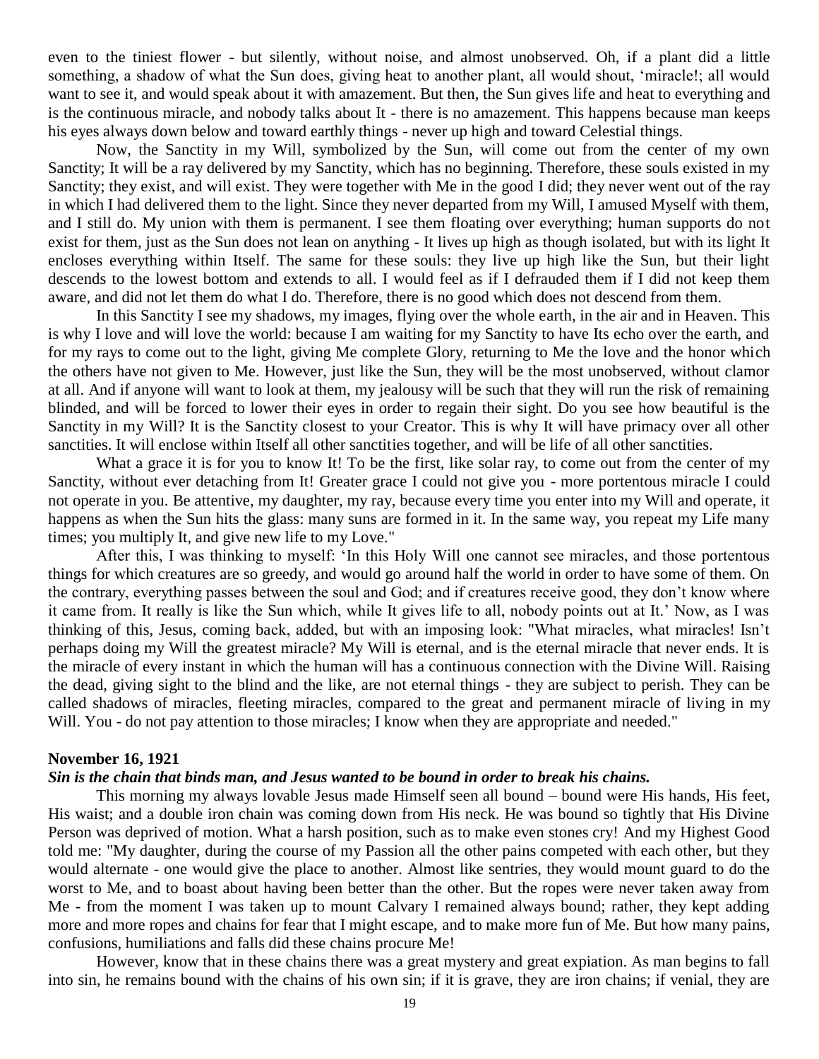even to the tiniest flower - but silently, without noise, and almost unobserved. Oh, if a plant did a little something, a shadow of what the Sun does, giving heat to another plant, all would shout, 'miracle!; all would want to see it, and would speak about it with amazement. But then, the Sun gives life and heat to everything and is the continuous miracle, and nobody talks about It - there is no amazement. This happens because man keeps his eyes always down below and toward earthly things - never up high and toward Celestial things.

Now, the Sanctity in my Will, symbolized by the Sun, will come out from the center of my own Sanctity; It will be a ray delivered by my Sanctity, which has no beginning. Therefore, these souls existed in my Sanctity; they exist, and will exist. They were together with Me in the good I did; they never went out of the ray in which I had delivered them to the light. Since they never departed from my Will, I amused Myself with them, and I still do. My union with them is permanent. I see them floating over everything; human supports do not exist for them, just as the Sun does not lean on anything - It lives up high as though isolated, but with its light It encloses everything within Itself. The same for these souls: they live up high like the Sun, but their light descends to the lowest bottom and extends to all. I would feel as if I defrauded them if I did not keep them aware, and did not let them do what I do. Therefore, there is no good which does not descend from them.

In this Sanctity I see my shadows, my images, flying over the whole earth, in the air and in Heaven. This is why I love and will love the world: because I am waiting for my Sanctity to have Its echo over the earth, and for my rays to come out to the light, giving Me complete Glory, returning to Me the love and the honor which the others have not given to Me. However, just like the Sun, they will be the most unobserved, without clamor at all. And if anyone will want to look at them, my jealousy will be such that they will run the risk of remaining blinded, and will be forced to lower their eyes in order to regain their sight. Do you see how beautiful is the Sanctity in my Will? It is the Sanctity closest to your Creator. This is why It will have primacy over all other sanctities. It will enclose within Itself all other sanctities together, and will be life of all other sanctities.

What a grace it is for you to know It! To be the first, like solar ray, to come out from the center of my Sanctity, without ever detaching from It! Greater grace I could not give you - more portentous miracle I could not operate in you. Be attentive, my daughter, my ray, because every time you enter into my Will and operate, it happens as when the Sun hits the glass: many suns are formed in it. In the same way, you repeat my Life many times; you multiply It, and give new life to my Love."

After this, I was thinking to myself: 'In this Holy Will one cannot see miracles, and those portentous things for which creatures are so greedy, and would go around half the world in order to have some of them. On the contrary, everything passes between the soul and God; and if creatures receive good, they don't know where it came from. It really is like the Sun which, while It gives life to all, nobody points out at It.' Now, as I was thinking of this, Jesus, coming back, added, but with an imposing look: "What miracles, what miracles! Isn't perhaps doing my Will the greatest miracle? My Will is eternal, and is the eternal miracle that never ends. It is the miracle of every instant in which the human will has a continuous connection with the Divine Will. Raising the dead, giving sight to the blind and the like, are not eternal things - they are subject to perish. They can be called shadows of miracles, fleeting miracles, compared to the great and permanent miracle of living in my Will. You - do not pay attention to those miracles; I know when they are appropriate and needed."

**November 16, 1921**

***Sin is the chain that binds man, and Jesus wanted to be bound in order to break his chains.***

This morning my always lovable Jesus made Himself seen all bound – bound were His hands, His feet, His waist; and a double iron chain was coming down from His neck. He was bound so tightly that His Divine Person was deprived of motion. What a harsh position, such as to make even stones cry! And my Highest Good told me: "My daughter, during the course of my Passion all the other pains competed with each other, but they would alternate - one would give the place to another. Almost like sentries, they would mount guard to do the worst to Me, and to boast about having been better than the other. But the ropes were never taken away from Me - from the moment I was taken up to mount Calvary I remained always bound; rather, they kept adding more and more ropes and chains for fear that I might escape, and to make more fun of Me. But how many pains, confusions, humiliations and falls did these chains procure Me!

However, know that in these chains there was a great mystery and great expiation. As man begins to fall into sin, he remains bound with the chains of his own sin; if it is grave, they are iron chains; if venial, they are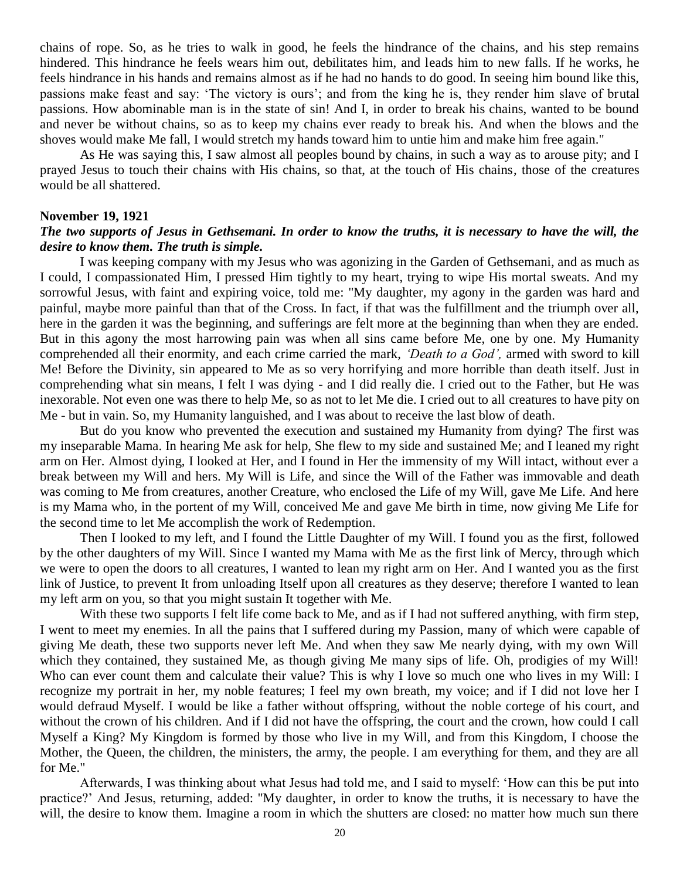chains of rope. So, as he tries to walk in good, he feels the hindrance of the chains, and his step remains hindered. This hindrance he feels wears him out, debilitates him, and leads him to new falls. If he works, he feels hindrance in his hands and remains almost as if he had no hands to do good. In seeing him bound like this, passions make feast and say: 'The victory is ours'; and from the king he is, they render him slave of brutal passions. How abominable man is in the state of sin! And I, in order to break his chains, wanted to be bound and never be without chains, so as to keep my chains ever ready to break his. And when the blows and the shoves would make Me fall, I would stretch my hands toward him to untie him and make him free again."

As He was saying this, I saw almost all peoples bound by chains, in such a way as to arouse pity; and I prayed Jesus to touch their chains with His chains, so that, at the touch of His chains, those of the creatures would be all shattered.

**November 19, 1921**

***The two supports of Jesus in Gethsemani. In order to know the truths, it is necessary to have the will, the desire to know them. The truth is simple.***

I was keeping company with my Jesus who was agonizing in the Garden of Gethsemani, and as much as I could, I compassionated Him, I pressed Him tightly to my heart, trying to wipe His mortal sweats. And my sorrowful Jesus, with faint and expiring voice, told me: "My daughter, my agony in the garden was hard and painful, maybe more painful than that of the Cross. In fact, if that was the fulfillment and the triumph over all, here in the garden it was the beginning, and sufferings are felt more at the beginning than when they are ended. But in this agony the most harrowing pain was when all sins came before Me, one by one. My Humanity comprehended all their enormity, and each crime carried the mark, *'Death to a God',* armed with sword to kill Me! Before the Divinity, sin appeared to Me as so very horrifying and more horrible than death itself. Just in comprehending what sin means, I felt I was dying - and I did really die. I cried out to the Father, but He was inexorable. Not even one was there to help Me, so as not to let Me die. I cried out to all creatures to have pity on Me - but in vain. So, my Humanity languished, and I was about to receive the last blow of death.

But do you know who prevented the execution and sustained my Humanity from dying? The first was my inseparable Mama. In hearing Me ask for help, She flew to my side and sustained Me; and I leaned my right arm on Her. Almost dying, I looked at Her, and I found in Her the immensity of my Will intact, without ever a break between my Will and hers. My Will is Life, and since the Will of the Father was immovable and death was coming to Me from creatures, another Creature, who enclosed the Life of my Will, gave Me Life. And here is my Mama who, in the portent of my Will, conceived Me and gave Me birth in time, now giving Me Life for the second time to let Me accomplish the work of Redemption.

Then I looked to my left, and I found the Little Daughter of my Will. I found you as the first, followed by the other daughters of my Will. Since I wanted my Mama with Me as the first link of Mercy, through which we were to open the doors to all creatures, I wanted to lean my right arm on Her. And I wanted you as the first link of Justice, to prevent It from unloading Itself upon all creatures as they deserve; therefore I wanted to lean my left arm on you, so that you might sustain It together with Me.

With these two supports I felt life come back to Me, and as if I had not suffered anything, with firm step, I went to meet my enemies. In all the pains that I suffered during my Passion, many of which were capable of giving Me death, these two supports never left Me. And when they saw Me nearly dying, with my own Will which they contained, they sustained Me, as though giving Me many sips of life. Oh, prodigies of my Will! Who can ever count them and calculate their value? This is why I love so much one who lives in my Will: I recognize my portrait in her, my noble features; I feel my own breath, my voice; and if I did not love her I would defraud Myself. I would be like a father without offspring, without the noble cortege of his court, and without the crown of his children. And if I did not have the offspring, the court and the crown, how could I call Myself a King? My Kingdom is formed by those who live in my Will, and from this Kingdom, I choose the Mother, the Queen, the children, the ministers, the army, the people. I am everything for them, and they are all for Me."

Afterwards, I was thinking about what Jesus had told me, and I said to myself: 'How can this be put into practice?' And Jesus, returning, added: "My daughter, in order to know the truths, it is necessary to have the will, the desire to know them. Imagine a room in which the shutters are closed: no matter how much sun there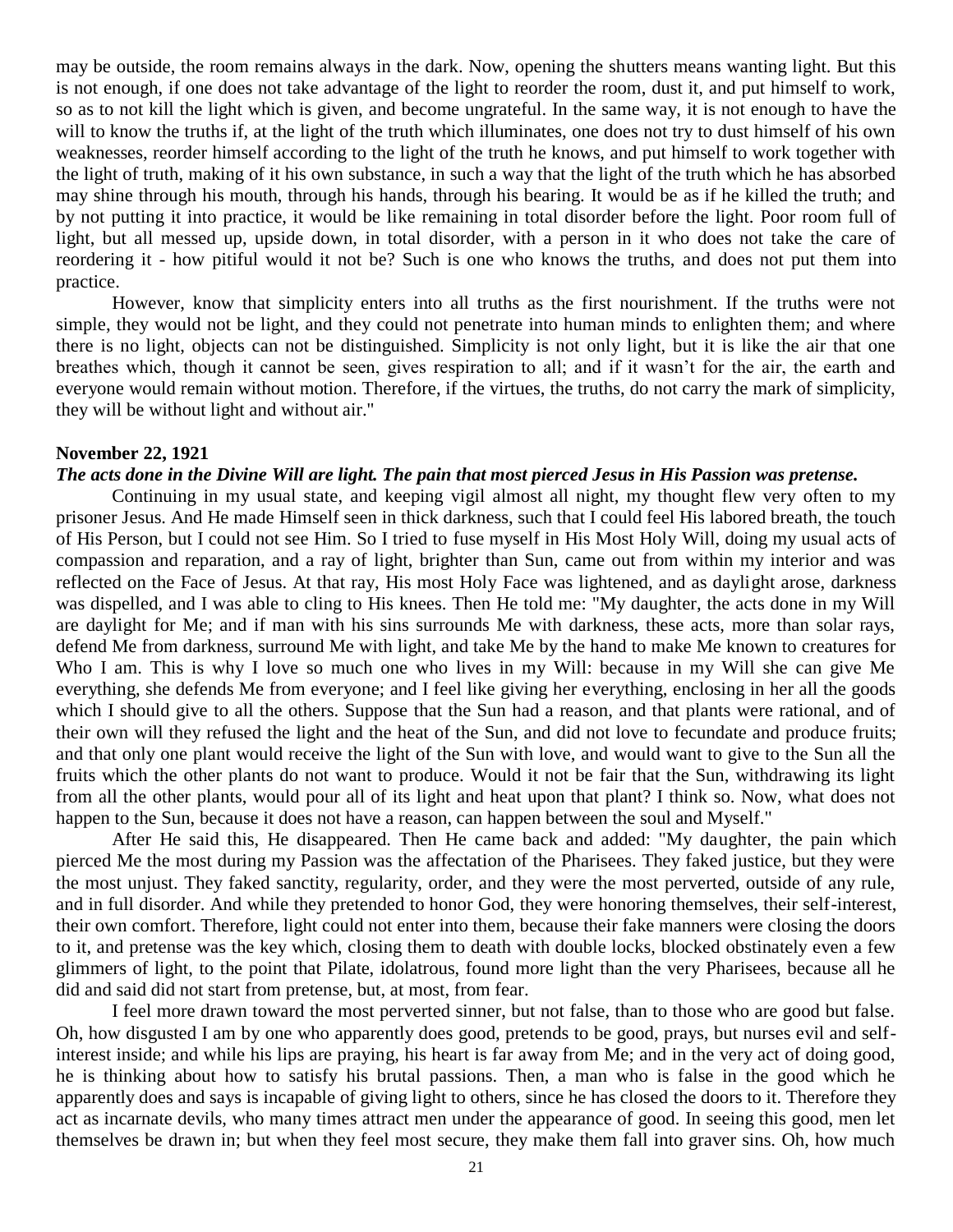may be outside, the room remains always in the dark. Now, opening the shutters means wanting light. But this is not enough, if one does not take advantage of the light to reorder the room, dust it, and put himself to work, so as to not kill the light which is given, and become ungrateful. In the same way, it is not enough to have the will to know the truths if, at the light of the truth which illuminates, one does not try to dust himself of his own weaknesses, reorder himself according to the light of the truth he knows, and put himself to work together with the light of truth, making of it his own substance, in such a way that the light of the truth which he has absorbed may shine through his mouth, through his hands, through his bearing. It would be as if he killed the truth; and by not putting it into practice, it would be like remaining in total disorder before the light. Poor room full of light, but all messed up, upside down, in total disorder, with a person in it who does not take the care of reordering it - how pitiful would it not be? Such is one who knows the truths, and does not put them into practice.

However, know that simplicity enters into all truths as the first nourishment. If the truths were not simple, they would not be light, and they could not penetrate into human minds to enlighten them; and where there is no light, objects can not be distinguished. Simplicity is not only light, but it is like the air that one breathes which, though it cannot be seen, gives respiration to all; and if it wasn't for the air, the earth and everyone would remain without motion. Therefore, if the virtues, the truths, do not carry the mark of simplicity, they will be without light and without air."

**November 22, 1921**

***The acts done in the Divine Will are light. The pain that most pierced Jesus in His Passion was pretense.***

Continuing in my usual state, and keeping vigil almost all night, my thought flew very often to my prisoner Jesus. And He made Himself seen in thick darkness, such that I could feel His labored breath, the touch of His Person, but I could not see Him. So I tried to fuse myself in His Most Holy Will, doing my usual acts of compassion and reparation, and a ray of light, brighter than Sun, came out from within my interior and was reflected on the Face of Jesus. At that ray, His most Holy Face was lightened, and as daylight arose, darkness was dispelled, and I was able to cling to His knees. Then He told me: "My daughter, the acts done in my Will are daylight for Me; and if man with his sins surrounds Me with darkness, these acts, more than solar rays, defend Me from darkness, surround Me with light, and take Me by the hand to make Me known to creatures for Who I am. This is why I love so much one who lives in my Will: because in my Will she can give Me everything, she defends Me from everyone; and I feel like giving her everything, enclosing in her all the goods which I should give to all the others. Suppose that the Sun had a reason, and that plants were rational, and of their own will they refused the light and the heat of the Sun, and did not love to fecundate and produce fruits; and that only one plant would receive the light of the Sun with love, and would want to give to the Sun all the fruits which the other plants do not want to produce. Would it not be fair that the Sun, withdrawing its light from all the other plants, would pour all of its light and heat upon that plant? I think so. Now, what does not happen to the Sun, because it does not have a reason, can happen between the soul and Myself."

After He said this, He disappeared. Then He came back and added: "My daughter, the pain which pierced Me the most during my Passion was the affectation of the Pharisees. They faked justice, but they were the most unjust. They faked sanctity, regularity, order, and they were the most perverted, outside of any rule, and in full disorder. And while they pretended to honor God, they were honoring themselves, their self-interest, their own comfort. Therefore, light could not enter into them, because their fake manners were closing the doors to it, and pretense was the key which, closing them to death with double locks, blocked obstinately even a few glimmers of light, to the point that Pilate, idolatrous, found more light than the very Pharisees, because all he did and said did not start from pretense, but, at most, from fear.

I feel more drawn toward the most perverted sinner, but not false, than to those who are good but false. Oh, how disgusted I am by one who apparently does good, pretends to be good, prays, but nurses evil and self-interest inside; and while his lips are praying, his heart is far away from Me; and in the very act of doing good, he is thinking about how to satisfy his brutal passions. Then, a man who is false in the good which he apparently does and says is incapable of giving light to others, since he has closed the doors to it. Therefore they act as incarnate devils, who many times attract men under the appearance of good. In seeing this good, men let themselves be drawn in; but when they feel most secure, they make them fall into graver sins. Oh, how much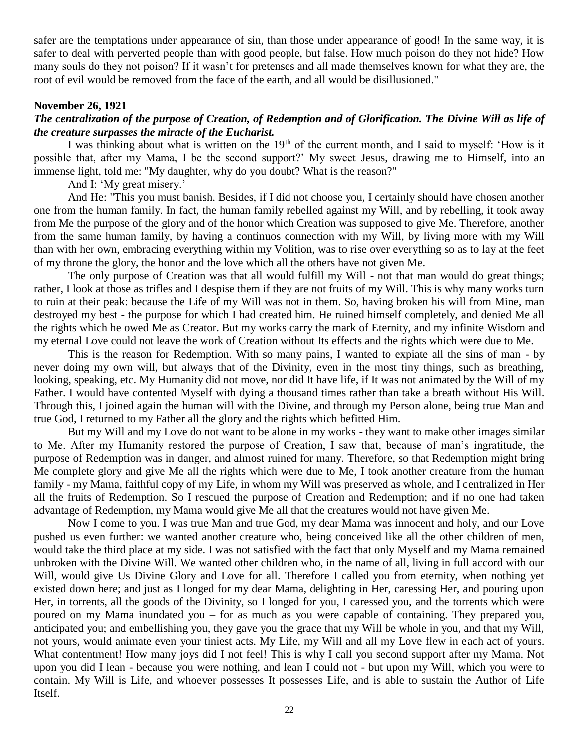safer are the temptations under appearance of sin, than those under appearance of good! In the same way, it is safer to deal with perverted people than with good people, but false. How much poison do they not hide? How many souls do they not poison? If it wasn't for pretenses and all made themselves known for what they are, the root of evil would be removed from the face of the earth, and all would be disillusioned."

**November 26, 1921**

***The centralization of the purpose of Creation, of Redemption and of Glorification. The Divine Will as life of the creature surpasses the miracle of the Eucharist.***

I was thinking about what is written on the 19th of the current month, and I said to myself: 'How is it possible that, after my Mama, I be the second support?' My sweet Jesus, drawing me to Himself, into an immense light, told me: "My daughter, why do you doubt? What is the reason?"

And I: 'My great misery.'

And He: "This you must banish. Besides, if I did not choose you, I certainly should have chosen another one from the human family. In fact, the human family rebelled against my Will, and by rebelling, it took away from Me the purpose of the glory and of the honor which Creation was supposed to give Me. Therefore, another from the same human family, by having a continuos connection with my Will, by living more with my Will than with her own, embracing everything within my Volition, was to rise over everything so as to lay at the feet of my throne the glory, the honor and the love which all the others have not given Me.

The only purpose of Creation was that all would fulfill my Will - not that man would do great things; rather, I look at those as trifles and I despise them if they are not fruits of my Will. This is why many works turn to ruin at their peak: because the Life of my Will was not in them. So, having broken his will from Mine, man destroyed my best - the purpose for which I had created him. He ruined himself completely, and denied Me all the rights which he owed Me as Creator. But my works carry the mark of Eternity, and my infinite Wisdom and my eternal Love could not leave the work of Creation without Its effects and the rights which were due to Me.

This is the reason for Redemption. With so many pains, I wanted to expiate all the sins of man - by never doing my own will, but always that of the Divinity, even in the most tiny things, such as breathing, looking, speaking, etc. My Humanity did not move, nor did It have life, if It was not animated by the Will of my Father. I would have contented Myself with dying a thousand times rather than take a breath without His Will. Through this, I joined again the human will with the Divine, and through my Person alone, being true Man and true God, I returned to my Father all the glory and the rights which befitted Him.

But my Will and my Love do not want to be alone in my works - they want to make other images similar to Me. After my Humanity restored the purpose of Creation, I saw that, because of man's ingratitude, the purpose of Redemption was in danger, and almost ruined for many. Therefore, so that Redemption might bring Me complete glory and give Me all the rights which were due to Me, I took another creature from the human family - my Mama, faithful copy of my Life, in whom my Will was preserved as whole, and I centralized in Her all the fruits of Redemption. So I rescued the purpose of Creation and Redemption; and if no one had taken advantage of Redemption, my Mama would give Me all that the creatures would not have given Me.

Now I come to you. I was true Man and true God, my dear Mama was innocent and holy, and our Love pushed us even further: we wanted another creature who, being conceived like all the other children of men, would take the third place at my side. I was not satisfied with the fact that only Myself and my Mama remained unbroken with the Divine Will. We wanted other children who, in the name of all, living in full accord with our Will, would give Us Divine Glory and Love for all. Therefore I called you from eternity, when nothing yet existed down here; and just as I longed for my dear Mama, delighting in Her, caressing Her, and pouring upon Her, in torrents, all the goods of the Divinity, so I longed for you, I caressed you, and the torrents which were poured on my Mama inundated you – for as much as you were capable of containing. They prepared you, anticipated you; and embellishing you, they gave you the grace that my Will be whole in you, and that my Will, not yours, would animate even your tiniest acts. My Life, my Will and all my Love flew in each act of yours. What contentment! How many joys did I not feel! This is why I call you second support after my Mama. Not upon you did I lean - because you were nothing, and lean I could not - but upon my Will, which you were to contain. My Will is Life, and whoever possesses It possesses Life, and is able to sustain the Author of Life Itself.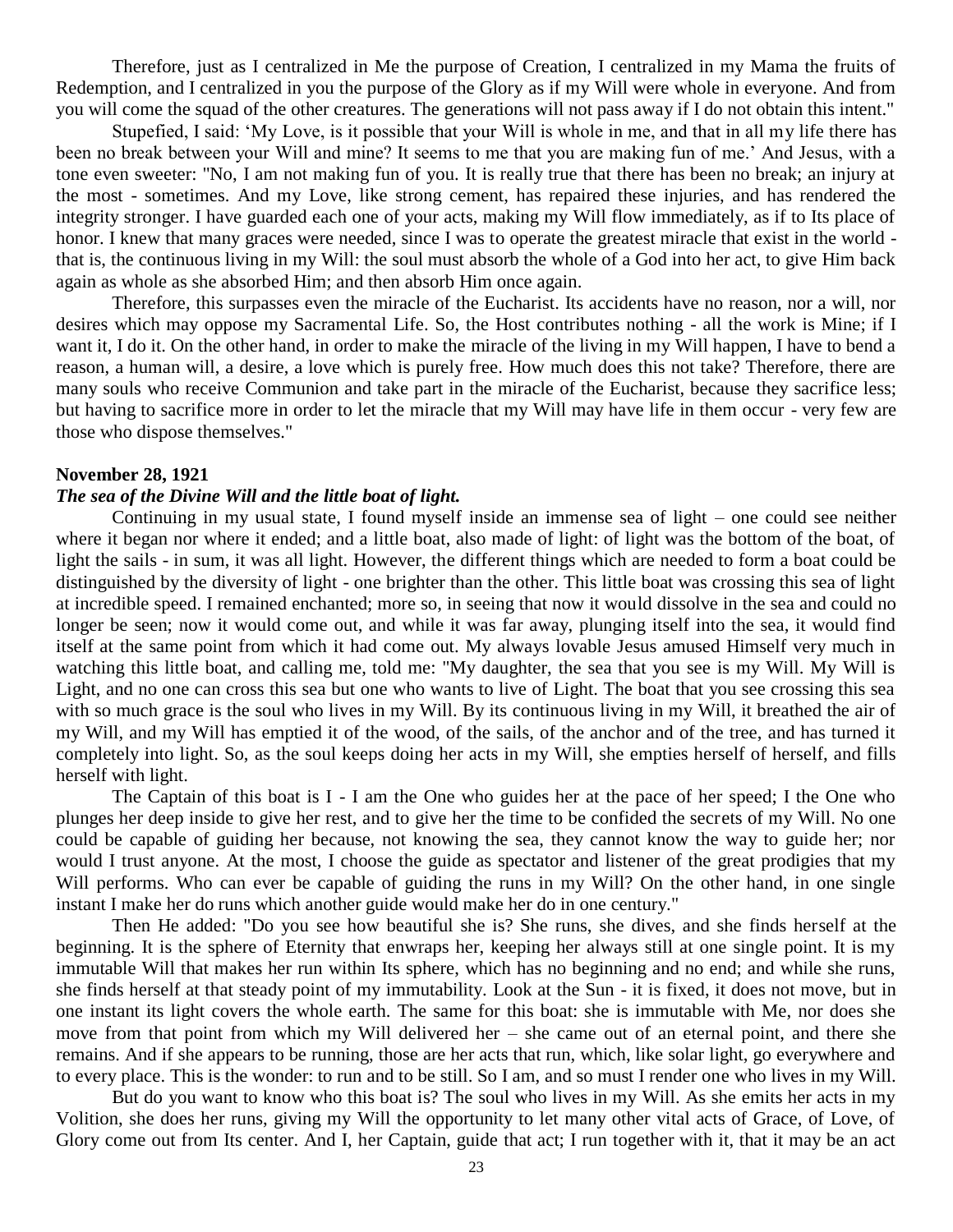Therefore, just as I centralized in Me the purpose of Creation, I centralized in my Mama the fruits of Redemption, and I centralized in you the purpose of the Glory as if my Will were whole in everyone. And from you will come the squad of the other creatures. The generations will not pass away if I do not obtain this intent."

Stupefied, I said: 'My Love, is it possible that your Will is whole in me, and that in all my life there has been no break between your Will and mine? It seems to me that you are making fun of me.' And Jesus, with a tone even sweeter: "No, I am not making fun of you. It is really true that there has been no break; an injury at the most - sometimes. And my Love, like strong cement, has repaired these injuries, and has rendered the integrity stronger. I have guarded each one of your acts, making my Will flow immediately, as if to Its place of honor. I knew that many graces were needed, since I was to operate the greatest miracle that exist in the world - that is, the continuous living in my Will: the soul must absorb the whole of a God into her act, to give Him back again as whole as she absorbed Him; and then absorb Him once again.

Therefore, this surpasses even the miracle of the Eucharist. Its accidents have no reason, nor a will, nor desires which may oppose my Sacramental Life. So, the Host contributes nothing - all the work is Mine; if I want it, I do it. On the other hand, in order to make the miracle of the living in my Will happen, I have to bend a reason, a human will, a desire, a love which is purely free. How much does this not take? Therefore, there are many souls who receive Communion and take part in the miracle of the Eucharist, because they sacrifice less; but having to sacrifice more in order to let the miracle that my Will may have life in them occur - very few are those who dispose themselves."

**November 28, 1921**

***The sea of the Divine Will and the little boat of light.***

Continuing in my usual state, I found myself inside an immense sea of light – one could see neither where it began nor where it ended; and a little boat, also made of light: of light was the bottom of the boat, of light the sails - in sum, it was all light. However, the different things which are needed to form a boat could be distinguished by the diversity of light - one brighter than the other. This little boat was crossing this sea of light at incredible speed. I remained enchanted; more so, in seeing that now it would dissolve in the sea and could no longer be seen; now it would come out, and while it was far away, plunging itself into the sea, it would find itself at the same point from which it had come out. My always lovable Jesus amused Himself very much in watching this little boat, and calling me, told me: "My daughter, the sea that you see is my Will. My Will is Light, and no one can cross this sea but one who wants to live of Light. The boat that you see crossing this sea with so much grace is the soul who lives in my Will. By its continuous living in my Will, it breathed the air of my Will, and my Will has emptied it of the wood, of the sails, of the anchor and of the tree, and has turned it completely into light. So, as the soul keeps doing her acts in my Will, she empties herself of herself, and fills herself with light.

The Captain of this boat is I - I am the One who guides her at the pace of her speed; I the One who plunges her deep inside to give her rest, and to give her the time to be confided the secrets of my Will. No one could be capable of guiding her because, not knowing the sea, they cannot know the way to guide her; nor would I trust anyone. At the most, I choose the guide as spectator and listener of the great prodigies that my Will performs. Who can ever be capable of guiding the runs in my Will? On the other hand, in one single instant I make her do runs which another guide would make her do in one century."

Then He added: "Do you see how beautiful she is? She runs, she dives, and she finds herself at the beginning. It is the sphere of Eternity that enwraps her, keeping her always still at one single point. It is my immutable Will that makes her run within Its sphere, which has no beginning and no end; and while she runs, she finds herself at that steady point of my immutability. Look at the Sun - it is fixed, it does not move, but in one instant its light covers the whole earth. The same for this boat: she is immutable with Me, nor does she move from that point from which my Will delivered her – she came out of an eternal point, and there she remains. And if she appears to be running, those are her acts that run, which, like solar light, go everywhere and to every place. This is the wonder: to run and to be still. So I am, and so must I render one who lives in my Will.

But do you want to know who this boat is? The soul who lives in my Will. As she emits her acts in my Volition, she does her runs, giving my Will the opportunity to let many other vital acts of Grace, of Love, of Glory come out from Its center. And I, her Captain, guide that act; I run together with it, that it may be an act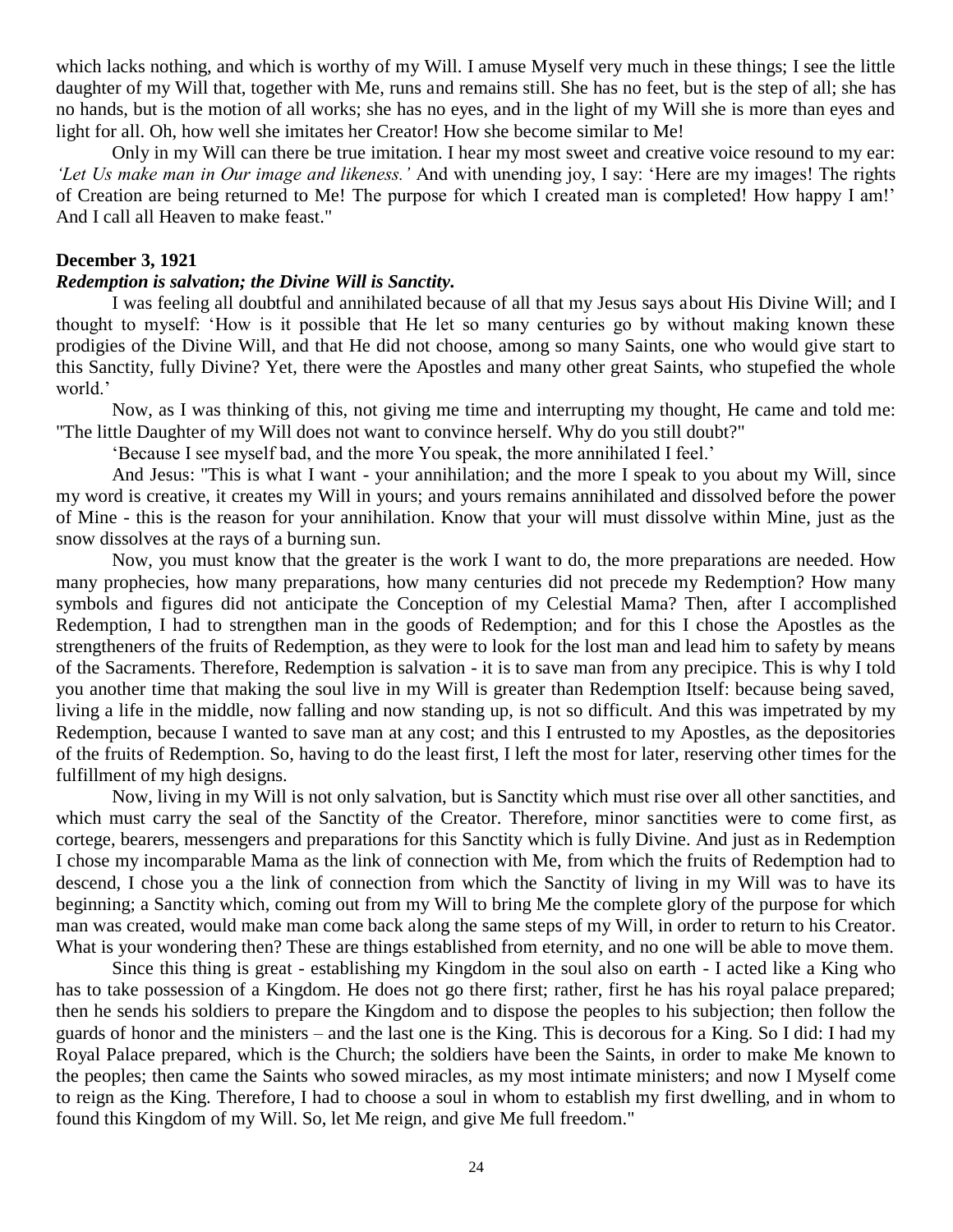which lacks nothing, and which is worthy of my Will. I amuse Myself very much in these things; I see the little daughter of my Will that, together with Me, runs and remains still. She has no feet, but is the step of all; she has no hands, but is the motion of all works; she has no eyes, and in the light of my Will she is more than eyes and light for all. Oh, how well she imitates her Creator! How she become similar to Me!

Only in my Will can there be true imitation. I hear my most sweet and creative voice resound to my ear: *'Let Us make man in Our image and likeness.'* And with unending joy, I say: 'Here are my images! The rights of Creation are being returned to Me! The purpose for which I created man is completed! How happy I am!' And I call all Heaven to make feast."

**December 3, 1921**

***Redemption is salvation; the Divine Will is Sanctity.***

I was feeling all doubtful and annihilated because of all that my Jesus says about His Divine Will; and I thought to myself: 'How is it possible that He let so many centuries go by without making known these prodigies of the Divine Will, and that He did not choose, among so many Saints, one who would give start to this Sanctity, fully Divine? Yet, there were the Apostles and many other great Saints, who stupefied the whole world.'

Now, as I was thinking of this, not giving me time and interrupting my thought, He came and told me: "The little Daughter of my Will does not want to convince herself. Why do you still doubt?"

'Because I see myself bad, and the more You speak, the more annihilated I feel.'

And Jesus: "This is what I want - your annihilation; and the more I speak to you about my Will, since my word is creative, it creates my Will in yours; and yours remains annihilated and dissolved before the power of Mine - this is the reason for your annihilation. Know that your will must dissolve within Mine, just as the snow dissolves at the rays of a burning sun.

Now, you must know that the greater is the work I want to do, the more preparations are needed. How many prophecies, how many preparations, how many centuries did not precede my Redemption? How many symbols and figures did not anticipate the Conception of my Celestial Mama? Then, after I accomplished Redemption, I had to strengthen man in the goods of Redemption; and for this I chose the Apostles as the strengtheners of the fruits of Redemption, as they were to look for the lost man and lead him to safety by means of the Sacraments. Therefore, Redemption is salvation - it is to save man from any precipice. This is why I told you another time that making the soul live in my Will is greater than Redemption Itself: because being saved, living a life in the middle, now falling and now standing up, is not so difficult. And this was impetrated by my Redemption, because I wanted to save man at any cost; and this I entrusted to my Apostles, as the depositories of the fruits of Redemption. So, having to do the least first, I left the most for later, reserving other times for the fulfillment of my high designs.

Now, living in my Will is not only salvation, but is Sanctity which must rise over all other sanctities, and which must carry the seal of the Sanctity of the Creator. Therefore, minor sanctities were to come first, as cortege, bearers, messengers and preparations for this Sanctity which is fully Divine. And just as in Redemption I chose my incomparable Mama as the link of connection with Me, from which the fruits of Redemption had to descend, I chose you a the link of connection from which the Sanctity of living in my Will was to have its beginning; a Sanctity which, coming out from my Will to bring Me the complete glory of the purpose for which man was created, would make man come back along the same steps of my Will, in order to return to his Creator. What is your wondering then? These are things established from eternity, and no one will be able to move them.

Since this thing is great - establishing my Kingdom in the soul also on earth - I acted like a King who has to take possession of a Kingdom. He does not go there first; rather, first he has his royal palace prepared; then he sends his soldiers to prepare the Kingdom and to dispose the peoples to his subjection; then follow the guards of honor and the ministers – and the last one is the King. This is decorous for a King. So I did: I had my Royal Palace prepared, which is the Church; the soldiers have been the Saints, in order to make Me known to the peoples; then came the Saints who sowed miracles, as my most intimate ministers; and now I Myself come to reign as the King. Therefore, I had to choose a soul in whom to establish my first dwelling, and in whom to found this Kingdom of my Will. So, let Me reign, and give Me full freedom."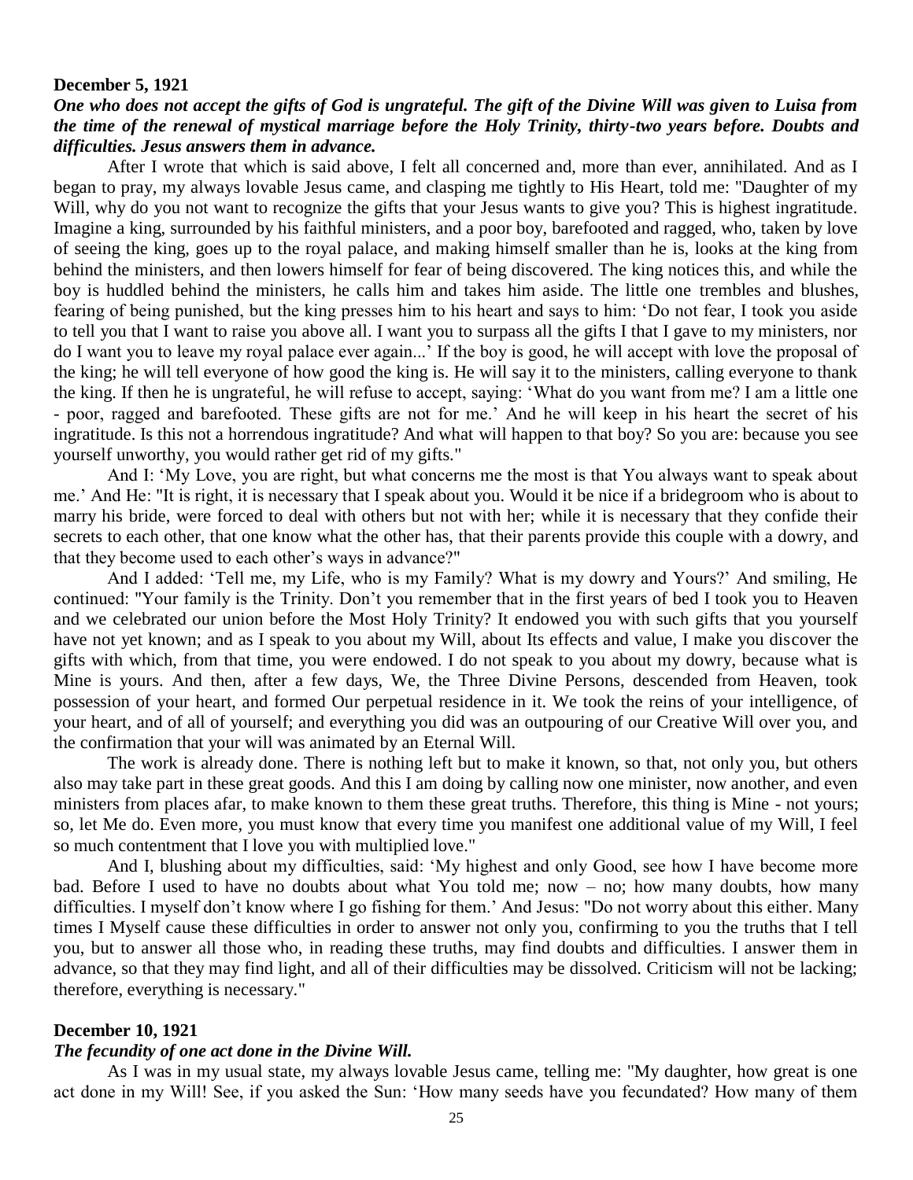**December 5, 1921**

***One who does not accept the gifts of God is ungrateful. The gift of the Divine Will was given to Luisa from the time of the renewal of mystical marriage before the Holy Trinity, thirty-two years before. Doubts and difficulties. Jesus answers them in advance.***

After I wrote that which is said above, I felt all concerned and, more than ever, annihilated. And as I began to pray, my always lovable Jesus came, and clasping me tightly to His Heart, told me: "Daughter of my Will, why do you not want to recognize the gifts that your Jesus wants to give you? This is highest ingratitude. Imagine a king, surrounded by his faithful ministers, and a poor boy, barefooted and ragged, who, taken by love of seeing the king, goes up to the royal palace, and making himself smaller than he is, looks at the king from behind the ministers, and then lowers himself for fear of being discovered. The king notices this, and while the boy is huddled behind the ministers, he calls him and takes him aside. The little one trembles and blushes, fearing of being punished, but the king presses him to his heart and says to him: 'Do not fear, I took you aside to tell you that I want to raise you above all. I want you to surpass all the gifts I that I gave to my ministers, nor do I want you to leave my royal palace ever again...' If the boy is good, he will accept with love the proposal of the king; he will tell everyone of how good the king is. He will say it to the ministers, calling everyone to thank the king. If then he is ungrateful, he will refuse to accept, saying: 'What do you want from me? I am a little one - poor, ragged and barefooted. These gifts are not for me.' And he will keep in his heart the secret of his ingratitude. Is this not a horrendous ingratitude? And what will happen to that boy? So you are: because you see yourself unworthy, you would rather get rid of my gifts."

And I: 'My Love, you are right, but what concerns me the most is that You always want to speak about me.' And He: "It is right, it is necessary that I speak about you. Would it be nice if a bridegroom who is about to marry his bride, were forced to deal with others but not with her; while it is necessary that they confide their secrets to each other, that one know what the other has, that their parents provide this couple with a dowry, and that they become used to each other's ways in advance?"

And I added: 'Tell me, my Life, who is my Family? What is my dowry and Yours?' And smiling, He continued: "Your family is the Trinity. Don't you remember that in the first years of bed I took you to Heaven and we celebrated our union before the Most Holy Trinity? It endowed you with such gifts that you yourself have not yet known; and as I speak to you about my Will, about Its effects and value, I make you discover the gifts with which, from that time, you were endowed. I do not speak to you about my dowry, because what is Mine is yours. And then, after a few days, We, the Three Divine Persons, descended from Heaven, took possession of your heart, and formed Our perpetual residence in it. We took the reins of your intelligence, of your heart, and of all of yourself; and everything you did was an outpouring of our Creative Will over you, and the confirmation that your will was animated by an Eternal Will.

The work is already done. There is nothing left but to make it known, so that, not only you, but others also may take part in these great goods. And this I am doing by calling now one minister, now another, and even ministers from places afar, to make known to them these great truths. Therefore, this thing is Mine - not yours; so, let Me do. Even more, you must know that every time you manifest one additional value of my Will, I feel so much contentment that I love you with multiplied love."

And I, blushing about my difficulties, said: 'My highest and only Good, see how I have become more bad. Before I used to have no doubts about what You told me; now – no; how many doubts, how many difficulties. I myself don't know where I go fishing for them.' And Jesus: "Do not worry about this either. Many times I Myself cause these difficulties in order to answer not only you, confirming to you the truths that I tell you, but to answer all those who, in reading these truths, may find doubts and difficulties. I answer them in advance, so that they may find light, and all of their difficulties may be dissolved. Criticism will not be lacking; therefore, everything is necessary."

**December 10, 1921**

***The fecundity of one act done in the Divine Will.***

As I was in my usual state, my always lovable Jesus came, telling me: "My daughter, how great is one act done in my Will! See, if you asked the Sun: 'How many seeds have you fecundated? How many of them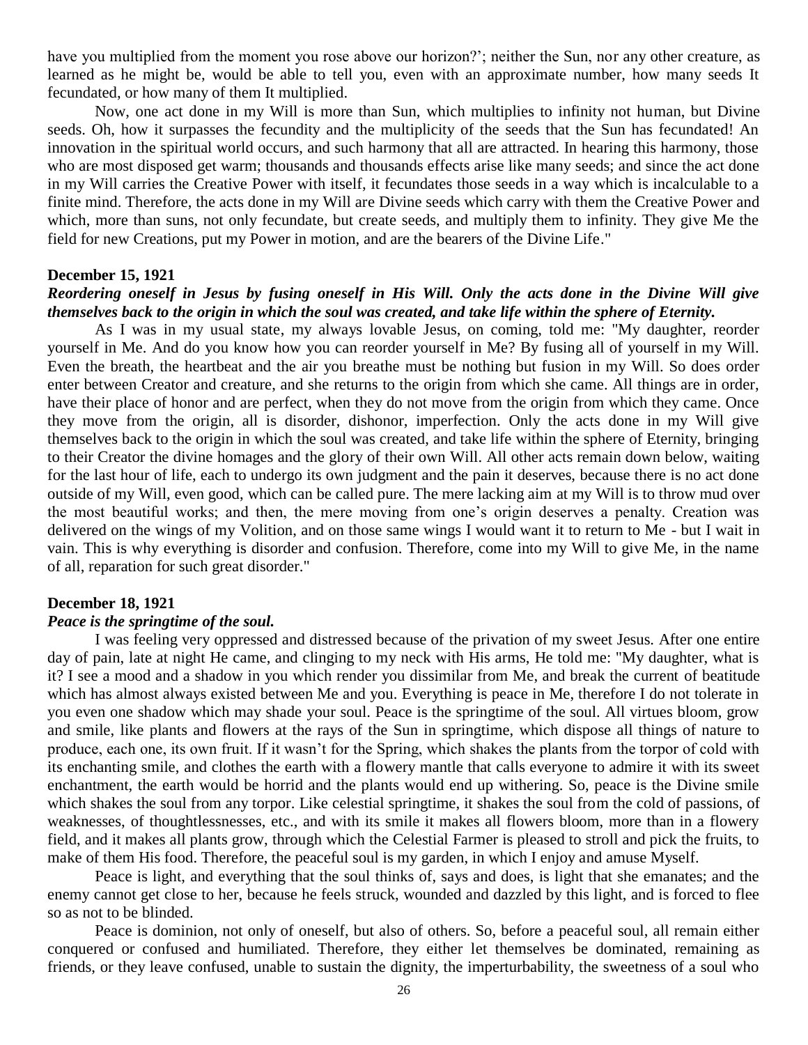have you multiplied from the moment you rose above our horizon?'; neither the Sun, nor any other creature, as learned as he might be, would be able to tell you, even with an approximate number, how many seeds It fecundated, or how many of them It multiplied.

Now, one act done in my Will is more than Sun, which multiplies to infinity not human, but Divine seeds. Oh, how it surpasses the fecundity and the multiplicity of the seeds that the Sun has fecundated! An innovation in the spiritual world occurs, and such harmony that all are attracted. In hearing this harmony, those who are most disposed get warm; thousands and thousands effects arise like many seeds; and since the act done in my Will carries the Creative Power with itself, it fecundates those seeds in a way which is incalculable to a finite mind. Therefore, the acts done in my Will are Divine seeds which carry with them the Creative Power and which, more than suns, not only fecundate, but create seeds, and multiply them to infinity. They give Me the field for new Creations, put my Power in motion, and are the bearers of the Divine Life."

**December 15, 1921**

***Reordering oneself in Jesus by fusing oneself in His Will. Only the acts done in the Divine Will give themselves back to the origin in which the soul was created, and take life within the sphere of Eternity.***

As I was in my usual state, my always lovable Jesus, on coming, told me: "My daughter, reorder yourself in Me. And do you know how you can reorder yourself in Me? By fusing all of yourself in my Will. Even the breath, the heartbeat and the air you breathe must be nothing but fusion in my Will. So does order enter between Creator and creature, and she returns to the origin from which she came. All things are in order, have their place of honor and are perfect, when they do not move from the origin from which they came. Once they move from the origin, all is disorder, dishonor, imperfection. Only the acts done in my Will give themselves back to the origin in which the soul was created, and take life within the sphere of Eternity, bringing to their Creator the divine homages and the glory of their own Will. All other acts remain down below, waiting for the last hour of life, each to undergo its own judgment and the pain it deserves, because there is no act done outside of my Will, even good, which can be called pure. The mere lacking aim at my Will is to throw mud over the most beautiful works; and then, the mere moving from one's origin deserves a penalty. Creation was delivered on the wings of my Volition, and on those same wings I would want it to return to Me - but I wait in vain. This is why everything is disorder and confusion. Therefore, come into my Will to give Me, in the name of all, reparation for such great disorder."

**December 18, 1921**

***Peace is the springtime of the soul.***

I was feeling very oppressed and distressed because of the privation of my sweet Jesus. After one entire day of pain, late at night He came, and clinging to my neck with His arms, He told me: "My daughter, what is it? I see a mood and a shadow in you which render you dissimilar from Me, and break the current of beatitude which has almost always existed between Me and you. Everything is peace in Me, therefore I do not tolerate in you even one shadow which may shade your soul. Peace is the springtime of the soul. All virtues bloom, grow and smile, like plants and flowers at the rays of the Sun in springtime, which dispose all things of nature to produce, each one, its own fruit. If it wasn't for the Spring, which shakes the plants from the torpor of cold with its enchanting smile, and clothes the earth with a flowery mantle that calls everyone to admire it with its sweet enchantment, the earth would be horrid and the plants would end up withering. So, peace is the Divine smile which shakes the soul from any torpor. Like celestial springtime, it shakes the soul from the cold of passions, of weaknesses, of thoughtlessnesses, etc., and with its smile it makes all flowers bloom, more than in a flowery field, and it makes all plants grow, through which the Celestial Farmer is pleased to stroll and pick the fruits, to make of them His food. Therefore, the peaceful soul is my garden, in which I enjoy and amuse Myself.

Peace is light, and everything that the soul thinks of, says and does, is light that she emanates; and the enemy cannot get close to her, because he feels struck, wounded and dazzled by this light, and is forced to flee so as not to be blinded.

Peace is dominion, not only of oneself, but also of others. So, before a peaceful soul, all remain either conquered or confused and humiliated. Therefore, they either let themselves be dominated, remaining as friends, or they leave confused, unable to sustain the dignity, the imperturbability, the sweetness of a soul who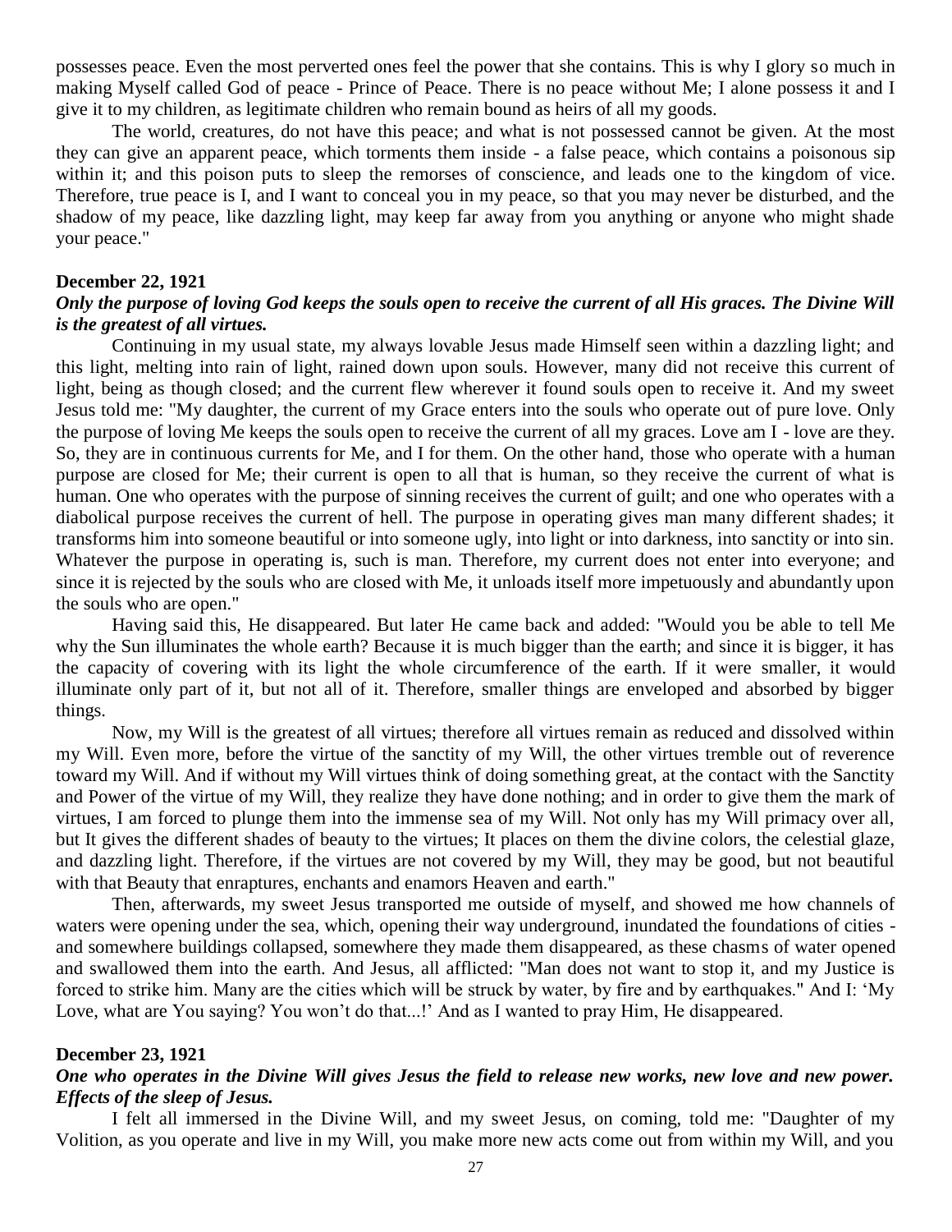possesses peace. Even the most perverted ones feel the power that she contains. This is why I glory so much in making Myself called God of peace - Prince of Peace. There is no peace without Me; I alone possess it and I give it to my children, as legitimate children who remain bound as heirs of all my goods.

The world, creatures, do not have this peace; and what is not possessed cannot be given. At the most they can give an apparent peace, which torments them inside - a false peace, which contains a poisonous sip within it; and this poison puts to sleep the remorses of conscience, and leads one to the kingdom of vice. Therefore, true peace is I, and I want to conceal you in my peace, so that you may never be disturbed, and the shadow of my peace, like dazzling light, may keep far away from you anything or anyone who might shade your peace."

**December 22, 1921**

***Only the purpose of loving God keeps the souls open to receive the current of all His graces. The Divine Will is the greatest of all virtues.***

Continuing in my usual state, my always lovable Jesus made Himself seen within a dazzling light; and this light, melting into rain of light, rained down upon souls. However, many did not receive this current of light, being as though closed; and the current flew wherever it found souls open to receive it. And my sweet Jesus told me: "My daughter, the current of my Grace enters into the souls who operate out of pure love. Only the purpose of loving Me keeps the souls open to receive the current of all my graces. Love am I - love are they. So, they are in continuous currents for Me, and I for them. On the other hand, those who operate with a human purpose are closed for Me; their current is open to all that is human, so they receive the current of what is human. One who operates with the purpose of sinning receives the current of guilt; and one who operates with a diabolical purpose receives the current of hell. The purpose in operating gives man many different shades; it transforms him into someone beautiful or into someone ugly, into light or into darkness, into sanctity or into sin. Whatever the purpose in operating is, such is man. Therefore, my current does not enter into everyone; and since it is rejected by the souls who are closed with Me, it unloads itself more impetuously and abundantly upon the souls who are open."

Having said this, He disappeared. But later He came back and added: "Would you be able to tell Me why the Sun illuminates the whole earth? Because it is much bigger than the earth; and since it is bigger, it has the capacity of covering with its light the whole circumference of the earth. If it were smaller, it would illuminate only part of it, but not all of it. Therefore, smaller things are enveloped and absorbed by bigger things.

Now, my Will is the greatest of all virtues; therefore all virtues remain as reduced and dissolved within my Will. Even more, before the virtue of the sanctity of my Will, the other virtues tremble out of reverence toward my Will. And if without my Will virtues think of doing something great, at the contact with the Sanctity and Power of the virtue of my Will, they realize they have done nothing; and in order to give them the mark of virtues, I am forced to plunge them into the immense sea of my Will. Not only has my Will primacy over all, but It gives the different shades of beauty to the virtues; It places on them the divine colors, the celestial glaze, and dazzling light. Therefore, if the virtues are not covered by my Will, they may be good, but not beautiful with that Beauty that enraptures, enchants and enamors Heaven and earth."

Then, afterwards, my sweet Jesus transported me outside of myself, and showed me how channels of waters were opening under the sea, which, opening their way underground, inundated the foundations of cities - and somewhere buildings collapsed, somewhere they made them disappeared, as these chasms of water opened and swallowed them into the earth. And Jesus, all afflicted: "Man does not want to stop it, and my Justice is forced to strike him. Many are the cities which will be struck by water, by fire and by earthquakes." And I: 'My Love, what are You saying? You won't do that...!' And as I wanted to pray Him, He disappeared.

**December 23, 1921**

***One who operates in the Divine Will gives Jesus the field to release new works, new love and new power. Effects of the sleep of Jesus.***

I felt all immersed in the Divine Will, and my sweet Jesus, on coming, told me: "Daughter of my Volition, as you operate and live in my Will, you make more new acts come out from within my Will, and you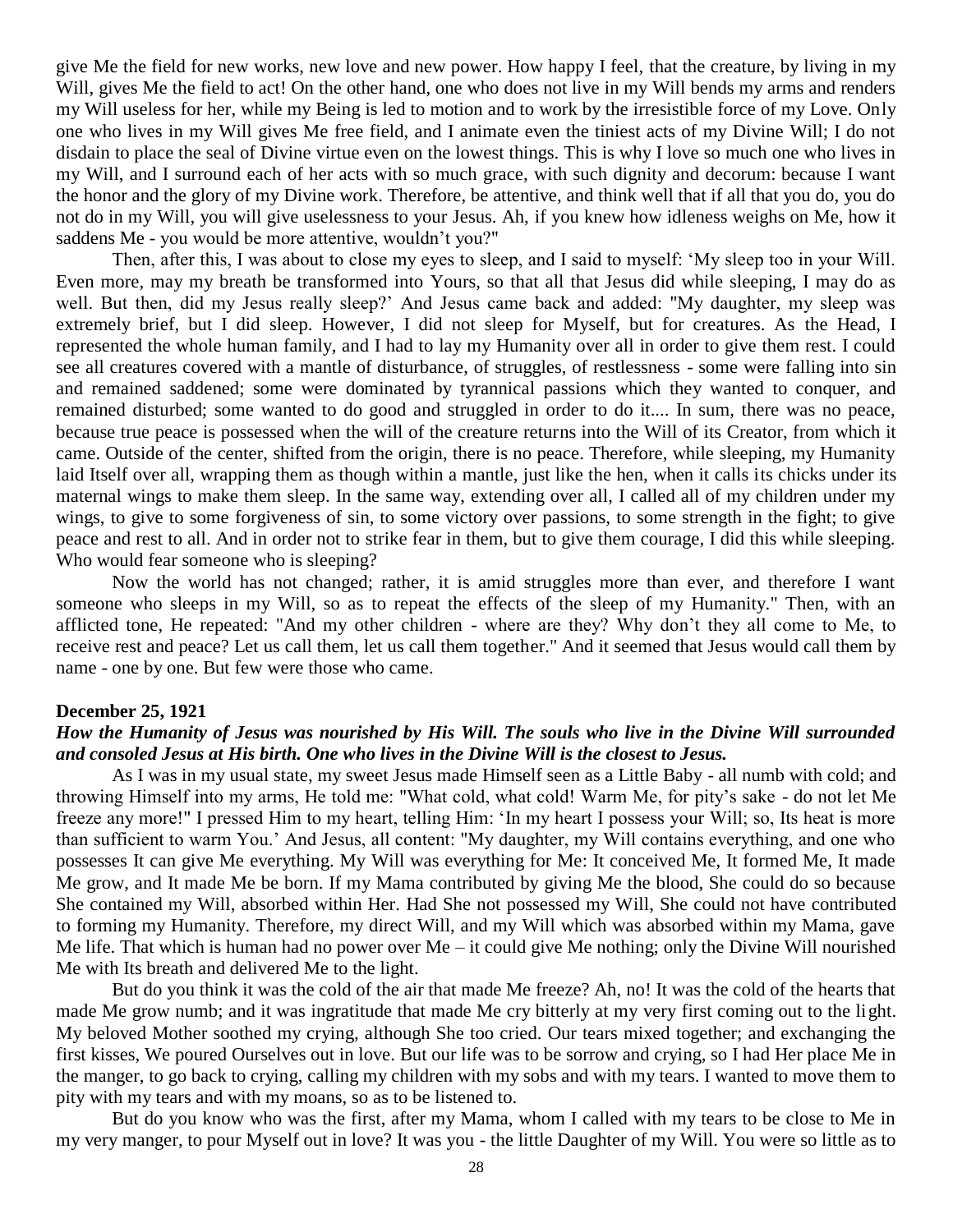give Me the field for new works, new love and new power. How happy I feel, that the creature, by living in my Will, gives Me the field to act! On the other hand, one who does not live in my Will bends my arms and renders my Will useless for her, while my Being is led to motion and to work by the irresistible force of my Love. Only one who lives in my Will gives Me free field, and I animate even the tiniest acts of my Divine Will; I do not disdain to place the seal of Divine virtue even on the lowest things. This is why I love so much one who lives in my Will, and I surround each of her acts with so much grace, with such dignity and decorum: because I want the honor and the glory of my Divine work. Therefore, be attentive, and think well that if all that you do, you do not do in my Will, you will give uselessness to your Jesus. Ah, if you knew how idleness weighs on Me, how it saddens Me - you would be more attentive, wouldn't you?"

Then, after this, I was about to close my eyes to sleep, and I said to myself: 'My sleep too in your Will. Even more, may my breath be transformed into Yours, so that all that Jesus did while sleeping, I may do as well. But then, did my Jesus really sleep?' And Jesus came back and added: "My daughter, my sleep was extremely brief, but I did sleep. However, I did not sleep for Myself, but for creatures. As the Head, I represented the whole human family, and I had to lay my Humanity over all in order to give them rest. I could see all creatures covered with a mantle of disturbance, of struggles, of restlessness - some were falling into sin and remained saddened; some were dominated by tyrannical passions which they wanted to conquer, and remained disturbed; some wanted to do good and struggled in order to do it.... In sum, there was no peace, because true peace is possessed when the will of the creature returns into the Will of its Creator, from which it came. Outside of the center, shifted from the origin, there is no peace. Therefore, while sleeping, my Humanity laid Itself over all, wrapping them as though within a mantle, just like the hen, when it calls its chicks under its maternal wings to make them sleep. In the same way, extending over all, I called all of my children under my wings, to give to some forgiveness of sin, to some victory over passions, to some strength in the fight; to give peace and rest to all. And in order not to strike fear in them, but to give them courage, I did this while sleeping. Who would fear someone who is sleeping?

Now the world has not changed; rather, it is amid struggles more than ever, and therefore I want someone who sleeps in my Will, so as to repeat the effects of the sleep of my Humanity." Then, with an afflicted tone, He repeated: "And my other children - where are they? Why don't they all come to Me, to receive rest and peace? Let us call them, let us call them together." And it seemed that Jesus would call them by name - one by one. But few were those who came.

**December 25, 1921**

***How the Humanity of Jesus was nourished by His Will. The souls who live in the Divine Will surrounded and consoled Jesus at His birth. One who lives in the Divine Will is the closest to Jesus.***

As I was in my usual state, my sweet Jesus made Himself seen as a Little Baby - all numb with cold; and throwing Himself into my arms, He told me: "What cold, what cold! Warm Me, for pity's sake - do not let Me freeze any more!" I pressed Him to my heart, telling Him: 'In my heart I possess your Will; so, Its heat is more than sufficient to warm You.' And Jesus, all content: "My daughter, my Will contains everything, and one who possesses It can give Me everything. My Will was everything for Me: It conceived Me, It formed Me, It made Me grow, and It made Me be born. If my Mama contributed by giving Me the blood, She could do so because She contained my Will, absorbed within Her. Had She not possessed my Will, She could not have contributed to forming my Humanity. Therefore, my direct Will, and my Will which was absorbed within my Mama, gave Me life. That which is human had no power over Me – it could give Me nothing; only the Divine Will nourished Me with Its breath and delivered Me to the light.

But do you think it was the cold of the air that made Me freeze? Ah, no! It was the cold of the hearts that made Me grow numb; and it was ingratitude that made Me cry bitterly at my very first coming out to the light. My beloved Mother soothed my crying, although She too cried. Our tears mixed together; and exchanging the first kisses, We poured Ourselves out in love. But our life was to be sorrow and crying, so I had Her place Me in the manger, to go back to crying, calling my children with my sobs and with my tears. I wanted to move them to pity with my tears and with my moans, so as to be listened to.

But do you know who was the first, after my Mama, whom I called with my tears to be close to Me in my very manger, to pour Myself out in love? It was you - the little Daughter of my Will. You were so little as to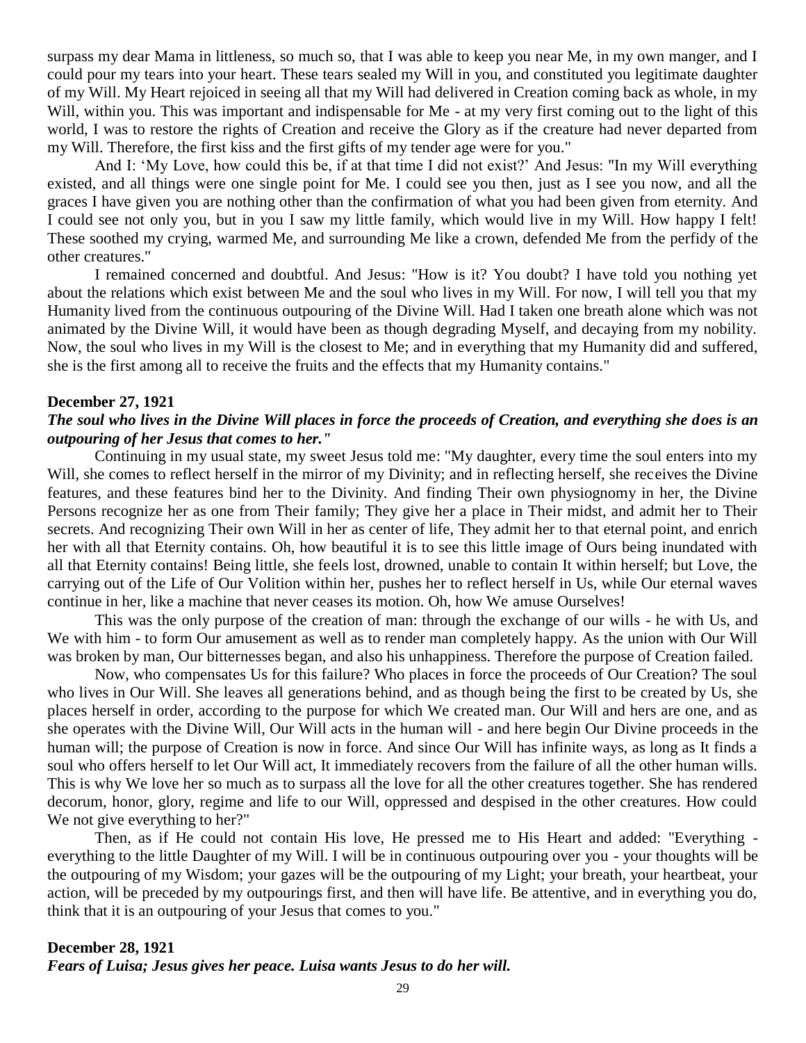surpass my dear Mama in littleness, so much so, that I was able to keep you near Me, in my own manger, and I could pour my tears into your heart. These tears sealed my Will in you, and constituted you legitimate daughter of my Will. My Heart rejoiced in seeing all that my Will had delivered in Creation coming back as whole, in my Will, within you. This was important and indispensable for Me - at my very first coming out to the light of this world, I was to restore the rights of Creation and receive the Glory as if the creature had never departed from my Will. Therefore, the first kiss and the first gifts of my tender age were for you."

And I: 'My Love, how could this be, if at that time I did not exist?' And Jesus: "In my Will everything existed, and all things were one single point for Me. I could see you then, just as I see you now, and all the graces I have given you are nothing other than the confirmation of what you had been given from eternity. And I could see not only you, but in you I saw my little family, which would live in my Will. How happy I felt! These soothed my crying, warmed Me, and surrounding Me like a crown, defended Me from the perfidy of the other creatures."

I remained concerned and doubtful. And Jesus: "How is it? You doubt? I have told you nothing yet about the relations which exist between Me and the soul who lives in my Will. For now, I will tell you that my Humanity lived from the continuous outpouring of the Divine Will. Had I taken one breath alone which was not animated by the Divine Will, it would have been as though degrading Myself, and decaying from my nobility. Now, the soul who lives in my Will is the closest to Me; and in everything that my Humanity did and suffered, she is the first among all to receive the fruits and the effects that my Humanity contains."

**December 27, 1921**

***The soul who lives in the Divine Will places in force the proceeds of Creation, and everything she does is an outpouring of her Jesus that comes to her."***

Continuing in my usual state, my sweet Jesus told me: "My daughter, every time the soul enters into my Will, she comes to reflect herself in the mirror of my Divinity; and in reflecting herself, she receives the Divine features, and these features bind her to the Divinity. And finding Their own physiognomy in her, the Divine Persons recognize her as one from Their family; They give her a place in Their midst, and admit her to Their secrets. And recognizing Their own Will in her as center of life, They admit her to that eternal point, and enrich her with all that Eternity contains. Oh, how beautiful it is to see this little image of Ours being inundated with all that Eternity contains! Being little, she feels lost, drowned, unable to contain It within herself; but Love, the carrying out of the Life of Our Volition within her, pushes her to reflect herself in Us, while Our eternal waves continue in her, like a machine that never ceases its motion. Oh, how We amuse Ourselves!

This was the only purpose of the creation of man: through the exchange of our wills - he with Us, and We with him - to form Our amusement as well as to render man completely happy. As the union with Our Will was broken by man, Our bitternesses began, and also his unhappiness. Therefore the purpose of Creation failed.

Now, who compensates Us for this failure? Who places in force the proceeds of Our Creation? The soul who lives in Our Will. She leaves all generations behind, and as though being the first to be created by Us, she places herself in order, according to the purpose for which We created man. Our Will and hers are one, and as she operates with the Divine Will, Our Will acts in the human will - and here begin Our Divine proceeds in the human will; the purpose of Creation is now in force. And since Our Will has infinite ways, as long as It finds a soul who offers herself to let Our Will act, It immediately recovers from the failure of all the other human wills. This is why We love her so much as to surpass all the love for all the other creatures together. She has rendered decorum, honor, glory, regime and life to our Will, oppressed and despised in the other creatures. How could We not give everything to her?"

Then, as if He could not contain His love, He pressed me to His Heart and added: "Everything - everything to the little Daughter of my Will. I will be in continuous outpouring over you - your thoughts will be the outpouring of my Wisdom; your gazes will be the outpouring of my Light; your breath, your heartbeat, your action, will be preceded by my outpourings first, and then will have life. Be attentive, and in everything you do, think that it is an outpouring of your Jesus that comes to you."

**December 28, 1921**

***Fears of Luisa; Jesus gives her peace. Luisa wants Jesus to do her will.***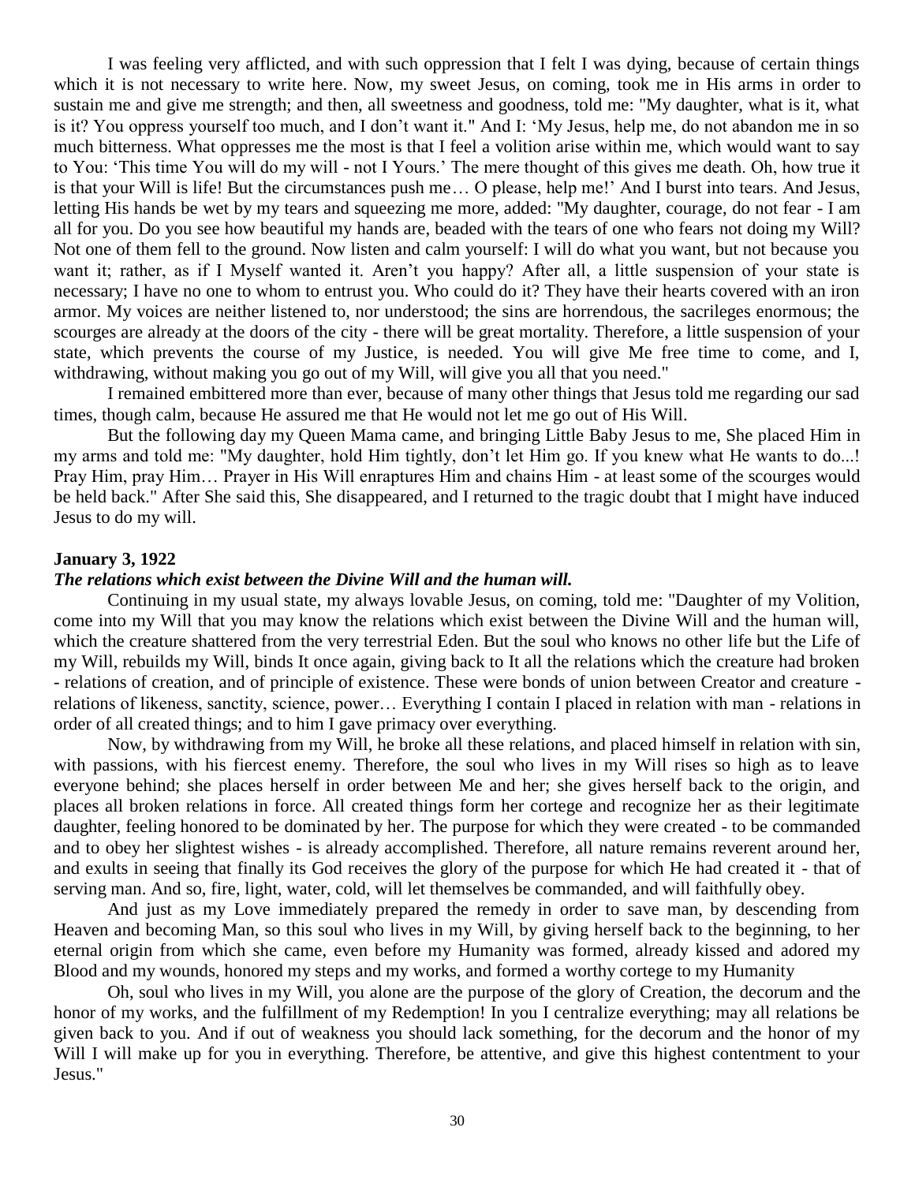I was feeling very afflicted, and with such oppression that I felt I was dying, because of certain things which it is not necessary to write here. Now, my sweet Jesus, on coming, took me in His arms in order to sustain me and give me strength; and then, all sweetness and goodness, told me: "My daughter, what is it, what is it? You oppress yourself too much, and I don't want it." And I: 'My Jesus, help me, do not abandon me in so much bitterness. What oppresses me the most is that I feel a volition arise within me, which would want to say to You: 'This time You will do my will - not I Yours.' The mere thought of this gives me death. Oh, how true it is that your Will is life! But the circumstances push me… O please, help me!' And I burst into tears. And Jesus, letting His hands be wet by my tears and squeezing me more, added: "My daughter, courage, do not fear - I am all for you. Do you see how beautiful my hands are, beaded with the tears of one who fears not doing my Will? Not one of them fell to the ground. Now listen and calm yourself: I will do what you want, but not because you want it; rather, as if I Myself wanted it. Aren't you happy? After all, a little suspension of your state is necessary; I have no one to whom to entrust you. Who could do it? They have their hearts covered with an iron armor. My voices are neither listened to, nor understood; the sins are horrendous, the sacrileges enormous; the scourges are already at the doors of the city - there will be great mortality. Therefore, a little suspension of your state, which prevents the course of my Justice, is needed. You will give Me free time to come, and I, withdrawing, without making you go out of my Will, will give you all that you need."

I remained embittered more than ever, because of many other things that Jesus told me regarding our sad times, though calm, because He assured me that He would not let me go out of His Will.

But the following day my Queen Mama came, and bringing Little Baby Jesus to me, She placed Him in my arms and told me: "My daughter, hold Him tightly, don't let Him go. If you knew what He wants to do...! Pray Him, pray Him… Prayer in His Will enraptures Him and chains Him - at least some of the scourges would be held back." After She said this, She disappeared, and I returned to the tragic doubt that I might have induced Jesus to do my will.

**January 3, 1922**

***The relations which exist between the Divine Will and the human will.***

Continuing in my usual state, my always lovable Jesus, on coming, told me: "Daughter of my Volition, come into my Will that you may know the relations which exist between the Divine Will and the human will, which the creature shattered from the very terrestrial Eden. But the soul who knows no other life but the Life of my Will, rebuilds my Will, binds It once again, giving back to It all the relations which the creature had broken - relations of creation, and of principle of existence. These were bonds of union between Creator and creature - relations of likeness, sanctity, science, power… Everything I contain I placed in relation with man - relations in order of all created things; and to him I gave primacy over everything.

Now, by withdrawing from my Will, he broke all these relations, and placed himself in relation with sin, with passions, with his fiercest enemy. Therefore, the soul who lives in my Will rises so high as to leave everyone behind; she places herself in order between Me and her; she gives herself back to the origin, and places all broken relations in force. All created things form her cortege and recognize her as their legitimate daughter, feeling honored to be dominated by her. The purpose for which they were created - to be commanded and to obey her slightest wishes - is already accomplished. Therefore, all nature remains reverent around her, and exults in seeing that finally its God receives the glory of the purpose for which He had created it - that of serving man. And so, fire, light, water, cold, will let themselves be commanded, and will faithfully obey.

And just as my Love immediately prepared the remedy in order to save man, by descending from Heaven and becoming Man, so this soul who lives in my Will, by giving herself back to the beginning, to her eternal origin from which she came, even before my Humanity was formed, already kissed and adored my Blood and my wounds, honored my steps and my works, and formed a worthy cortege to my Humanity

Oh, soul who lives in my Will, you alone are the purpose of the glory of Creation, the decorum and the honor of my works, and the fulfillment of my Redemption! In you I centralize everything; may all relations be given back to you. And if out of weakness you should lack something, for the decorum and the honor of my Will I will make up for you in everything. Therefore, be attentive, and give this highest contentment to your Jesus."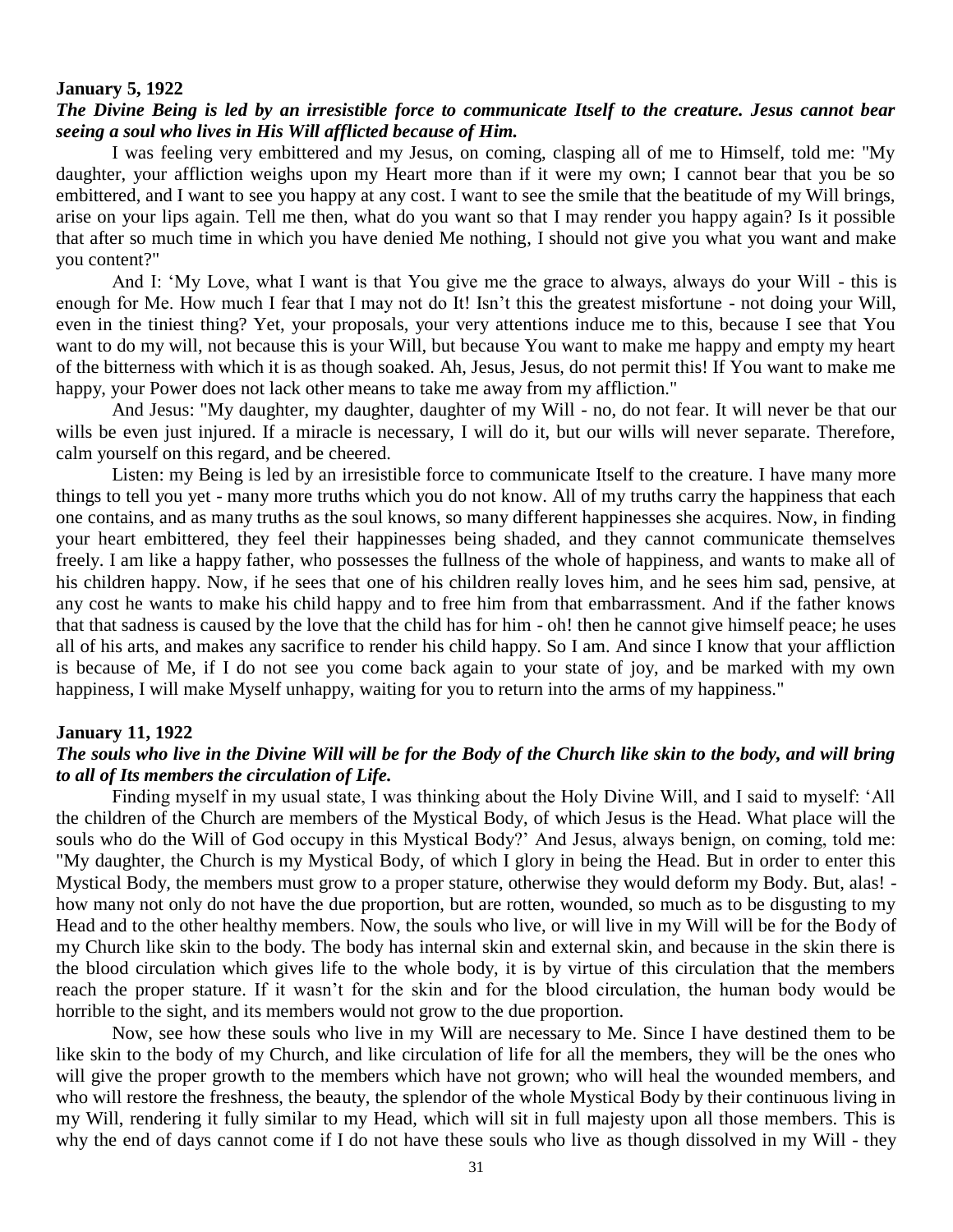**January 5, 1922**

***The Divine Being is led by an irresistible force to communicate Itself to the creature. Jesus cannot bear seeing a soul who lives in His Will afflicted because of Him.***

I was feeling very embittered and my Jesus, on coming, clasping all of me to Himself, told me: "My daughter, your affliction weighs upon my Heart more than if it were my own; I cannot bear that you be so embittered, and I want to see you happy at any cost. I want to see the smile that the beatitude of my Will brings, arise on your lips again. Tell me then, what do you want so that I may render you happy again? Is it possible that after so much time in which you have denied Me nothing, I should not give you what you want and make you content?"

And I: 'My Love, what I want is that You give me the grace to always, always do your Will - this is enough for Me. How much I fear that I may not do It! Isn't this the greatest misfortune - not doing your Will, even in the tiniest thing? Yet, your proposals, your very attentions induce me to this, because I see that You want to do my will, not because this is your Will, but because You want to make me happy and empty my heart of the bitterness with which it is as though soaked. Ah, Jesus, Jesus, do not permit this! If You want to make me happy, your Power does not lack other means to take me away from my affliction."

And Jesus: "My daughter, my daughter, daughter of my Will - no, do not fear. It will never be that our wills be even just injured. If a miracle is necessary, I will do it, but our wills will never separate. Therefore, calm yourself on this regard, and be cheered.

Listen: my Being is led by an irresistible force to communicate Itself to the creature. I have many more things to tell you yet - many more truths which you do not know. All of my truths carry the happiness that each one contains, and as many truths as the soul knows, so many different happinesses she acquires. Now, in finding your heart embittered, they feel their happinesses being shaded, and they cannot communicate themselves freely. I am like a happy father, who possesses the fullness of the whole of happiness, and wants to make all of his children happy. Now, if he sees that one of his children really loves him, and he sees him sad, pensive, at any cost he wants to make his child happy and to free him from that embarrassment. And if the father knows that that sadness is caused by the love that the child has for him - oh! then he cannot give himself peace; he uses all of his arts, and makes any sacrifice to render his child happy. So I am. And since I know that your affliction is because of Me, if I do not see you come back again to your state of joy, and be marked with my own happiness, I will make Myself unhappy, waiting for you to return into the arms of my happiness."

**January 11, 1922**

***The souls who live in the Divine Will will be for the Body of the Church like skin to the body, and will bring to all of Its members the circulation of Life.***

Finding myself in my usual state, I was thinking about the Holy Divine Will, and I said to myself: 'All the children of the Church are members of the Mystical Body, of which Jesus is the Head. What place will the souls who do the Will of God occupy in this Mystical Body?' And Jesus, always benign, on coming, told me: "My daughter, the Church is my Mystical Body, of which I glory in being the Head. But in order to enter this Mystical Body, the members must grow to a proper stature, otherwise they would deform my Body. But, alas! - how many not only do not have the due proportion, but are rotten, wounded, so much as to be disgusting to my Head and to the other healthy members. Now, the souls who live, or will live in my Will will be for the Body of my Church like skin to the body. The body has internal skin and external skin, and because in the skin there is the blood circulation which gives life to the whole body, it is by virtue of this circulation that the members reach the proper stature. If it wasn't for the skin and for the blood circulation, the human body would be horrible to the sight, and its members would not grow to the due proportion.

Now, see how these souls who live in my Will are necessary to Me. Since I have destined them to be like skin to the body of my Church, and like circulation of life for all the members, they will be the ones who will give the proper growth to the members which have not grown; who will heal the wounded members, and who will restore the freshness, the beauty, the splendor of the whole Mystical Body by their continuous living in my Will, rendering it fully similar to my Head, which will sit in full majesty upon all those members. This is why the end of days cannot come if I do not have these souls who live as though dissolved in my Will - they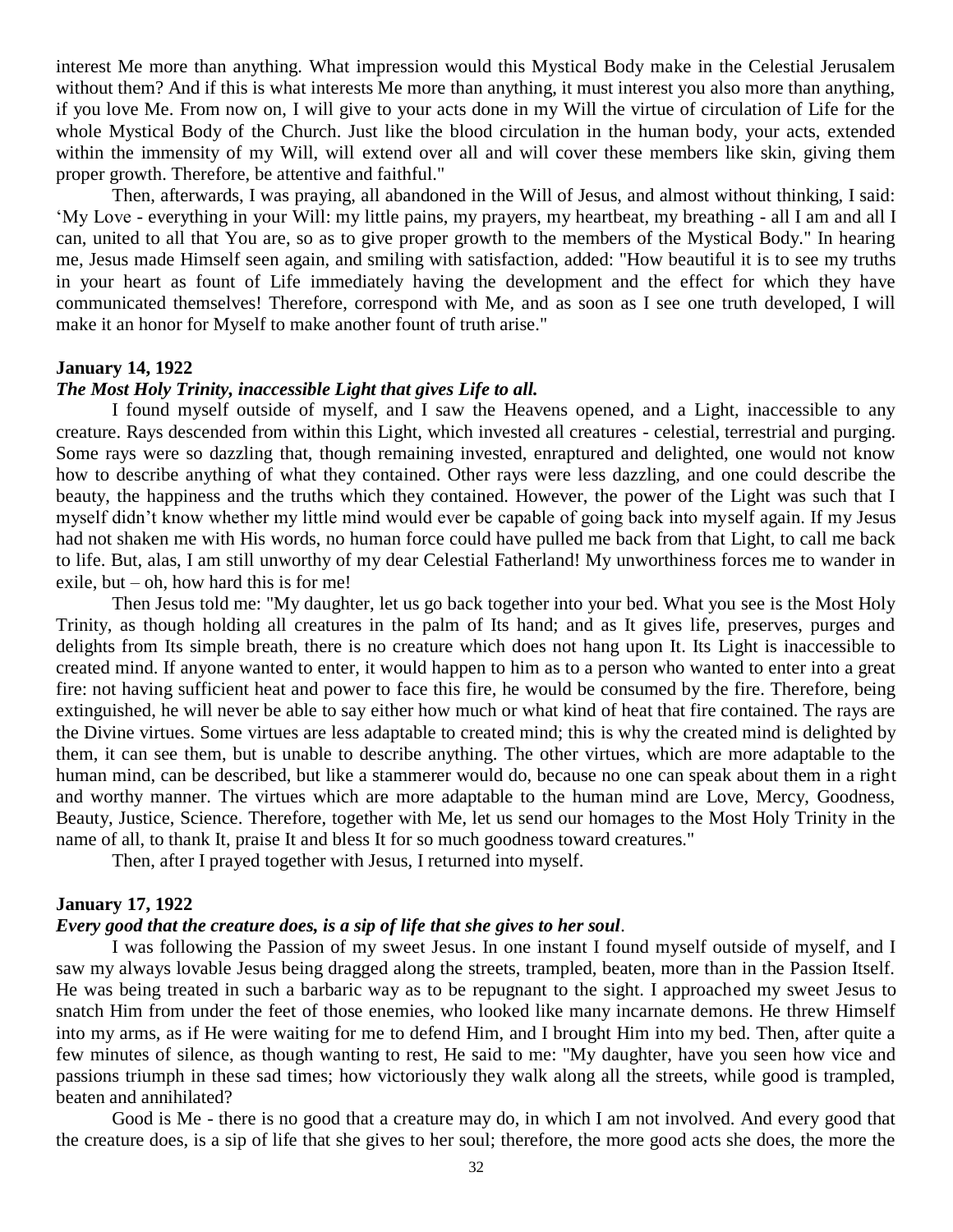interest Me more than anything. What impression would this Mystical Body make in the Celestial Jerusalem without them? And if this is what interests Me more than anything, it must interest you also more than anything, if you love Me. From now on, I will give to your acts done in my Will the virtue of circulation of Life for the whole Mystical Body of the Church. Just like the blood circulation in the human body, your acts, extended within the immensity of my Will, will extend over all and will cover these members like skin, giving them proper growth. Therefore, be attentive and faithful."

Then, afterwards, I was praying, all abandoned in the Will of Jesus, and almost without thinking, I said: 'My Love - everything in your Will: my little pains, my prayers, my heartbeat, my breathing - all I am and all I can, united to all that You are, so as to give proper growth to the members of the Mystical Body." In hearing me, Jesus made Himself seen again, and smiling with satisfaction, added: "How beautiful it is to see my truths in your heart as fount of Life immediately having the development and the effect for which they have communicated themselves! Therefore, correspond with Me, and as soon as I see one truth developed, I will make it an honor for Myself to make another fount of truth arise."

**January 14, 1922**

***The Most Holy Trinity, inaccessible Light that gives Life to all.***

I found myself outside of myself, and I saw the Heavens opened, and a Light, inaccessible to any creature. Rays descended from within this Light, which invested all creatures - celestial, terrestrial and purging. Some rays were so dazzling that, though remaining invested, enraptured and delighted, one would not know how to describe anything of what they contained. Other rays were less dazzling, and one could describe the beauty, the happiness and the truths which they contained. However, the power of the Light was such that I myself didn't know whether my little mind would ever be capable of going back into myself again. If my Jesus had not shaken me with His words, no human force could have pulled me back from that Light, to call me back to life. But, alas, I am still unworthy of my dear Celestial Fatherland! My unworthiness forces me to wander in exile, but – oh, how hard this is for me!

Then Jesus told me: "My daughter, let us go back together into your bed. What you see is the Most Holy Trinity, as though holding all creatures in the palm of Its hand; and as It gives life, preserves, purges and delights from Its simple breath, there is no creature which does not hang upon It. Its Light is inaccessible to created mind. If anyone wanted to enter, it would happen to him as to a person who wanted to enter into a great fire: not having sufficient heat and power to face this fire, he would be consumed by the fire. Therefore, being extinguished, he will never be able to say either how much or what kind of heat that fire contained. The rays are the Divine virtues. Some virtues are less adaptable to created mind; this is why the created mind is delighted by them, it can see them, but is unable to describe anything. The other virtues, which are more adaptable to the human mind, can be described, but like a stammerer would do, because no one can speak about them in a right and worthy manner. The virtues which are more adaptable to the human mind are Love, Mercy, Goodness, Beauty, Justice, Science. Therefore, together with Me, let us send our homages to the Most Holy Trinity in the name of all, to thank It, praise It and bless It for so much goodness toward creatures."

Then, after I prayed together with Jesus, I returned into myself.

**January 17, 1922**

***Every good that the creature does, is a sip of life that she gives to her soul*.**

I was following the Passion of my sweet Jesus. In one instant I found myself outside of myself, and I saw my always lovable Jesus being dragged along the streets, trampled, beaten, more than in the Passion Itself. He was being treated in such a barbaric way as to be repugnant to the sight. I approached my sweet Jesus to snatch Him from under the feet of those enemies, who looked like many incarnate demons. He threw Himself into my arms, as if He were waiting for me to defend Him, and I brought Him into my bed. Then, after quite a few minutes of silence, as though wanting to rest, He said to me: "My daughter, have you seen how vice and passions triumph in these sad times; how victoriously they walk along all the streets, while good is trampled, beaten and annihilated?

Good is Me - there is no good that a creature may do, in which I am not involved. And every good that the creature does, is a sip of life that she gives to her soul; therefore, the more good acts she does, the more the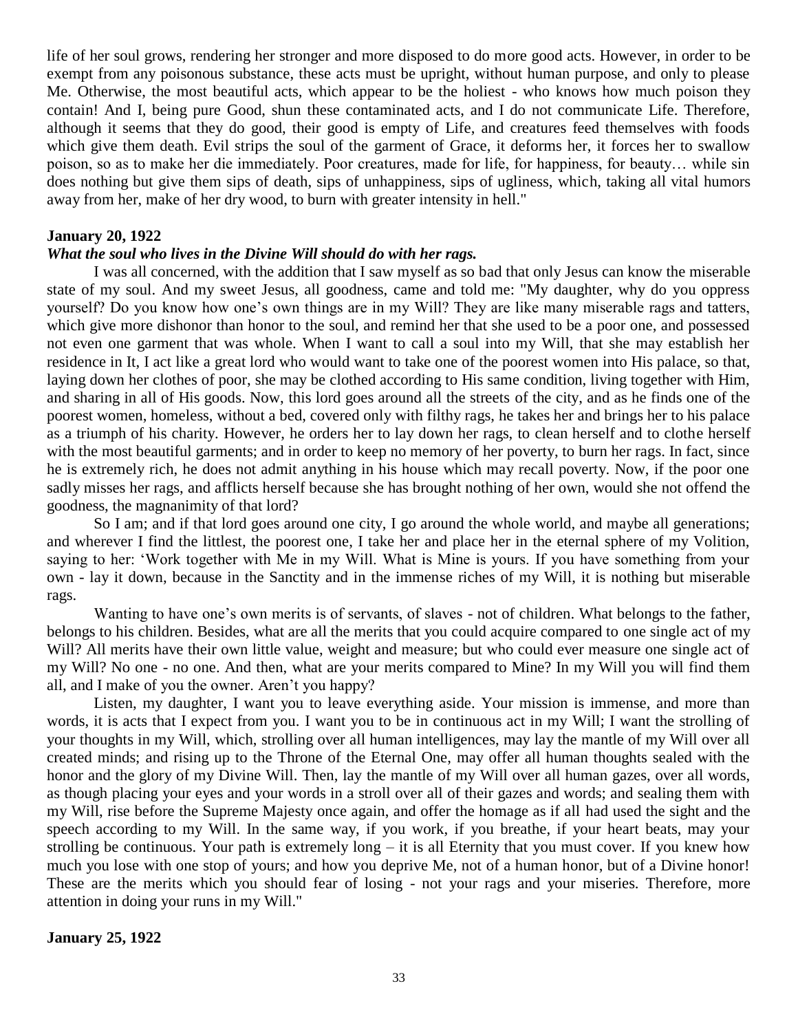life of her soul grows, rendering her stronger and more disposed to do more good acts. However, in order to be exempt from any poisonous substance, these acts must be upright, without human purpose, and only to please Me. Otherwise, the most beautiful acts, which appear to be the holiest - who knows how much poison they contain! And I, being pure Good, shun these contaminated acts, and I do not communicate Life. Therefore, although it seems that they do good, their good is empty of Life, and creatures feed themselves with foods which give them death. Evil strips the soul of the garment of Grace, it deforms her, it forces her to swallow poison, so as to make her die immediately. Poor creatures, made for life, for happiness, for beauty… while sin does nothing but give them sips of death, sips of unhappiness, sips of ugliness, which, taking all vital humors away from her, make of her dry wood, to burn with greater intensity in hell."

**January 20, 1922**

***What the soul who lives in the Divine Will should do with her rags.***

I was all concerned, with the addition that I saw myself as so bad that only Jesus can know the miserable state of my soul. And my sweet Jesus, all goodness, came and told me: "My daughter, why do you oppress yourself? Do you know how one's own things are in my Will? They are like many miserable rags and tatters, which give more dishonor than honor to the soul, and remind her that she used to be a poor one, and possessed not even one garment that was whole. When I want to call a soul into my Will, that she may establish her residence in It, I act like a great lord who would want to take one of the poorest women into His palace, so that, laying down her clothes of poor, she may be clothed according to His same condition, living together with Him, and sharing in all of His goods. Now, this lord goes around all the streets of the city, and as he finds one of the poorest women, homeless, without a bed, covered only with filthy rags, he takes her and brings her to his palace as a triumph of his charity. However, he orders her to lay down her rags, to clean herself and to clothe herself with the most beautiful garments; and in order to keep no memory of her poverty, to burn her rags. In fact, since he is extremely rich, he does not admit anything in his house which may recall poverty. Now, if the poor one sadly misses her rags, and afflicts herself because she has brought nothing of her own, would she not offend the goodness, the magnanimity of that lord?

So I am; and if that lord goes around one city, I go around the whole world, and maybe all generations; and wherever I find the littlest, the poorest one, I take her and place her in the eternal sphere of my Volition, saying to her: 'Work together with Me in my Will. What is Mine is yours. If you have something from your own - lay it down, because in the Sanctity and in the immense riches of my Will, it is nothing but miserable rags.

Wanting to have one's own merits is of servants, of slaves - not of children. What belongs to the father, belongs to his children. Besides, what are all the merits that you could acquire compared to one single act of my Will? All merits have their own little value, weight and measure; but who could ever measure one single act of my Will? No one - no one. And then, what are your merits compared to Mine? In my Will you will find them all, and I make of you the owner. Aren't you happy?

Listen, my daughter, I want you to leave everything aside. Your mission is immense, and more than words, it is acts that I expect from you. I want you to be in continuous act in my Will; I want the strolling of your thoughts in my Will, which, strolling over all human intelligences, may lay the mantle of my Will over all created minds; and rising up to the Throne of the Eternal One, may offer all human thoughts sealed with the honor and the glory of my Divine Will. Then, lay the mantle of my Will over all human gazes, over all words, as though placing your eyes and your words in a stroll over all of their gazes and words; and sealing them with my Will, rise before the Supreme Majesty once again, and offer the homage as if all had used the sight and the speech according to my Will. In the same way, if you work, if you breathe, if your heart beats, may your strolling be continuous. Your path is extremely long – it is all Eternity that you must cover. If you knew how much you lose with one stop of yours; and how you deprive Me, not of a human honor, but of a Divine honor! These are the merits which you should fear of losing - not your rags and your miseries. Therefore, more attention in doing your runs in my Will."

**January 25, 1922**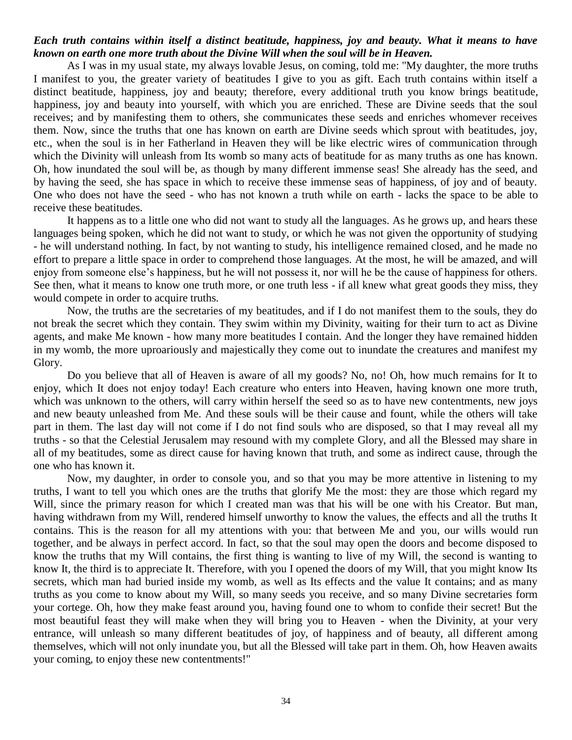***Each truth contains within itself a distinct beatitude, happiness, joy and beauty. What it means to have known on earth one more truth about the Divine Will when the soul will be in Heaven.***

As I was in my usual state, my always lovable Jesus, on coming, told me: "My daughter, the more truths I manifest to you, the greater variety of beatitudes I give to you as gift. Each truth contains within itself a distinct beatitude, happiness, joy and beauty; therefore, every additional truth you know brings beatitude, happiness, joy and beauty into yourself, with which you are enriched. These are Divine seeds that the soul receives; and by manifesting them to others, she communicates these seeds and enriches whomever receives them. Now, since the truths that one has known on earth are Divine seeds which sprout with beatitudes, joy, etc., when the soul is in her Fatherland in Heaven they will be like electric wires of communication through which the Divinity will unleash from Its womb so many acts of beatitude for as many truths as one has known. Oh, how inundated the soul will be, as though by many different immense seas! She already has the seed, and by having the seed, she has space in which to receive these immense seas of happiness, of joy and of beauty. One who does not have the seed - who has not known a truth while on earth - lacks the space to be able to receive these beatitudes.

It happens as to a little one who did not want to study all the languages. As he grows up, and hears these languages being spoken, which he did not want to study, or which he was not given the opportunity of studying - he will understand nothing. In fact, by not wanting to study, his intelligence remained closed, and he made no effort to prepare a little space in order to comprehend those languages. At the most, he will be amazed, and will enjoy from someone else's happiness, but he will not possess it, nor will he be the cause of happiness for others. See then, what it means to know one truth more, or one truth less - if all knew what great goods they miss, they would compete in order to acquire truths.

Now, the truths are the secretaries of my beatitudes, and if I do not manifest them to the souls, they do not break the secret which they contain. They swim within my Divinity, waiting for their turn to act as Divine agents, and make Me known - how many more beatitudes I contain. And the longer they have remained hidden in my womb, the more uproariously and majestically they come out to inundate the creatures and manifest my Glory.

Do you believe that all of Heaven is aware of all my goods? No, no! Oh, how much remains for It to enjoy, which It does not enjoy today! Each creature who enters into Heaven, having known one more truth, which was unknown to the others, will carry within herself the seed so as to have new contentments, new joys and new beauty unleashed from Me. And these souls will be their cause and fount, while the others will take part in them. The last day will not come if I do not find souls who are disposed, so that I may reveal all my truths - so that the Celestial Jerusalem may resound with my complete Glory, and all the Blessed may share in all of my beatitudes, some as direct cause for having known that truth, and some as indirect cause, through the one who has known it.

Now, my daughter, in order to console you, and so that you may be more attentive in listening to my truths, I want to tell you which ones are the truths that glorify Me the most: they are those which regard my Will, since the primary reason for which I created man was that his will be one with his Creator. But man, having withdrawn from my Will, rendered himself unworthy to know the values, the effects and all the truths It contains. This is the reason for all my attentions with you: that between Me and you, our wills would run together, and be always in perfect accord. In fact, so that the soul may open the doors and become disposed to know the truths that my Will contains, the first thing is wanting to live of my Will, the second is wanting to know It, the third is to appreciate It. Therefore, with you I opened the doors of my Will, that you might know Its secrets, which man had buried inside my womb, as well as Its effects and the value It contains; and as many truths as you come to know about my Will, so many seeds you receive, and so many Divine secretaries form your cortege. Oh, how they make feast around you, having found one to whom to confide their secret! But the most beautiful feast they will make when they will bring you to Heaven - when the Divinity, at your very entrance, will unleash so many different beatitudes of joy, of happiness and of beauty, all different among themselves, which will not only inundate you, but all the Blessed will take part in them. Oh, how Heaven awaits your coming, to enjoy these new contentments!"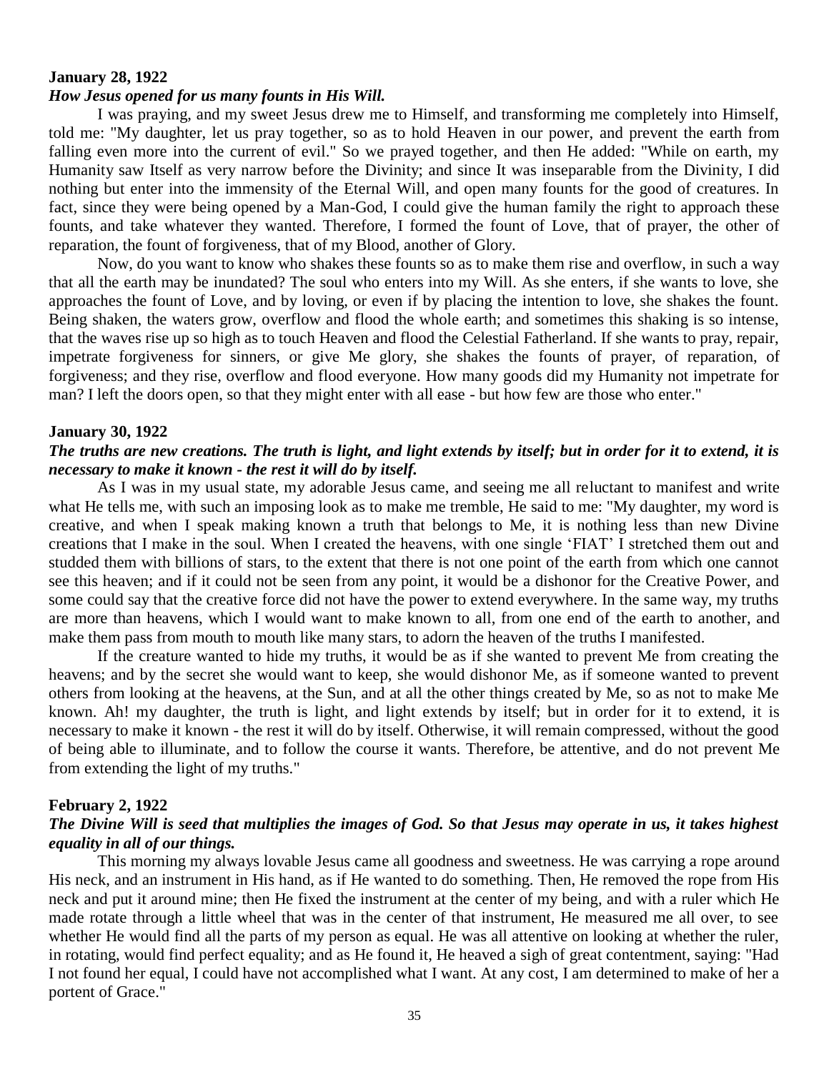**January 28, 1922**

***How Jesus opened for us many founts in His Will.***

I was praying, and my sweet Jesus drew me to Himself, and transforming me completely into Himself, told me: "My daughter, let us pray together, so as to hold Heaven in our power, and prevent the earth from falling even more into the current of evil." So we prayed together, and then He added: "While on earth, my Humanity saw Itself as very narrow before the Divinity; and since It was inseparable from the Divinity, I did nothing but enter into the immensity of the Eternal Will, and open many founts for the good of creatures. In fact, since they were being opened by a Man-God, I could give the human family the right to approach these founts, and take whatever they wanted. Therefore, I formed the fount of Love, that of prayer, the other of reparation, the fount of forgiveness, that of my Blood, another of Glory.

Now, do you want to know who shakes these founts so as to make them rise and overflow, in such a way that all the earth may be inundated? The soul who enters into my Will. As she enters, if she wants to love, she approaches the fount of Love, and by loving, or even if by placing the intention to love, she shakes the fount. Being shaken, the waters grow, overflow and flood the whole earth; and sometimes this shaking is so intense, that the waves rise up so high as to touch Heaven and flood the Celestial Fatherland. If she wants to pray, repair, impetrate forgiveness for sinners, or give Me glory, she shakes the founts of prayer, of reparation, of forgiveness; and they rise, overflow and flood everyone. How many goods did my Humanity not impetrate for man? I left the doors open, so that they might enter with all ease - but how few are those who enter."

**January 30, 1922**

***The truths are new creations. The truth is light, and light extends by itself; but in order for it to extend, it is necessary to make it known - the rest it will do by itself.***

As I was in my usual state, my adorable Jesus came, and seeing me all reluctant to manifest and write what He tells me, with such an imposing look as to make me tremble, He said to me: "My daughter, my word is creative, and when I speak making known a truth that belongs to Me, it is nothing less than new Divine creations that I make in the soul. When I created the heavens, with one single 'FIAT' I stretched them out and studded them with billions of stars, to the extent that there is not one point of the earth from which one cannot see this heaven; and if it could not be seen from any point, it would be a dishonor for the Creative Power, and some could say that the creative force did not have the power to extend everywhere. In the same way, my truths are more than heavens, which I would want to make known to all, from one end of the earth to another, and make them pass from mouth to mouth like many stars, to adorn the heaven of the truths I manifested.

If the creature wanted to hide my truths, it would be as if she wanted to prevent Me from creating the heavens; and by the secret she would want to keep, she would dishonor Me, as if someone wanted to prevent others from looking at the heavens, at the Sun, and at all the other things created by Me, so as not to make Me known. Ah! my daughter, the truth is light, and light extends by itself; but in order for it to extend, it is necessary to make it known - the rest it will do by itself. Otherwise, it will remain compressed, without the good of being able to illuminate, and to follow the course it wants. Therefore, be attentive, and do not prevent Me from extending the light of my truths."

**February 2, 1922**

***The Divine Will is seed that multiplies the images of God. So that Jesus may operate in us, it takes highest equality in all of our things.***

This morning my always lovable Jesus came all goodness and sweetness. He was carrying a rope around His neck, and an instrument in His hand, as if He wanted to do something. Then, He removed the rope from His neck and put it around mine; then He fixed the instrument at the center of my being, and with a ruler which He made rotate through a little wheel that was in the center of that instrument, He measured me all over, to see whether He would find all the parts of my person as equal. He was all attentive on looking at whether the ruler, in rotating, would find perfect equality; and as He found it, He heaved a sigh of great contentment, saying: "Had I not found her equal, I could have not accomplished what I want. At any cost, I am determined to make of her a portent of Grace."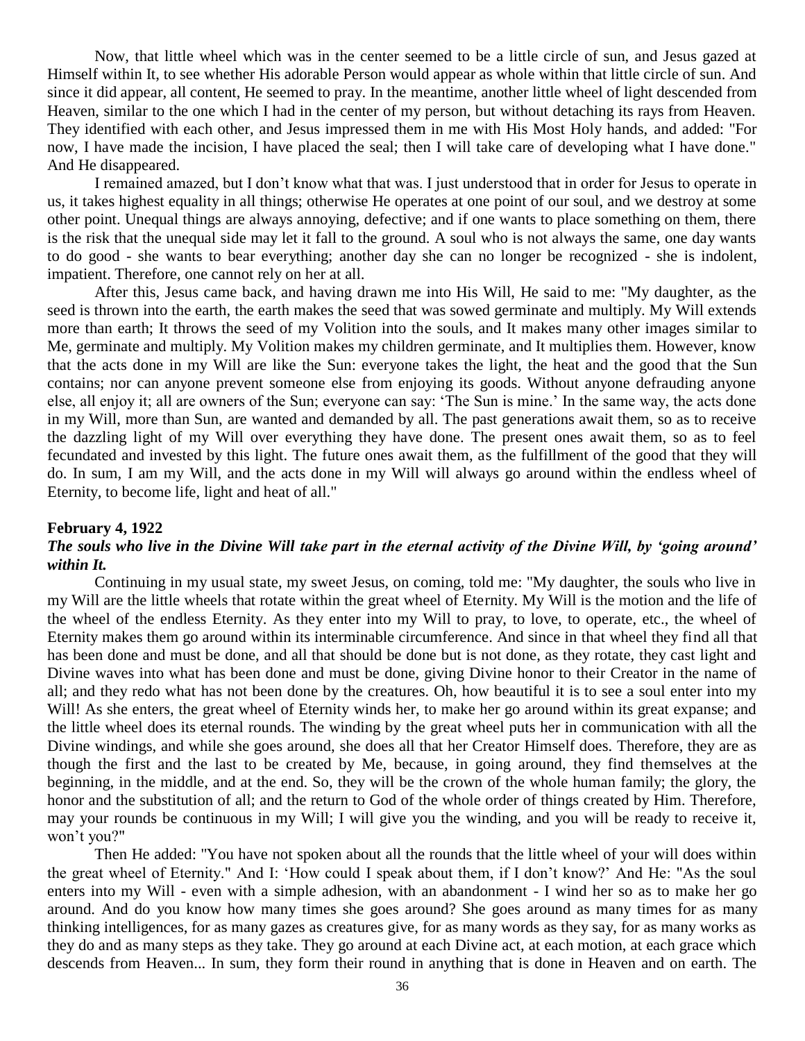Now, that little wheel which was in the center seemed to be a little circle of sun, and Jesus gazed at Himself within It, to see whether His adorable Person would appear as whole within that little circle of sun. And since it did appear, all content, He seemed to pray. In the meantime, another little wheel of light descended from Heaven, similar to the one which I had in the center of my person, but without detaching its rays from Heaven. They identified with each other, and Jesus impressed them in me with His Most Holy hands, and added: "For now, I have made the incision, I have placed the seal; then I will take care of developing what I have done." And He disappeared.

I remained amazed, but I don't know what that was. I just understood that in order for Jesus to operate in us, it takes highest equality in all things; otherwise He operates at one point of our soul, and we destroy at some other point. Unequal things are always annoying, defective; and if one wants to place something on them, there is the risk that the unequal side may let it fall to the ground. A soul who is not always the same, one day wants to do good - she wants to bear everything; another day she can no longer be recognized - she is indolent, impatient. Therefore, one cannot rely on her at all.

After this, Jesus came back, and having drawn me into His Will, He said to me: "My daughter, as the seed is thrown into the earth, the earth makes the seed that was sowed germinate and multiply. My Will extends more than earth; It throws the seed of my Volition into the souls, and It makes many other images similar to Me, germinate and multiply. My Volition makes my children germinate, and It multiplies them. However, know that the acts done in my Will are like the Sun: everyone takes the light, the heat and the good that the Sun contains; nor can anyone prevent someone else from enjoying its goods. Without anyone defrauding anyone else, all enjoy it; all are owners of the Sun; everyone can say: 'The Sun is mine.' In the same way, the acts done in my Will, more than Sun, are wanted and demanded by all. The past generations await them, so as to receive the dazzling light of my Will over everything they have done. The present ones await them, so as to feel fecundated and invested by this light. The future ones await them, as the fulfillment of the good that they will do. In sum, I am my Will, and the acts done in my Will will always go around within the endless wheel of Eternity, to become life, light and heat of all."

**February 4, 1922**

***The souls who live in the Divine Will take part in the eternal activity of the Divine Will, by 'going around' within It.***

Continuing in my usual state, my sweet Jesus, on coming, told me: "My daughter, the souls who live in my Will are the little wheels that rotate within the great wheel of Eternity. My Will is the motion and the life of the wheel of the endless Eternity. As they enter into my Will to pray, to love, to operate, etc., the wheel of Eternity makes them go around within its interminable circumference. And since in that wheel they find all that has been done and must be done, and all that should be done but is not done, as they rotate, they cast light and Divine waves into what has been done and must be done, giving Divine honor to their Creator in the name of all; and they redo what has not been done by the creatures. Oh, how beautiful it is to see a soul enter into my Will! As she enters, the great wheel of Eternity winds her, to make her go around within its great expanse; and the little wheel does its eternal rounds. The winding by the great wheel puts her in communication with all the Divine windings, and while she goes around, she does all that her Creator Himself does. Therefore, they are as though the first and the last to be created by Me, because, in going around, they find themselves at the beginning, in the middle, and at the end. So, they will be the crown of the whole human family; the glory, the honor and the substitution of all; and the return to God of the whole order of things created by Him. Therefore, may your rounds be continuous in my Will; I will give you the winding, and you will be ready to receive it, won't you?"

Then He added: "You have not spoken about all the rounds that the little wheel of your will does within the great wheel of Eternity." And I: 'How could I speak about them, if I don't know?' And He: "As the soul enters into my Will - even with a simple adhesion, with an abandonment - I wind her so as to make her go around. And do you know how many times she goes around? She goes around as many times for as many thinking intelligences, for as many gazes as creatures give, for as many words as they say, for as many works as they do and as many steps as they take. They go around at each Divine act, at each motion, at each grace which descends from Heaven... In sum, they form their round in anything that is done in Heaven and on earth. The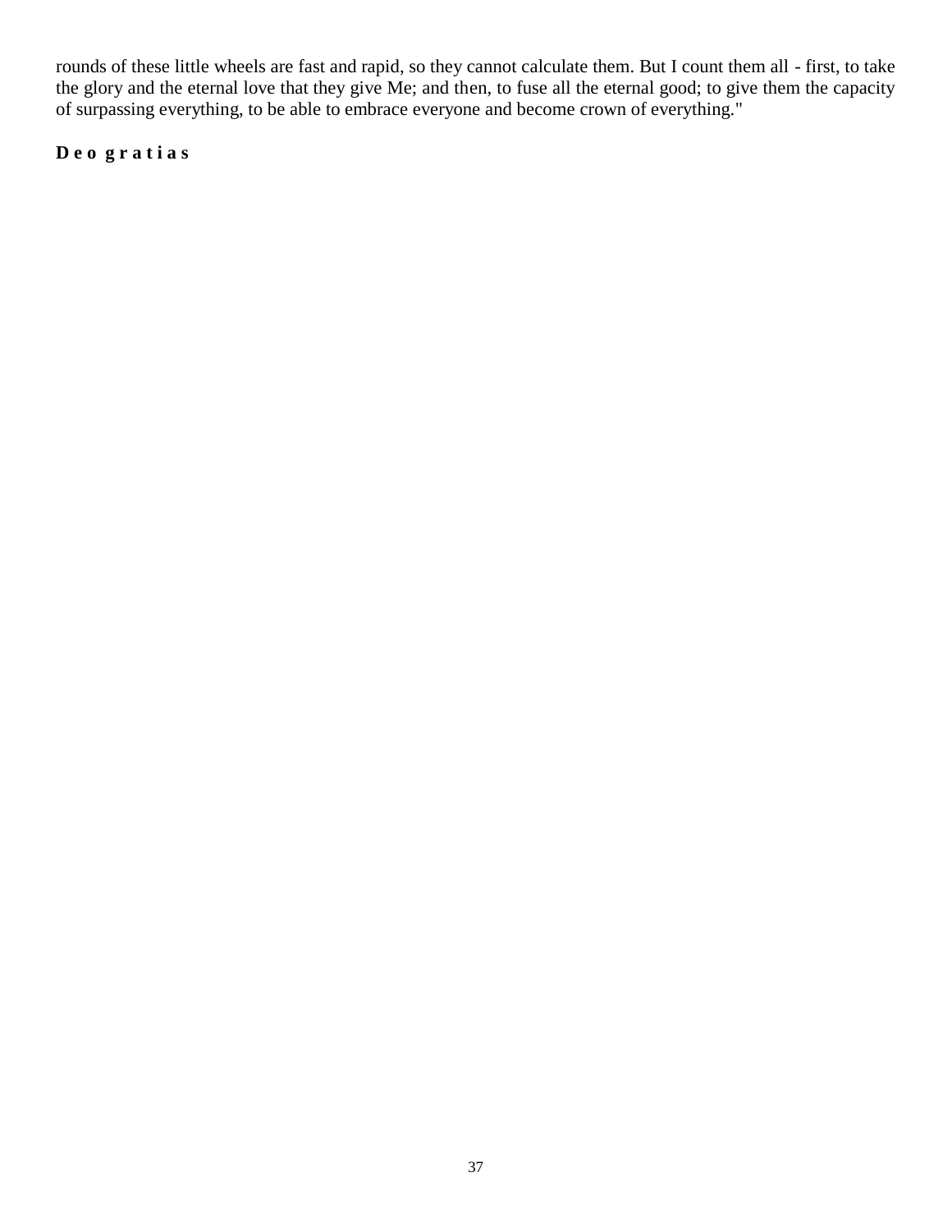rounds of these little wheels are fast and rapid, so they cannot calculate them. But I count them all - first, to take the glory and the eternal love that they give Me; and then, to fuse all the eternal good; to give them the capacity of surpassing everything, to be able to embrace everyone and become crown of everything."

**D e o g r a t i a s**